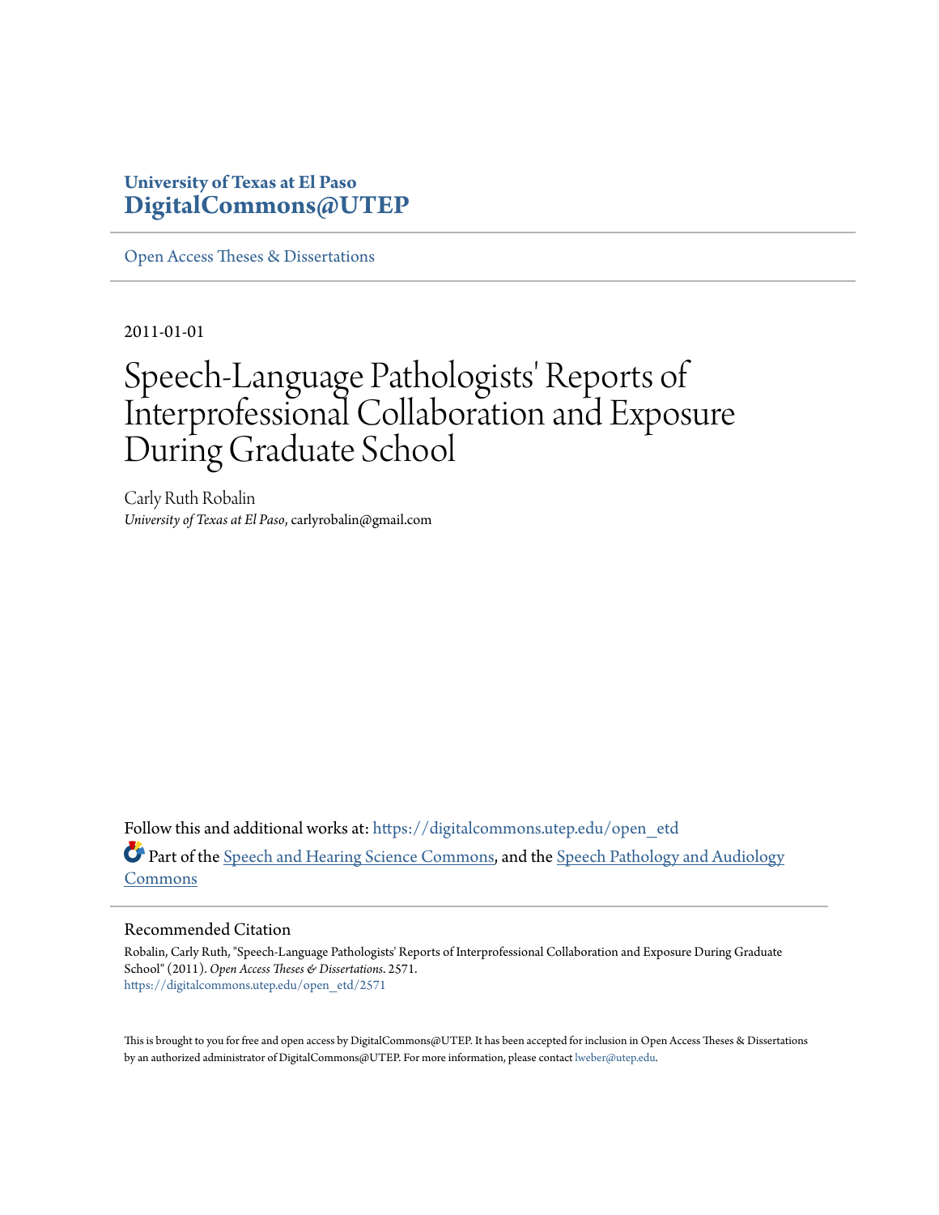University of Texas at El Paso
**DigitalCommons@UTEP**

Open Access Theses & Dissertations

2011-01-01

# Speech-Language Pathologists' Reports of Interprofessional Collaboration and Exposure During Graduate School

Carly Ruth Robalin
*University of Texas at El Paso*, carlyrobalin@gmail.com

Follow this and additional works at: https://digitalcommons.utep.edu/open_etd

Part of the Speech and Hearing Science Commons, and the Speech Pathology and Audiology Commons

## Recommended Citation

Robalin, Carly Ruth, "Speech-Language Pathologists' Reports of Interprofessional Collaboration and Exposure During Graduate School" (2011). *Open Access Theses & Dissertations*. 2571.
https://digitalcommons.utep.edu/open_etd/2571

This is brought to you for free and open access by DigitalCommons@UTEP. It has been accepted for inclusion in Open Access Theses & Dissertations by an authorized administrator of DigitalCommons@UTEP. For more information, please contact lweber@utep.edu.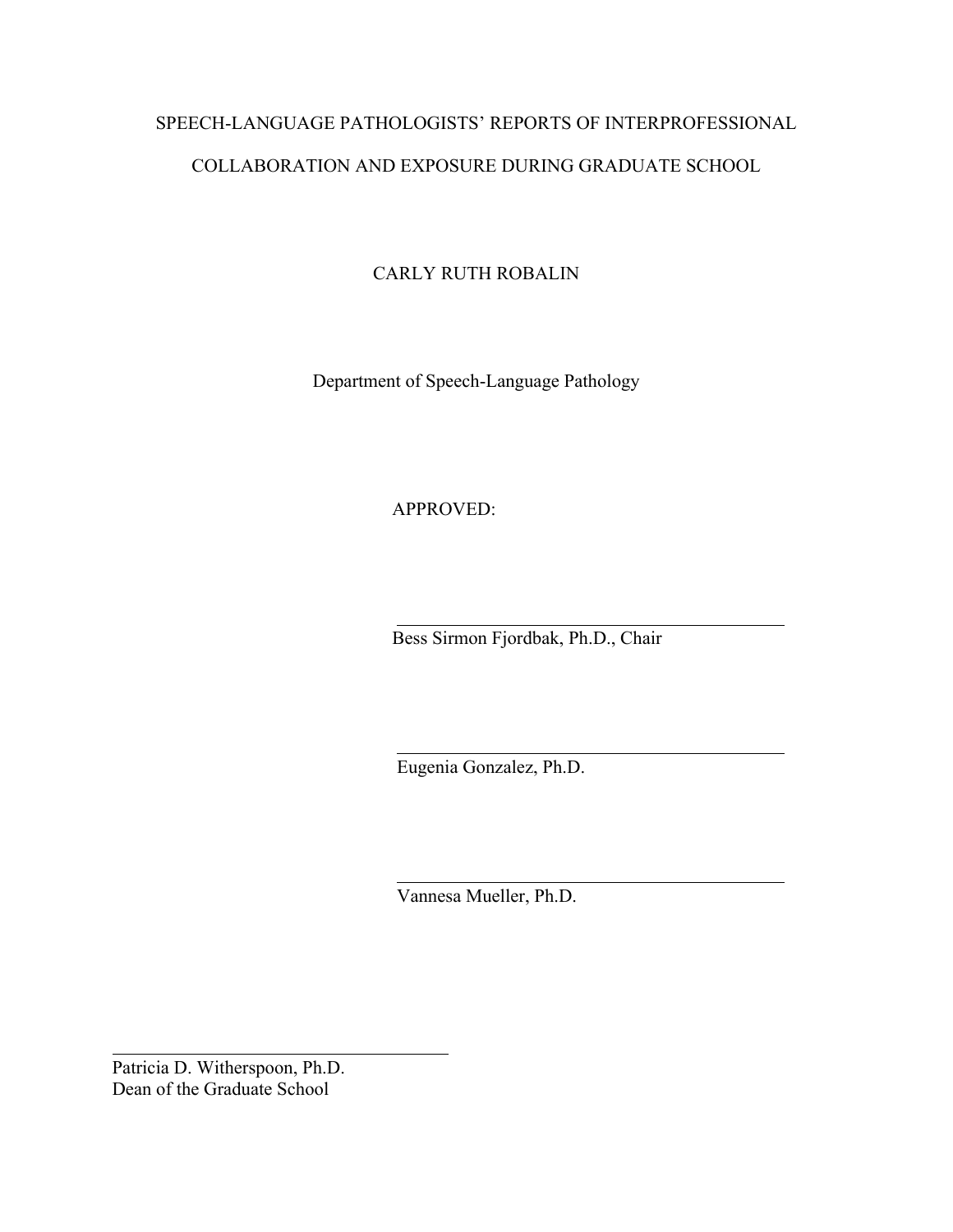SPEECH-LANGUAGE PATHOLOGISTS' REPORTS OF INTERPROFESSIONAL

COLLABORATION AND EXPOSURE DURING GRADUATE SCHOOL

CARLY RUTH ROBALIN

Department of Speech-Language Pathology

APPROVED:

Bess Sirmon Fjordbak, Ph.D., Chair

Eugenia Gonzalez, Ph.D.

Vannesa Mueller, Ph.D.

Patricia D. Witherspoon, Ph.D.
Dean of the Graduate School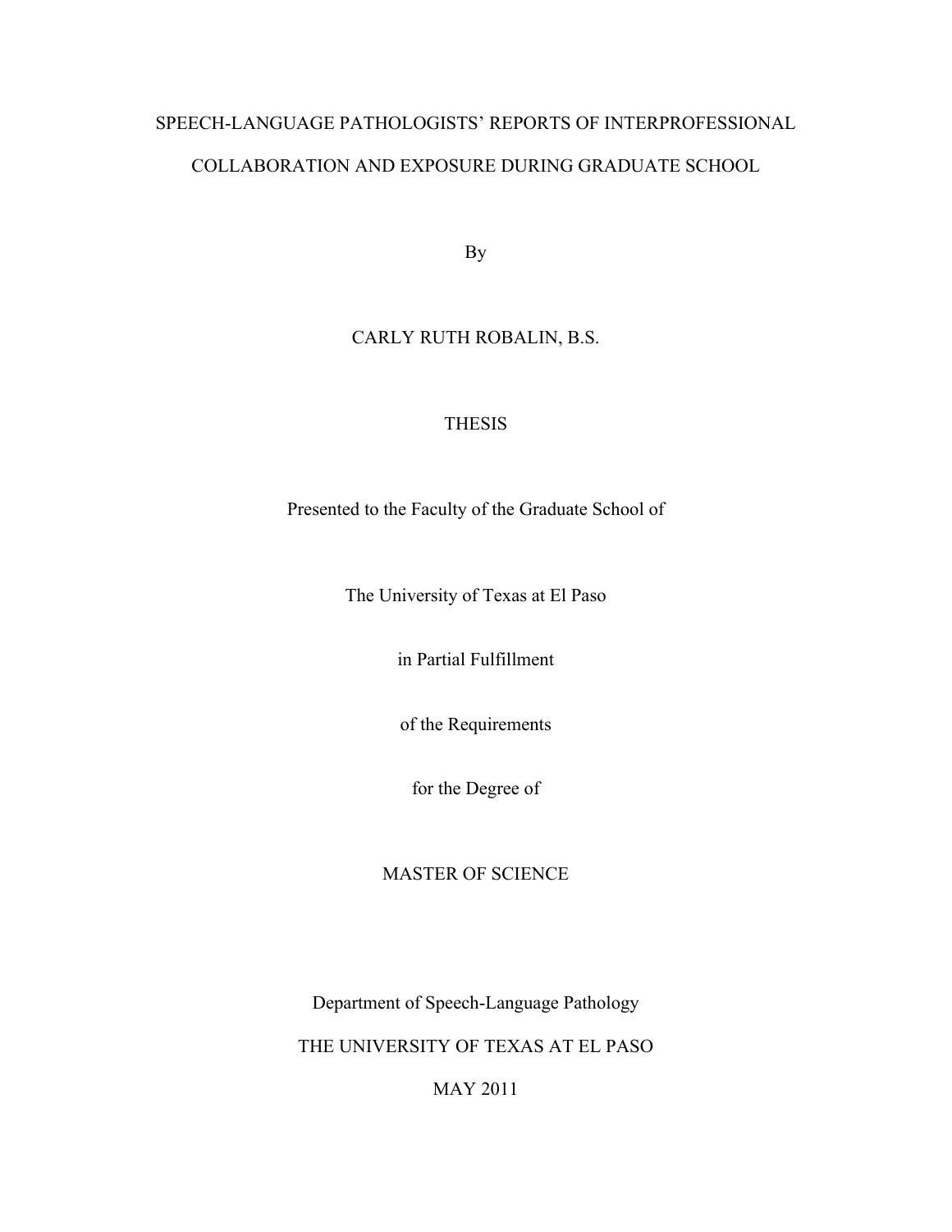# SPEECH-LANGUAGE PATHOLOGISTS' REPORTS OF INTERPROFESSIONAL COLLABORATION AND EXPOSURE DURING GRADUATE SCHOOL

By

CARLY RUTH ROBALIN, B.S.

THESIS

Presented to the Faculty of the Graduate School of

The University of Texas at El Paso

in Partial Fulfillment

of the Requirements

for the Degree of

MASTER OF SCIENCE

Department of Speech-Language Pathology

THE UNIVERSITY OF TEXAS AT EL PASO

MAY 2011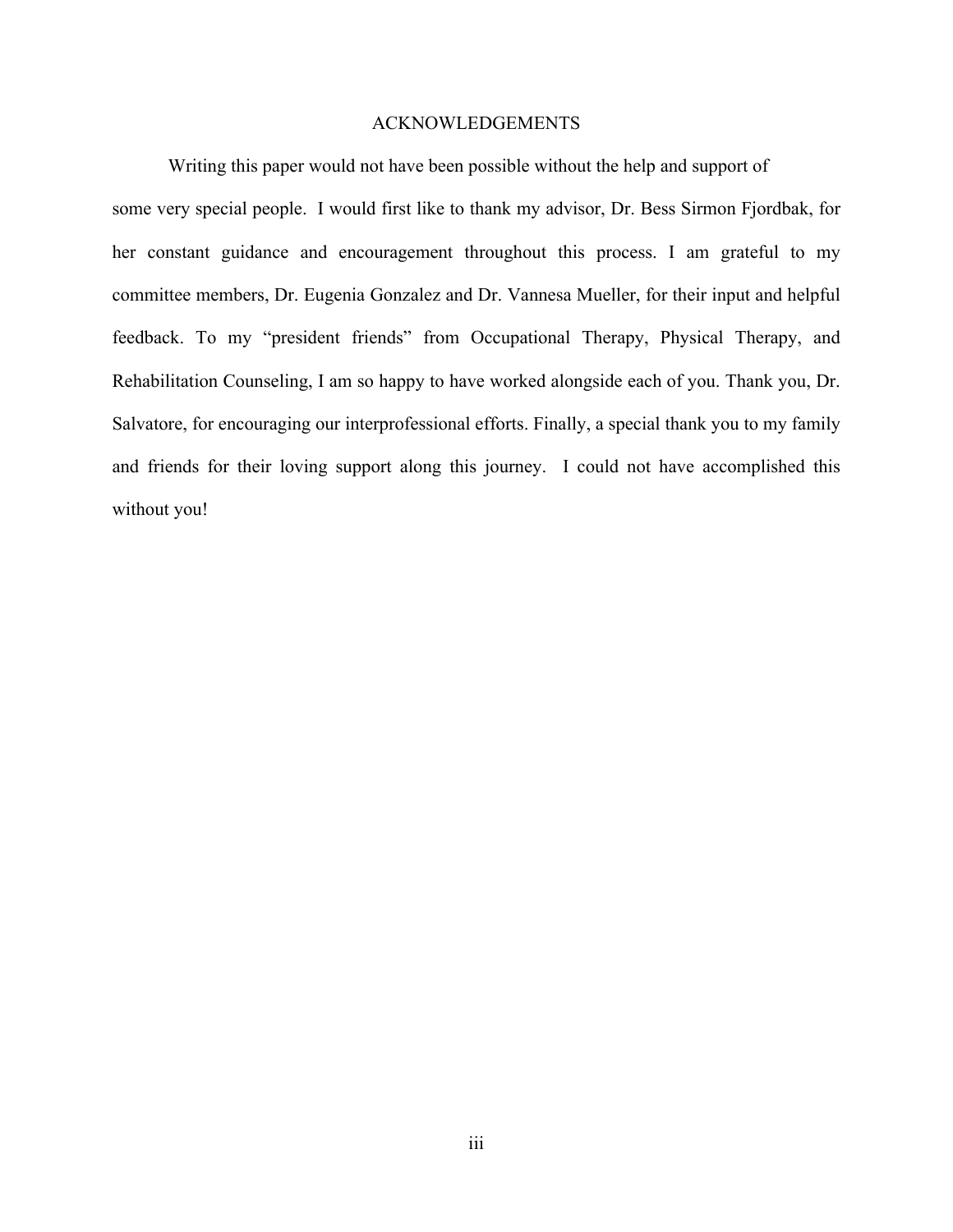# ACKNOWLEDGEMENTS

Writing this paper would not have been possible without the help and support of some very special people. I would first like to thank my advisor, Dr. Bess Sirmon Fjordbak, for her constant guidance and encouragement throughout this process. I am grateful to my committee members, Dr. Eugenia Gonzalez and Dr. Vannesa Mueller, for their input and helpful feedback. To my "president friends" from Occupational Therapy, Physical Therapy, and Rehabilitation Counseling, I am so happy to have worked alongside each of you. Thank you, Dr. Salvatore, for encouraging our interprofessional efforts. Finally, a special thank you to my family and friends for their loving support along this journey. I could not have accomplished this without you!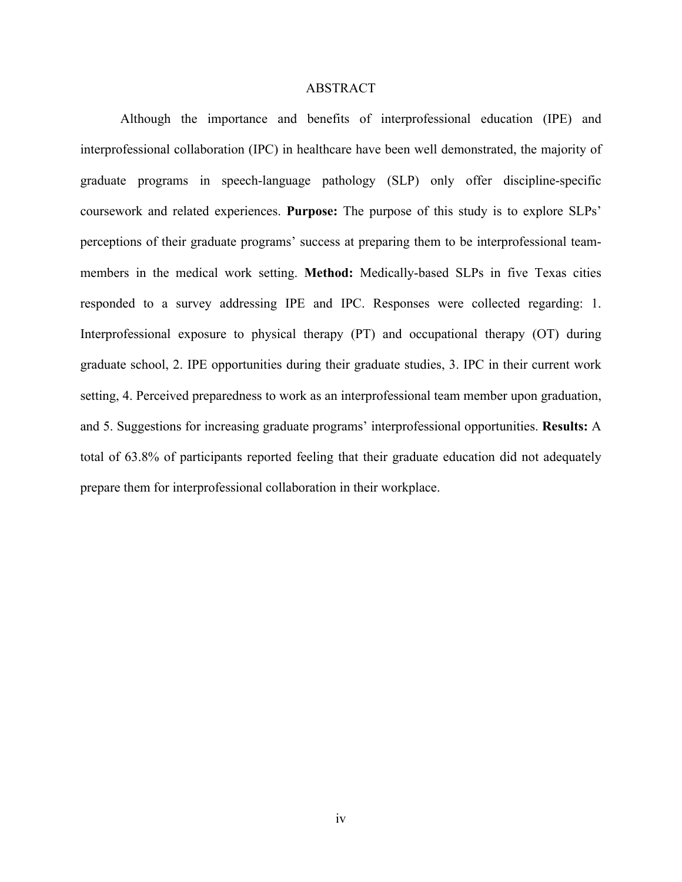# ABSTRACT

Although the importance and benefits of interprofessional education (IPE) and interprofessional collaboration (IPC) in healthcare have been well demonstrated, the majority of graduate programs in speech-language pathology (SLP) only offer discipline-specific coursework and related experiences. **Purpose:** The purpose of this study is to explore SLPs' perceptions of their graduate programs' success at preparing them to be interprofessional team-members in the medical work setting. **Method:** Medically-based SLPs in five Texas cities responded to a survey addressing IPE and IPC. Responses were collected regarding: 1. Interprofessional exposure to physical therapy (PT) and occupational therapy (OT) during graduate school, 2. IPE opportunities during their graduate studies, 3. IPC in their current work setting, 4. Perceived preparedness to work as an interprofessional team member upon graduation, and 5. Suggestions for increasing graduate programs' interprofessional opportunities. **Results:** A total of 63.8% of participants reported feeling that their graduate education did not adequately prepare them for interprofessional collaboration in their workplace.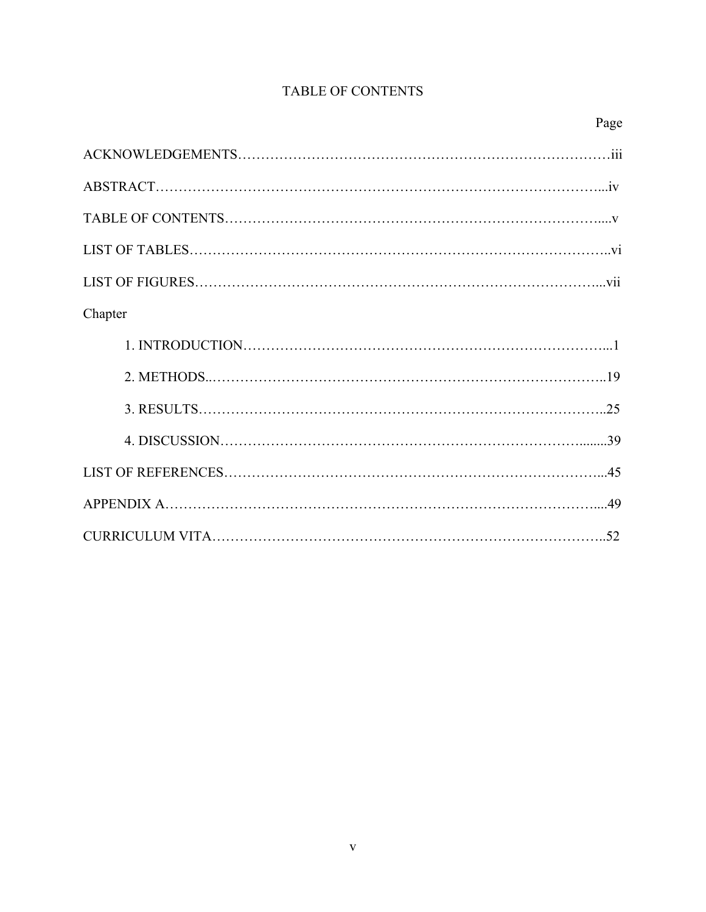# TABLE OF CONTENTS

| | Page |
|---|---|
| ACKNOWLEDGEMENTS | iii |
| ABSTRACT | iv |
| TABLE OF CONTENTS | v |
| LIST OF TABLES | vi |
| LIST OF FIGURES | vii |
| Chapter | |
| 1. INTRODUCTION | 1 |
| 2. METHODS | 19 |
| 3. RESULTS | 25 |
| 4. DISCUSSION | 39 |
| LIST OF REFERENCES | 45 |
| APPENDIX A | 49 |
| CURRICULUM VITA | 52 |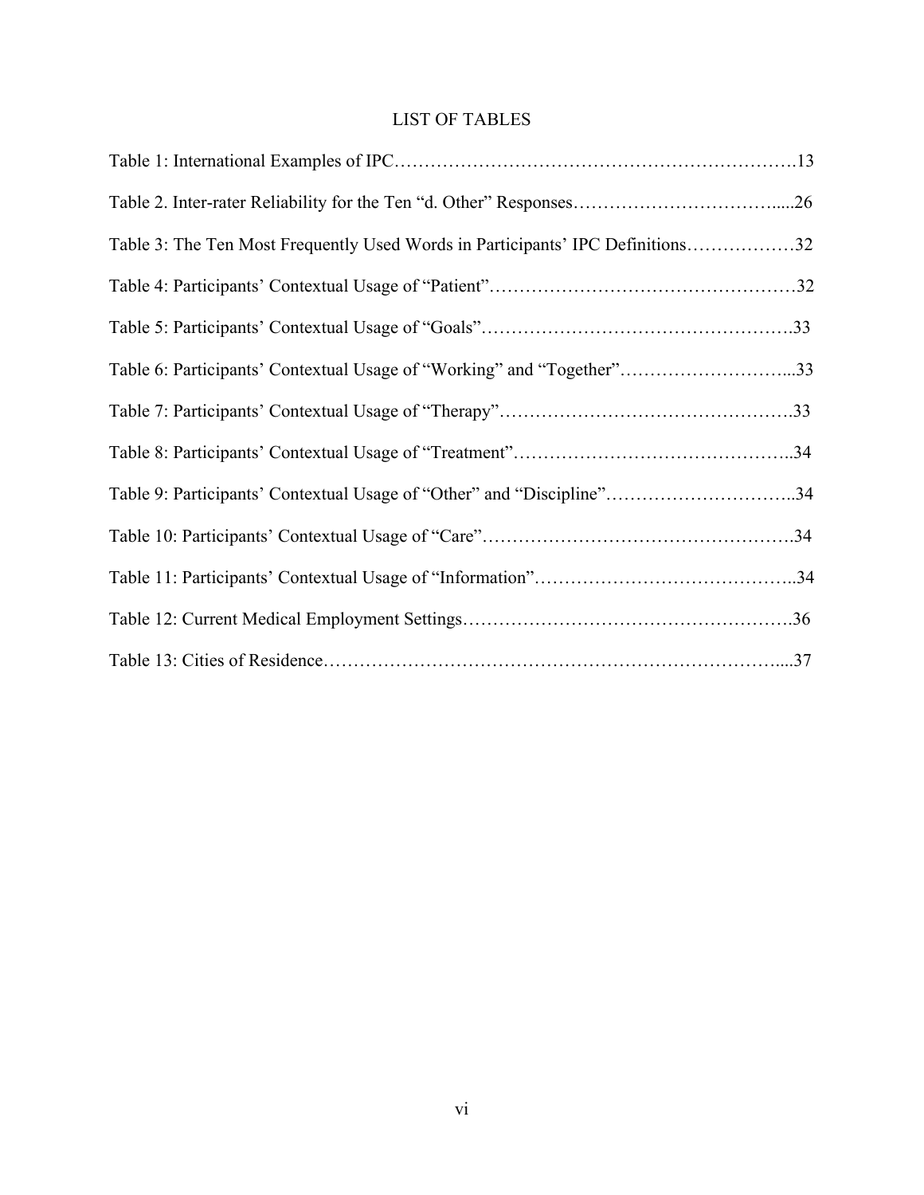# LIST OF TABLES

Table 1: International Examples of IPC………………………………………………………….13

Table 2. Inter-rater Reliability for the Ten "d. Other" Responses…………………………….....26

Table 3: The Ten Most Frequently Used Words in Participants' IPC Definitions………………32

Table 4: Participants' Contextual Usage of "Patient"……………………………………………32

Table 5: Participants' Contextual Usage of "Goals"…………………………………………….33

Table 6: Participants' Contextual Usage of "Working" and "Together"………………………...33

Table 7: Participants' Contextual Usage of "Therapy"………………………………………….33

Table 8: Participants' Contextual Usage of "Treatment"………………………………………..34

Table 9: Participants' Contextual Usage of "Other" and "Discipline"…………………………..34

Table 10: Participants' Contextual Usage of "Care"…………………………………………….34

Table 11: Participants' Contextual Usage of "Information"……………………………………..34

Table 12: Current Medical Employment Settings……………………………………………….36

Table 13: Cities of Residence…………………………………………………………………...37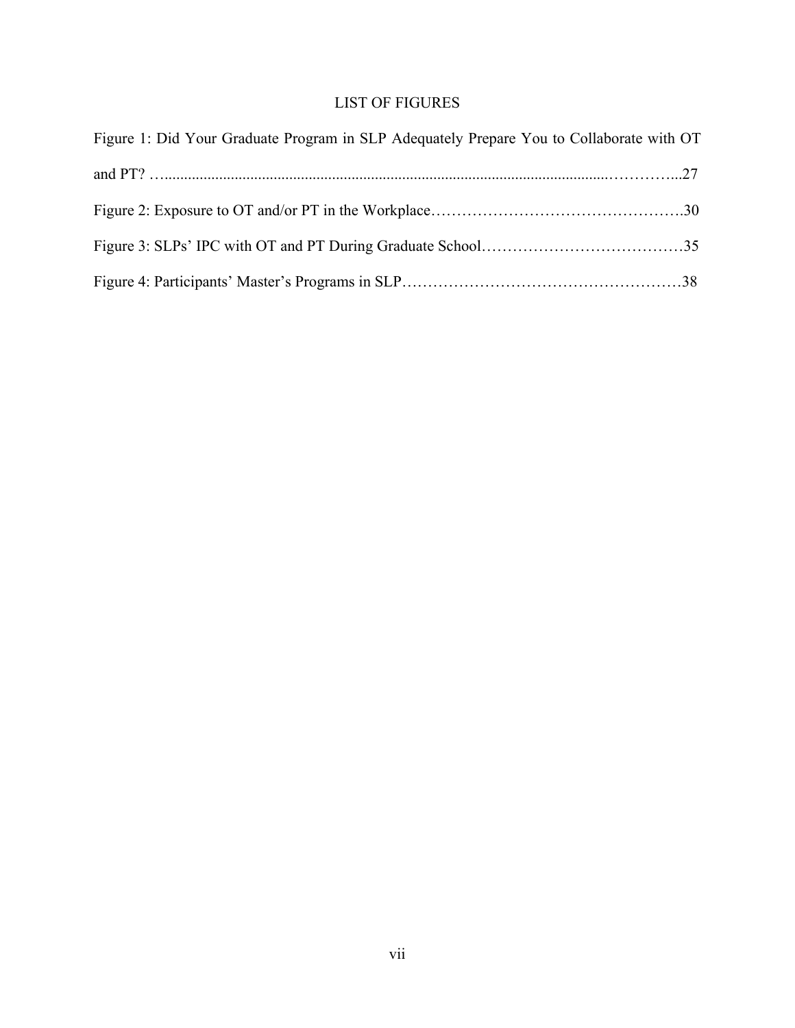# LIST OF FIGURES

Figure 1: Did Your Graduate Program in SLP Adequately Prepare You to Collaborate with OT and PT? .....................................................................................................................27

Figure 2: Exposure to OT and/or PT in the Workplace.............................................30

Figure 3: SLPs' IPC with OT and PT During Graduate School...................................35

Figure 4: Participants' Master's Programs in SLP.................................................38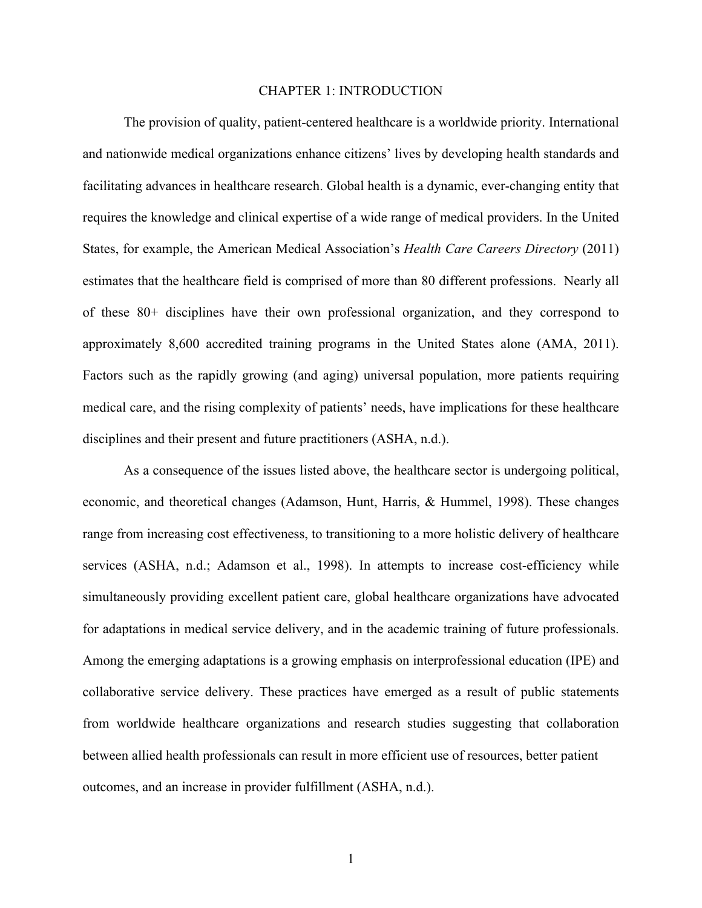# CHAPTER 1: INTRODUCTION

The provision of quality, patient-centered healthcare is a worldwide priority. International and nationwide medical organizations enhance citizens' lives by developing health standards and facilitating advances in healthcare research. Global health is a dynamic, ever-changing entity that requires the knowledge and clinical expertise of a wide range of medical providers. In the United States, for example, the American Medical Association's *Health Care Careers Directory* (2011) estimates that the healthcare field is comprised of more than 80 different professions. Nearly all of these 80+ disciplines have their own professional organization, and they correspond to approximately 8,600 accredited training programs in the United States alone (AMA, 2011). Factors such as the rapidly growing (and aging) universal population, more patients requiring medical care, and the rising complexity of patients' needs, have implications for these healthcare disciplines and their present and future practitioners (ASHA, n.d.).

As a consequence of the issues listed above, the healthcare sector is undergoing political, economic, and theoretical changes (Adamson, Hunt, Harris, & Hummel, 1998). These changes range from increasing cost effectiveness, to transitioning to a more holistic delivery of healthcare services (ASHA, n.d.; Adamson et al., 1998). In attempts to increase cost-efficiency while simultaneously providing excellent patient care, global healthcare organizations have advocated for adaptations in medical service delivery, and in the academic training of future professionals. Among the emerging adaptations is a growing emphasis on interprofessional education (IPE) and collaborative service delivery. These practices have emerged as a result of public statements from worldwide healthcare organizations and research studies suggesting that collaboration between allied health professionals can result in more efficient use of resources, better patient outcomes, and an increase in provider fulfillment (ASHA, n.d.).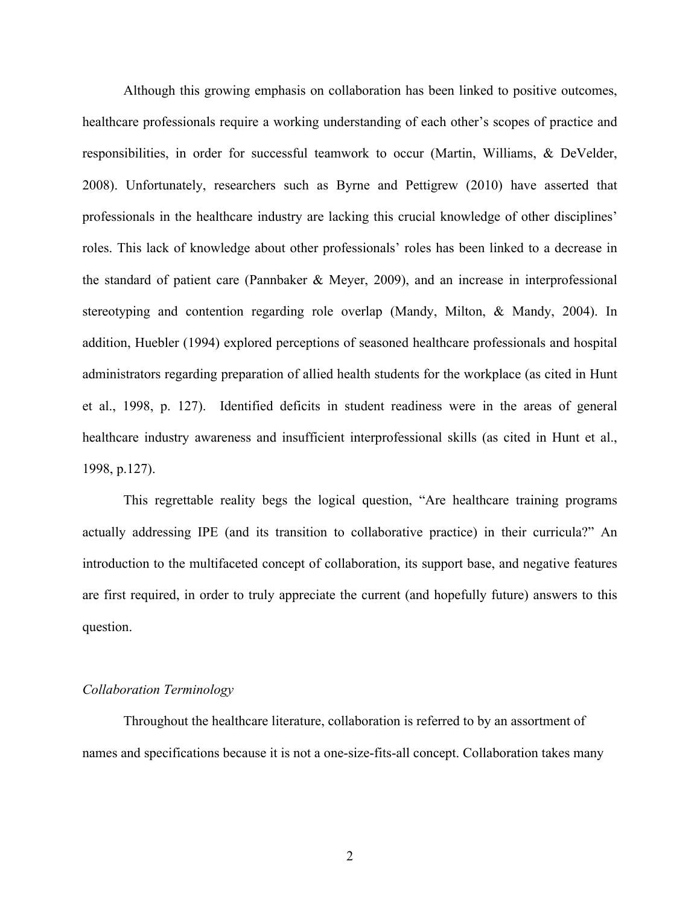Although this growing emphasis on collaboration has been linked to positive outcomes, healthcare professionals require a working understanding of each other's scopes of practice and responsibilities, in order for successful teamwork to occur (Martin, Williams, & DeVelder, 2008). Unfortunately, researchers such as Byrne and Pettigrew (2010) have asserted that professionals in the healthcare industry are lacking this crucial knowledge of other disciplines' roles. This lack of knowledge about other professionals' roles has been linked to a decrease in the standard of patient care (Pannbaker & Meyer, 2009), and an increase in interprofessional stereotyping and contention regarding role overlap (Mandy, Milton, & Mandy, 2004). In addition, Huebler (1994) explored perceptions of seasoned healthcare professionals and hospital administrators regarding preparation of allied health students for the workplace (as cited in Hunt et al., 1998, p. 127). Identified deficits in student readiness were in the areas of general healthcare industry awareness and insufficient interprofessional skills (as cited in Hunt et al., 1998, p.127).

This regrettable reality begs the logical question, "Are healthcare training programs actually addressing IPE (and its transition to collaborative practice) in their curricula?" An introduction to the multifaceted concept of collaboration, its support base, and negative features are first required, in order to truly appreciate the current (and hopefully future) answers to this question.

*Collaboration Terminology*

Throughout the healthcare literature, collaboration is referred to by an assortment of names and specifications because it is not a one-size-fits-all concept. Collaboration takes many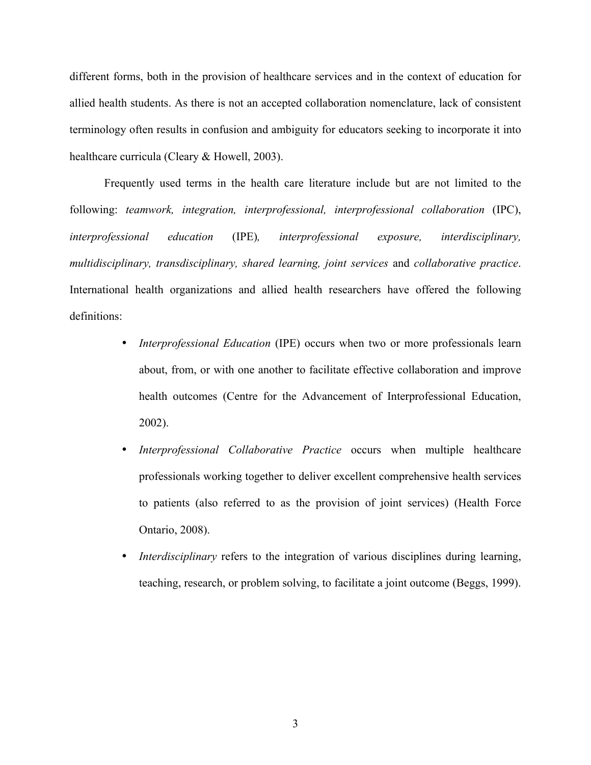different forms, both in the provision of healthcare services and in the context of education for allied health students. As there is not an accepted collaboration nomenclature, lack of consistent terminology often results in confusion and ambiguity for educators seeking to incorporate it into healthcare curricula (Cleary & Howell, 2003).

Frequently used terms in the health care literature include but are not limited to the following: *teamwork, integration, interprofessional, interprofessional collaboration* (IPC), *interprofessional education* (IPE)*, interprofessional exposure, interdisciplinary, multidisciplinary, transdisciplinary, shared learning, joint services* and *collaborative practice*. International health organizations and allied health researchers have offered the following definitions:

- *Interprofessional Education* (IPE) occurs when two or more professionals learn about, from, or with one another to facilitate effective collaboration and improve health outcomes (Centre for the Advancement of Interprofessional Education, 2002).
- *Interprofessional Collaborative Practice* occurs when multiple healthcare professionals working together to deliver excellent comprehensive health services to patients (also referred to as the provision of joint services) (Health Force Ontario, 2008).
- *Interdisciplinary* refers to the integration of various disciplines during learning, teaching, research, or problem solving, to facilitate a joint outcome (Beggs, 1999).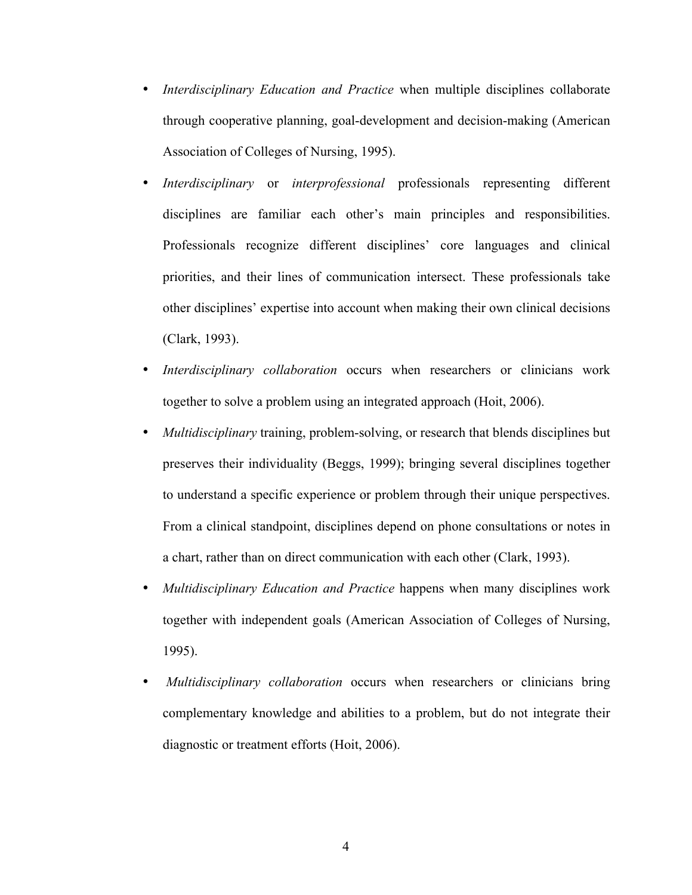- *Interdisciplinary Education and Practice* when multiple disciplines collaborate through cooperative planning, goal-development and decision-making (American Association of Colleges of Nursing, 1995).
- *Interdisciplinary* or *interprofessional* professionals representing different disciplines are familiar each other's main principles and responsibilities. Professionals recognize different disciplines' core languages and clinical priorities, and their lines of communication intersect. These professionals take other disciplines' expertise into account when making their own clinical decisions (Clark, 1993).
- *Interdisciplinary collaboration* occurs when researchers or clinicians work together to solve a problem using an integrated approach (Hoit, 2006).
- *Multidisciplinary* training, problem-solving, or research that blends disciplines but preserves their individuality (Beggs, 1999); bringing several disciplines together to understand a specific experience or problem through their unique perspectives. From a clinical standpoint, disciplines depend on phone consultations or notes in a chart, rather than on direct communication with each other (Clark, 1993).
- *Multidisciplinary Education and Practice* happens when many disciplines work together with independent goals (American Association of Colleges of Nursing, 1995).
- *Multidisciplinary collaboration* occurs when researchers or clinicians bring complementary knowledge and abilities to a problem, but do not integrate their diagnostic or treatment efforts (Hoit, 2006).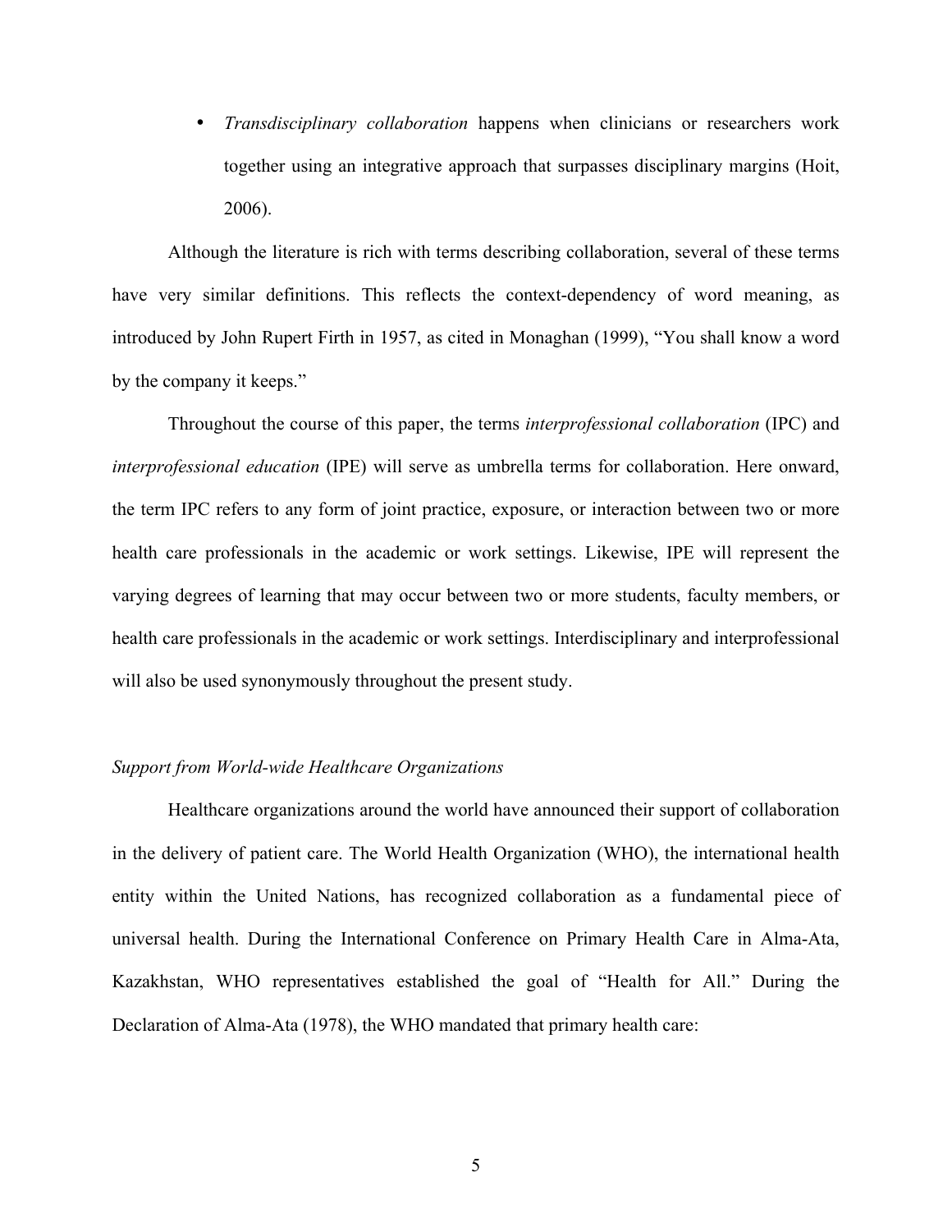- *Transdisciplinary collaboration* happens when clinicians or researchers work together using an integrative approach that surpasses disciplinary margins (Hoit, 2006).

Although the literature is rich with terms describing collaboration, several of these terms have very similar definitions. This reflects the context-dependency of word meaning, as introduced by John Rupert Firth in 1957, as cited in Monaghan (1999), "You shall know a word by the company it keeps."

Throughout the course of this paper, the terms *interprofessional collaboration* (IPC) and *interprofessional education* (IPE) will serve as umbrella terms for collaboration. Here onward, the term IPC refers to any form of joint practice, exposure, or interaction between two or more health care professionals in the academic or work settings. Likewise, IPE will represent the varying degrees of learning that may occur between two or more students, faculty members, or health care professionals in the academic or work settings. Interdisciplinary and interprofessional will also be used synonymously throughout the present study.

### *Support from World-wide Healthcare Organizations*

Healthcare organizations around the world have announced their support of collaboration in the delivery of patient care. The World Health Organization (WHO), the international health entity within the United Nations, has recognized collaboration as a fundamental piece of universal health. During the International Conference on Primary Health Care in Alma-Ata, Kazakhstan, WHO representatives established the goal of "Health for All." During the Declaration of Alma-Ata (1978), the WHO mandated that primary health care: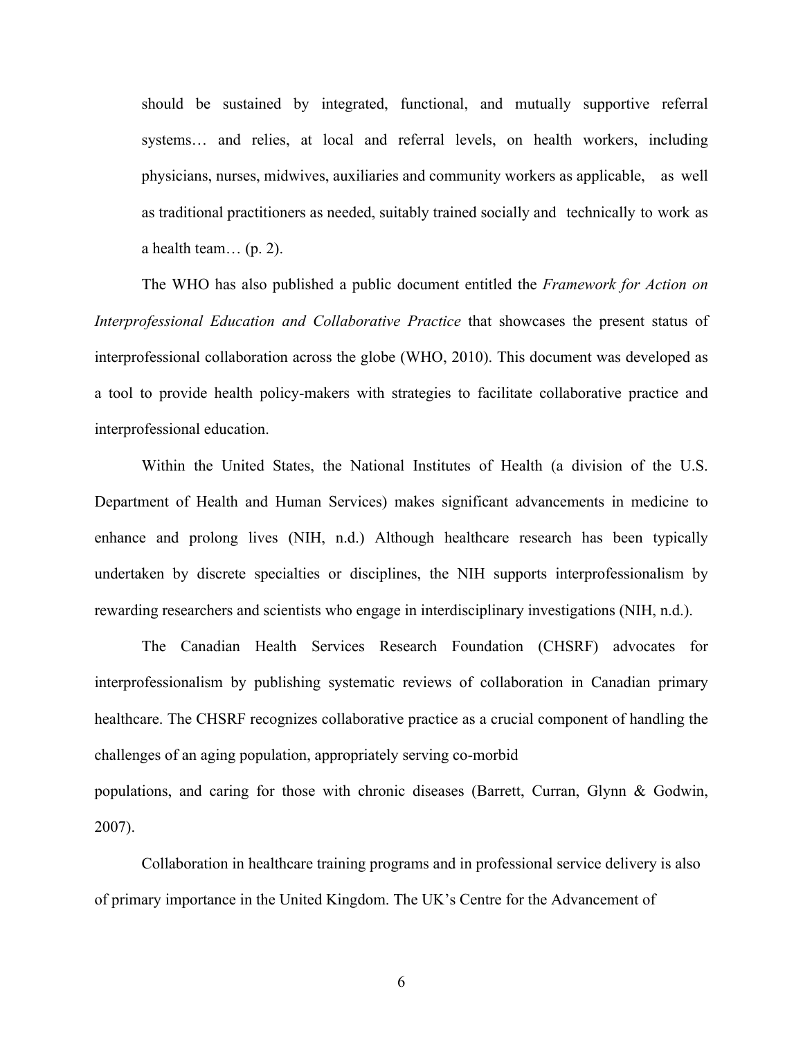> should be sustained by integrated, functional, and mutually supportive referral systems… and relies, at local and referral levels, on health workers, including physicians, nurses, midwives, auxiliaries and community workers as applicable, as well as traditional practitioners as needed, suitably trained socially and technically to work as a health team… (p. 2).

The WHO has also published a public document entitled the *Framework for Action on Interprofessional Education and Collaborative Practice* that showcases the present status of interprofessional collaboration across the globe (WHO, 2010). This document was developed as a tool to provide health policy-makers with strategies to facilitate collaborative practice and interprofessional education.

Within the United States, the National Institutes of Health (a division of the U.S. Department of Health and Human Services) makes significant advancements in medicine to enhance and prolong lives (NIH, n.d.) Although healthcare research has been typically undertaken by discrete specialties or disciplines, the NIH supports interprofessionalism by rewarding researchers and scientists who engage in interdisciplinary investigations (NIH, n.d.).

The Canadian Health Services Research Foundation (CHSRF) advocates for interprofessionalism by publishing systematic reviews of collaboration in Canadian primary healthcare. The CHSRF recognizes collaborative practice as a crucial component of handling the challenges of an aging population, appropriately serving co-morbid populations, and caring for those with chronic diseases (Barrett, Curran, Glynn & Godwin, 2007).

Collaboration in healthcare training programs and in professional service delivery is also of primary importance in the United Kingdom. The UK's Centre for the Advancement of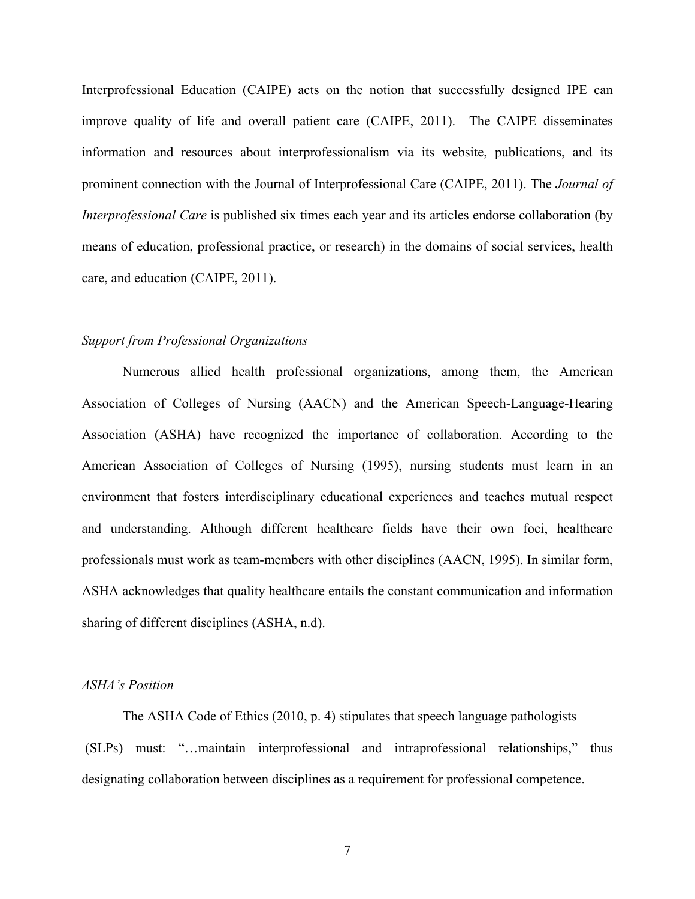Interprofessional Education (CAIPE) acts on the notion that successfully designed IPE can improve quality of life and overall patient care (CAIPE, 2011). The CAIPE disseminates information and resources about interprofessionalism via its website, publications, and its prominent connection with the Journal of Interprofessional Care (CAIPE, 2011). The *Journal of Interprofessional Care* is published six times each year and its articles endorse collaboration (by means of education, professional practice, or research) in the domains of social services, health care, and education (CAIPE, 2011).

### *Support from Professional Organizations*

Numerous allied health professional organizations, among them, the American Association of Colleges of Nursing (AACN) and the American Speech-Language-Hearing Association (ASHA) have recognized the importance of collaboration. According to the American Association of Colleges of Nursing (1995), nursing students must learn in an environment that fosters interdisciplinary educational experiences and teaches mutual respect and understanding. Although different healthcare fields have their own foci, healthcare professionals must work as team-members with other disciplines (AACN, 1995). In similar form, ASHA acknowledges that quality healthcare entails the constant communication and information sharing of different disciplines (ASHA, n.d).

### *ASHA's Position*

The ASHA Code of Ethics (2010, p. 4) stipulates that speech language pathologists (SLPs) must: "…maintain interprofessional and intraprofessional relationships," thus designating collaboration between disciplines as a requirement for professional competence.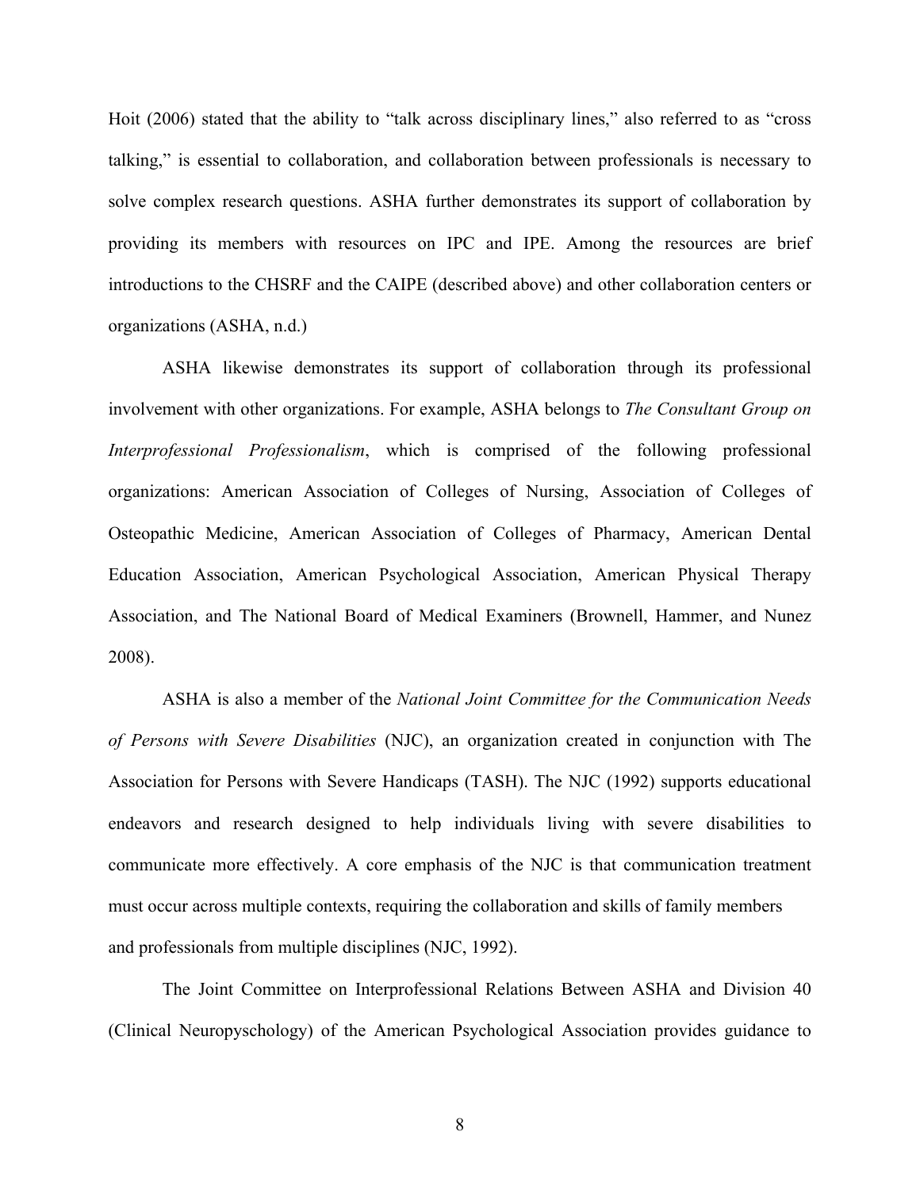Hoit (2006) stated that the ability to "talk across disciplinary lines," also referred to as "cross talking," is essential to collaboration, and collaboration between professionals is necessary to solve complex research questions. ASHA further demonstrates its support of collaboration by providing its members with resources on IPC and IPE. Among the resources are brief introductions to the CHSRF and the CAIPE (described above) and other collaboration centers or organizations (ASHA, n.d.)

ASHA likewise demonstrates its support of collaboration through its professional involvement with other organizations. For example, ASHA belongs to *The Consultant Group on Interprofessional Professionalism*, which is comprised of the following professional organizations: American Association of Colleges of Nursing, Association of Colleges of Osteopathic Medicine, American Association of Colleges of Pharmacy, American Dental Education Association, American Psychological Association, American Physical Therapy Association, and The National Board of Medical Examiners (Brownell, Hammer, and Nunez 2008).

ASHA is also a member of the *National Joint Committee for the Communication Needs of Persons with Severe Disabilities* (NJC), an organization created in conjunction with The Association for Persons with Severe Handicaps (TASH). The NJC (1992) supports educational endeavors and research designed to help individuals living with severe disabilities to communicate more effectively. A core emphasis of the NJC is that communication treatment must occur across multiple contexts, requiring the collaboration and skills of family members and professionals from multiple disciplines (NJC, 1992).

The Joint Committee on Interprofessional Relations Between ASHA and Division 40 (Clinical Neuropyschology) of the American Psychological Association provides guidance to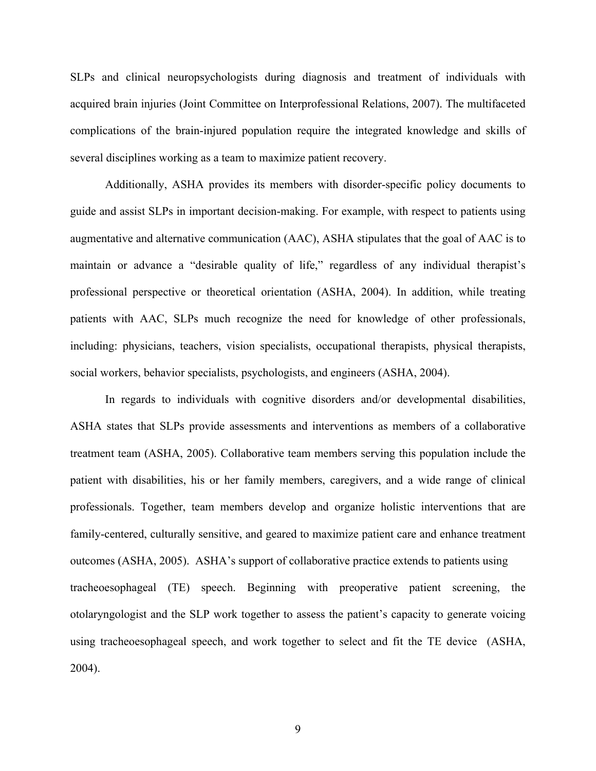SLPs and clinical neuropsychologists during diagnosis and treatment of individuals with acquired brain injuries (Joint Committee on Interprofessional Relations, 2007). The multifaceted complications of the brain-injured population require the integrated knowledge and skills of several disciplines working as a team to maximize patient recovery.

Additionally, ASHA provides its members with disorder-specific policy documents to guide and assist SLPs in important decision-making. For example, with respect to patients using augmentative and alternative communication (AAC), ASHA stipulates that the goal of AAC is to maintain or advance a "desirable quality of life," regardless of any individual therapist's professional perspective or theoretical orientation (ASHA, 2004). In addition, while treating patients with AAC, SLPs much recognize the need for knowledge of other professionals, including: physicians, teachers, vision specialists, occupational therapists, physical therapists, social workers, behavior specialists, psychologists, and engineers (ASHA, 2004).

In regards to individuals with cognitive disorders and/or developmental disabilities, ASHA states that SLPs provide assessments and interventions as members of a collaborative treatment team (ASHA, 2005). Collaborative team members serving this population include the patient with disabilities, his or her family members, caregivers, and a wide range of clinical professionals. Together, team members develop and organize holistic interventions that are family-centered, culturally sensitive, and geared to maximize patient care and enhance treatment outcomes (ASHA, 2005). ASHA's support of collaborative practice extends to patients using tracheoesophageal (TE) speech. Beginning with preoperative patient screening, the otolaryngologist and the SLP work together to assess the patient's capacity to generate voicing using tracheoesophageal speech, and work together to select and fit the TE device (ASHA, 2004).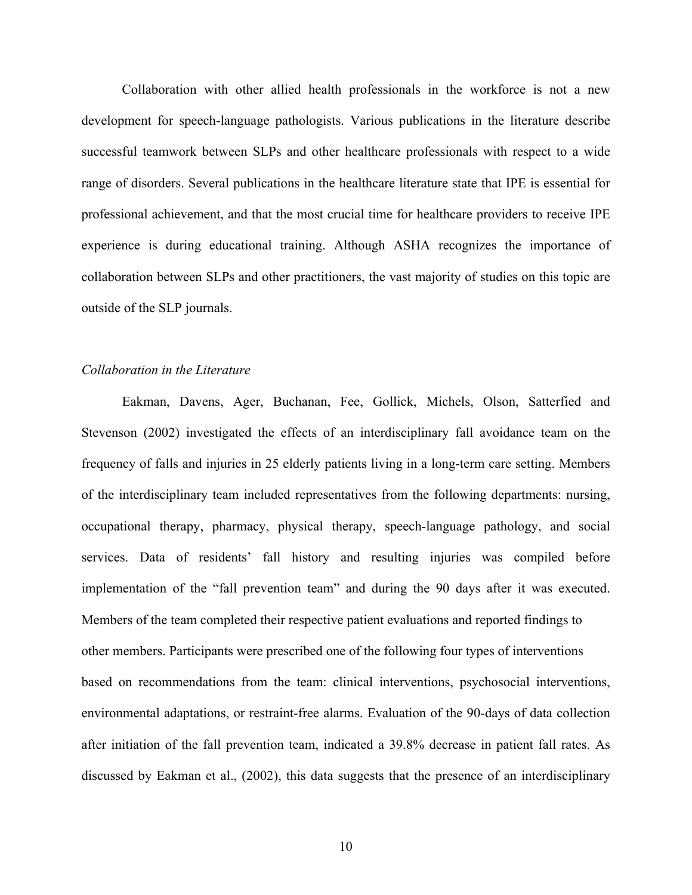Collaboration with other allied health professionals in the workforce is not a new development for speech-language pathologists. Various publications in the literature describe successful teamwork between SLPs and other healthcare professionals with respect to a wide range of disorders. Several publications in the healthcare literature state that IPE is essential for professional achievement, and that the most crucial time for healthcare providers to receive IPE experience is during educational training. Although ASHA recognizes the importance of collaboration between SLPs and other practitioners, the vast majority of studies on this topic are outside of the SLP journals.

### *Collaboration in the Literature*

Eakman, Davens, Ager, Buchanan, Fee, Gollick, Michels, Olson, Satterfied and Stevenson (2002) investigated the effects of an interdisciplinary fall avoidance team on the frequency of falls and injuries in 25 elderly patients living in a long-term care setting. Members of the interdisciplinary team included representatives from the following departments: nursing, occupational therapy, pharmacy, physical therapy, speech-language pathology, and social services. Data of residents' fall history and resulting injuries was compiled before implementation of the "fall prevention team" and during the 90 days after it was executed. Members of the team completed their respective patient evaluations and reported findings to other members. Participants were prescribed one of the following four types of interventions based on recommendations from the team: clinical interventions, psychosocial interventions, environmental adaptations, or restraint-free alarms. Evaluation of the 90-days of data collection after initiation of the fall prevention team, indicated a 39.8% decrease in patient fall rates. As discussed by Eakman et al., (2002), this data suggests that the presence of an interdisciplinary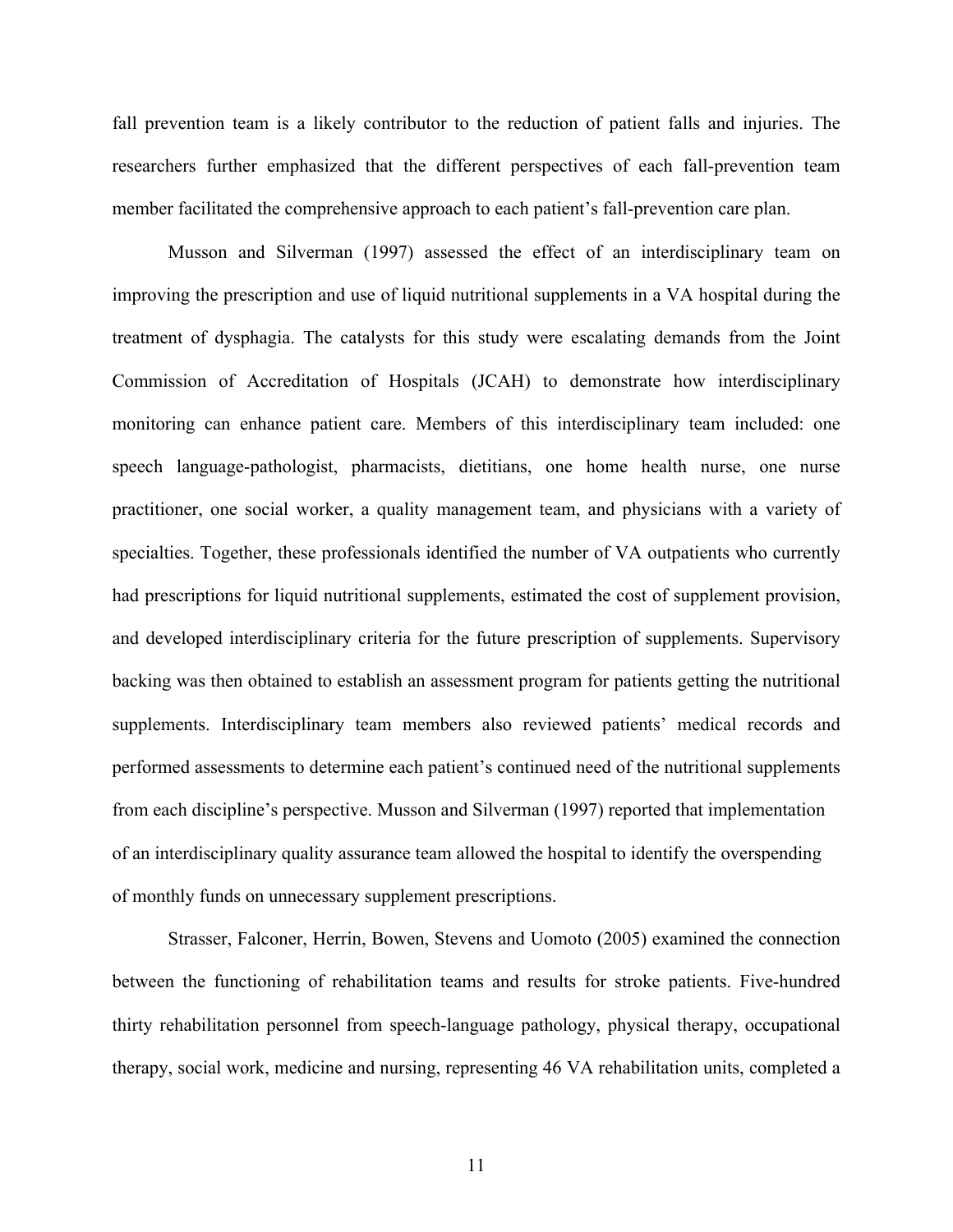fall prevention team is a likely contributor to the reduction of patient falls and injuries. The researchers further emphasized that the different perspectives of each fall-prevention team member facilitated the comprehensive approach to each patient's fall-prevention care plan.

Musson and Silverman (1997) assessed the effect of an interdisciplinary team on improving the prescription and use of liquid nutritional supplements in a VA hospital during the treatment of dysphagia. The catalysts for this study were escalating demands from the Joint Commission of Accreditation of Hospitals (JCAH) to demonstrate how interdisciplinary monitoring can enhance patient care. Members of this interdisciplinary team included: one speech language-pathologist, pharmacists, dietitians, one home health nurse, one nurse practitioner, one social worker, a quality management team, and physicians with a variety of specialties. Together, these professionals identified the number of VA outpatients who currently had prescriptions for liquid nutritional supplements, estimated the cost of supplement provision, and developed interdisciplinary criteria for the future prescription of supplements. Supervisory backing was then obtained to establish an assessment program for patients getting the nutritional supplements. Interdisciplinary team members also reviewed patients' medical records and performed assessments to determine each patient's continued need of the nutritional supplements from each discipline's perspective. Musson and Silverman (1997) reported that implementation of an interdisciplinary quality assurance team allowed the hospital to identify the overspending of monthly funds on unnecessary supplement prescriptions.

Strasser, Falconer, Herrin, Bowen, Stevens and Uomoto (2005) examined the connection between the functioning of rehabilitation teams and results for stroke patients. Five-hundred thirty rehabilitation personnel from speech-language pathology, physical therapy, occupational therapy, social work, medicine and nursing, representing 46 VA rehabilitation units, completed a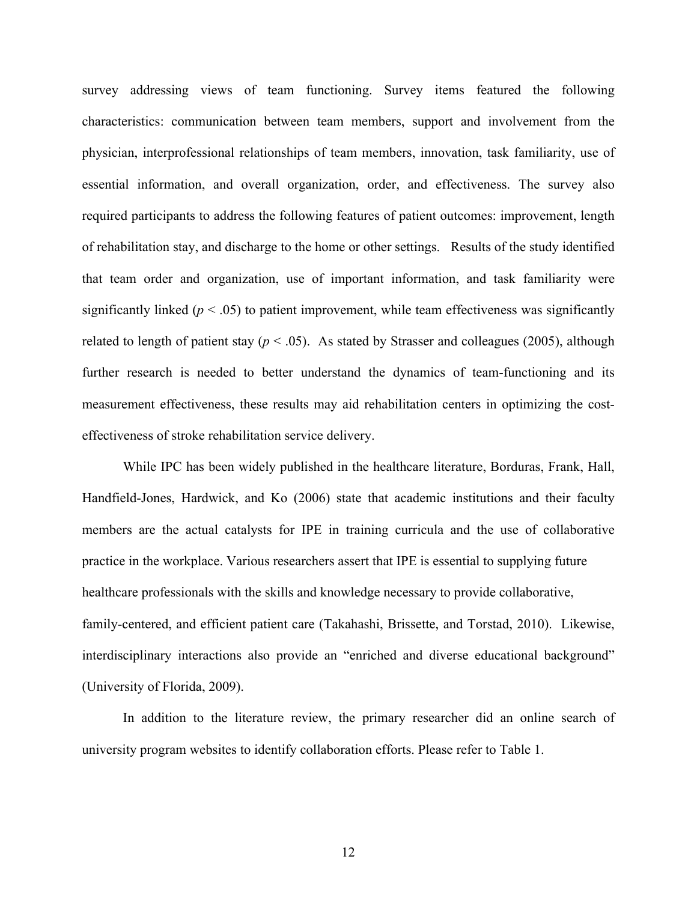survey addressing views of team functioning. Survey items featured the following characteristics: communication between team members, support and involvement from the physician, interprofessional relationships of team members, innovation, task familiarity, use of essential information, and overall organization, order, and effectiveness. The survey also required participants to address the following features of patient outcomes: improvement, length of rehabilitation stay, and discharge to the home or other settings. Results of the study identified that team order and organization, use of important information, and task familiarity were significantly linked ($p < .05$) to patient improvement, while team effectiveness was significantly related to length of patient stay ($p < .05$). As stated by Strasser and colleagues (2005), although further research is needed to better understand the dynamics of team-functioning and its measurement effectiveness, these results may aid rehabilitation centers in optimizing the cost-effectiveness of stroke rehabilitation service delivery.

While IPC has been widely published in the healthcare literature, Borduras, Frank, Hall, Handfield-Jones, Hardwick, and Ko (2006) state that academic institutions and their faculty members are the actual catalysts for IPE in training curricula and the use of collaborative practice in the workplace. Various researchers assert that IPE is essential to supplying future healthcare professionals with the skills and knowledge necessary to provide collaborative, family-centered, and efficient patient care (Takahashi, Brissette, and Torstad, 2010). Likewise, interdisciplinary interactions also provide an "enriched and diverse educational background" (University of Florida, 2009).

In addition to the literature review, the primary researcher did an online search of university program websites to identify collaboration efforts. Please refer to Table 1.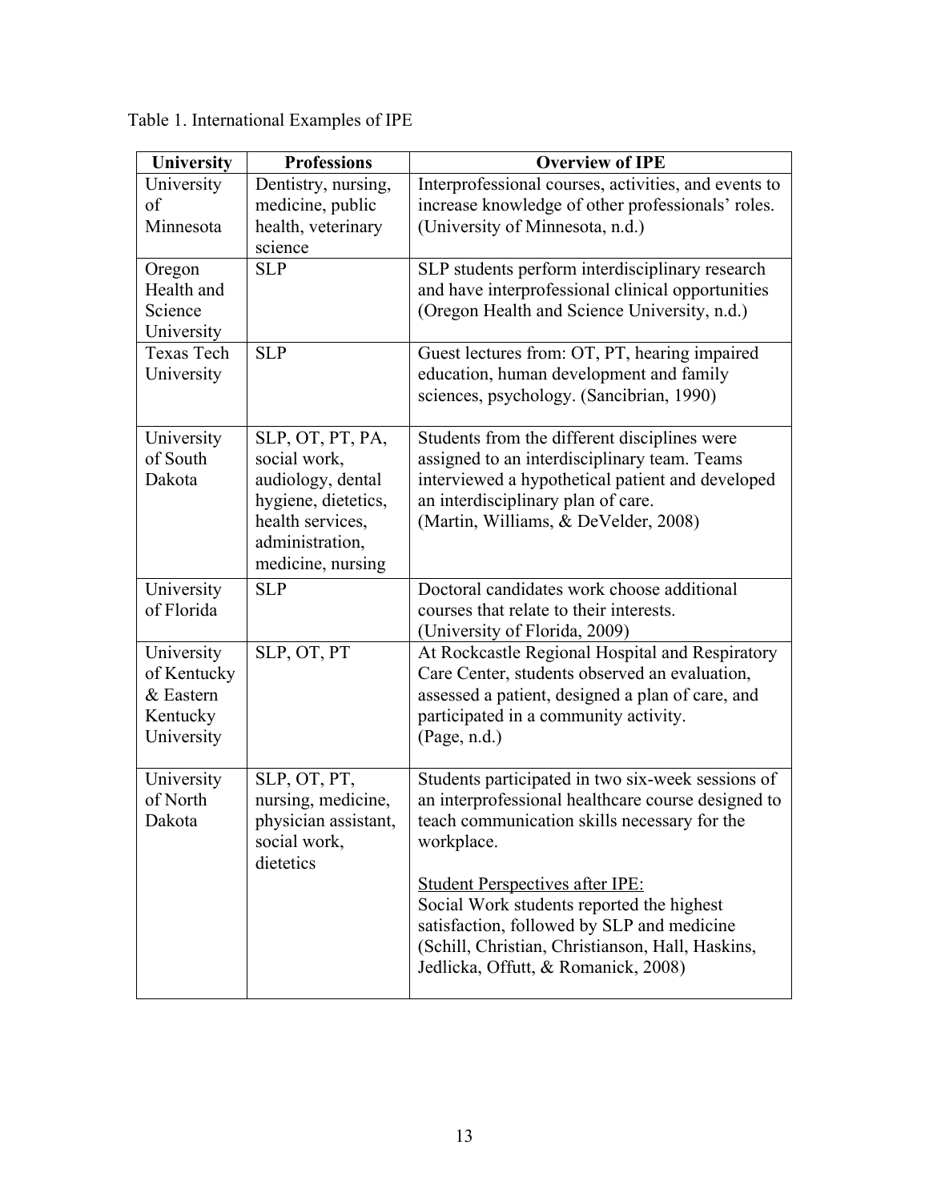Table 1. International Examples of IPE

| University | Professions | Overview of IPE |
|---|---|---|
| University of Minnesota | Dentistry, nursing, medicine, public health, veterinary science | Interprofessional courses, activities, and events to increase knowledge of other professionals' roles. (University of Minnesota, n.d.) |
| Oregon Health and Science University | SLP | SLP students perform interdisciplinary research and have interprofessional clinical opportunities (Oregon Health and Science University, n.d.) |
| Texas Tech University | SLP | Guest lectures from: OT, PT, hearing impaired education, human development and family sciences, psychology. (Sancibrian, 1990) |
| University of South Dakota | SLP, OT, PT, PA, social work, audiology, dental hygiene, dietetics, health services, administration, medicine, nursing | Students from the different disciplines were assigned to an interdisciplinary team. Teams interviewed a hypothetical patient and developed an interdisciplinary plan of care. (Martin, Williams, & DeVelder, 2008) |
| University of Florida | SLP | Doctoral candidates work choose additional courses that relate to their interests. (University of Florida, 2009) |
| University of Kentucky & Eastern Kentucky University | SLP, OT, PT | At Rockcastle Regional Hospital and Respiratory Care Center, students observed an evaluation, assessed a patient, designed a plan of care, and participated in a community activity. (Page, n.d.) |
| University of North Dakota | SLP, OT, PT, nursing, medicine, physician assistant, social work, dietetics | Students participated in two six-week sessions of an interprofessional healthcare course designed to teach communication skills necessary for the workplace. <br><br> <u>Student Perspectives after IPE:</u> Social Work students reported the highest satisfaction, followed by SLP and medicine (Schill, Christian, Christianson, Hall, Haskins, Jedlicka, Offutt, & Romanick, 2008) |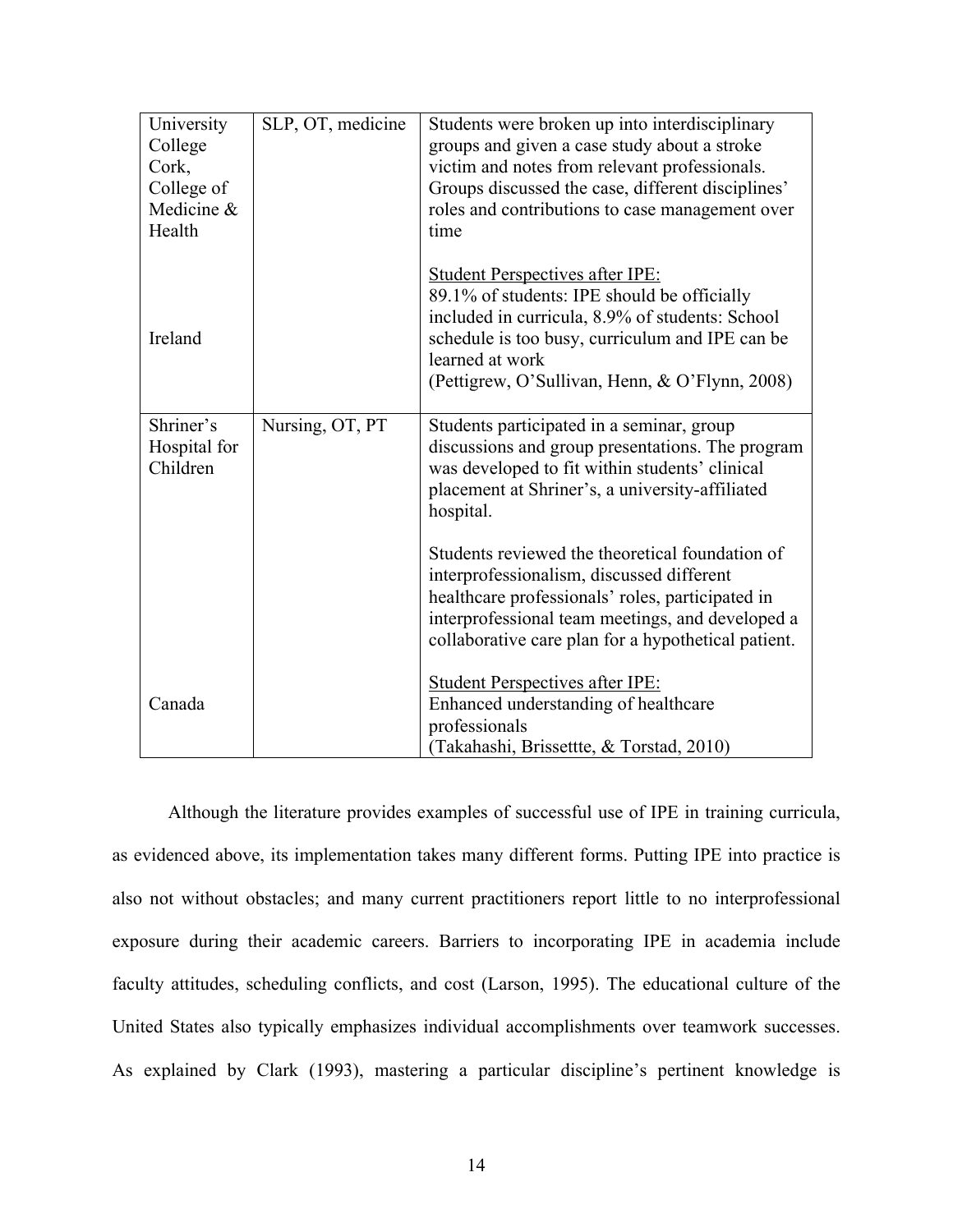| | | |
|---|---|---|
| University College Cork, College of Medicine & Health<br><br>Ireland | SLP, OT, medicine | Students were broken up into interdisciplinary groups and given a case study about a stroke victim and notes from relevant professionals. Groups discussed the case, different disciplines' roles and contributions to case management over time<br><br><u>Student Perspectives after IPE:</u><br>89.1% of students: IPE should be officially included in curricula, 8.9% of students: School schedule is too busy, curriculum and IPE can be learned at work<br>(Pettigrew, O'Sullivan, Henn, & O'Flynn, 2008) |
| Shriner's Hospital for Children<br><br>Canada | Nursing, OT, PT | Students participated in a seminar, group discussions and group presentations. The program was developed to fit within students' clinical placement at Shriner's, a university-affiliated hospital.<br><br>Students reviewed the theoretical foundation of interprofessionalism, discussed different healthcare professionals' roles, participated in interprofessional team meetings, and developed a collaborative care plan for a hypothetical patient.<br><br><u>Student Perspectives after IPE:</u><br>Enhanced understanding of healthcare professionals<br>(Takahashi, Brissettte, & Torstad, 2010) |

Although the literature provides examples of successful use of IPE in training curricula, as evidenced above, its implementation takes many different forms. Putting IPE into practice is also not without obstacles; and many current practitioners report little to no interprofessional exposure during their academic careers. Barriers to incorporating IPE in academia include faculty attitudes, scheduling conflicts, and cost (Larson, 1995). The educational culture of the United States also typically emphasizes individual accomplishments over teamwork successes. As explained by Clark (1993), mastering a particular discipline's pertinent knowledge is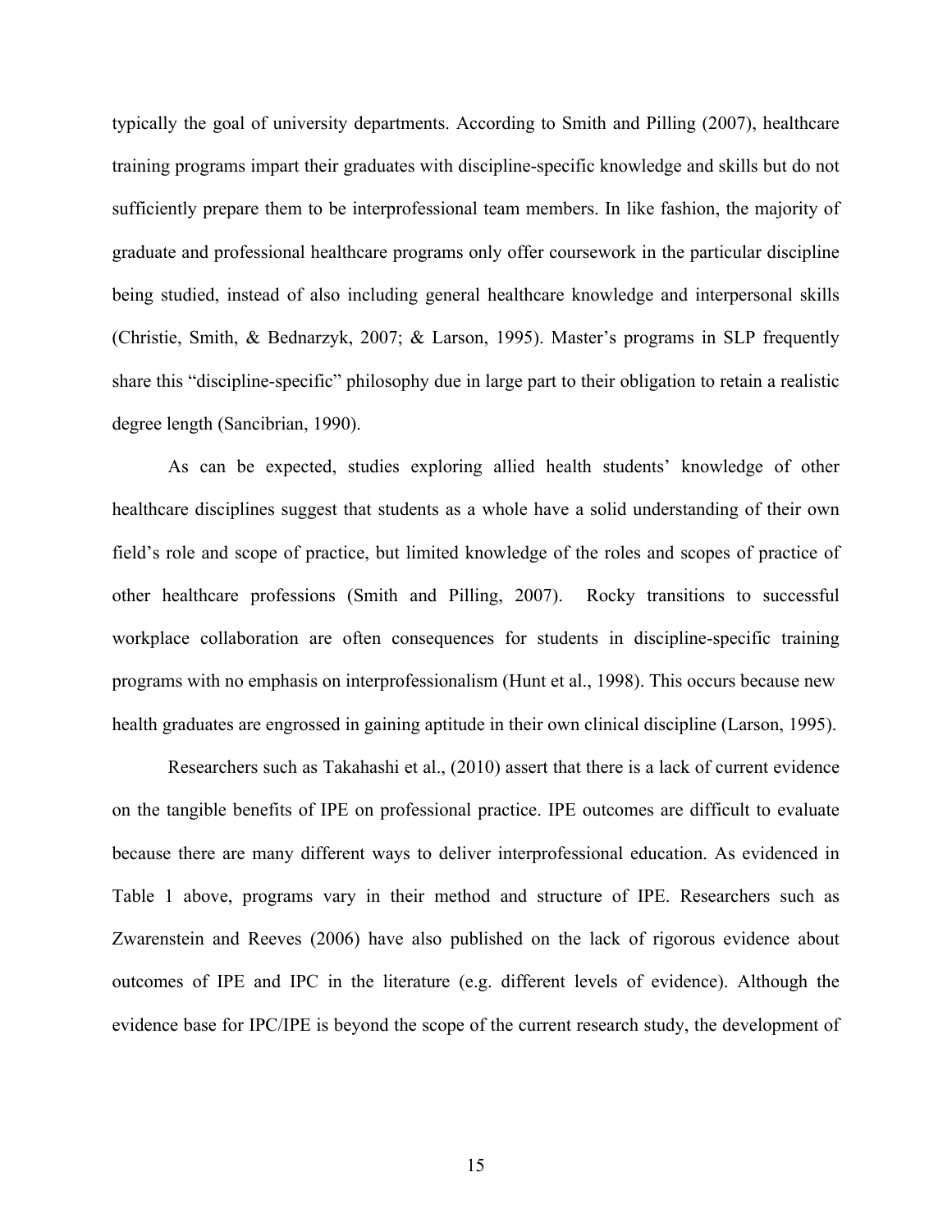typically the goal of university departments. According to Smith and Pilling (2007), healthcare training programs impart their graduates with discipline-specific knowledge and skills but do not sufficiently prepare them to be interprofessional team members. In like fashion, the majority of graduate and professional healthcare programs only offer coursework in the particular discipline being studied, instead of also including general healthcare knowledge and interpersonal skills (Christie, Smith, & Bednarzyk, 2007; & Larson, 1995). Master's programs in SLP frequently share this "discipline-specific" philosophy due in large part to their obligation to retain a realistic degree length (Sancibrian, 1990).

As can be expected, studies exploring allied health students' knowledge of other healthcare disciplines suggest that students as a whole have a solid understanding of their own field's role and scope of practice, but limited knowledge of the roles and scopes of practice of other healthcare professions (Smith and Pilling, 2007). Rocky transitions to successful workplace collaboration are often consequences for students in discipline-specific training programs with no emphasis on interprofessionalism (Hunt et al., 1998). This occurs because new health graduates are engrossed in gaining aptitude in their own clinical discipline (Larson, 1995).

Researchers such as Takahashi et al., (2010) assert that there is a lack of current evidence on the tangible benefits of IPE on professional practice. IPE outcomes are difficult to evaluate because there are many different ways to deliver interprofessional education. As evidenced in Table 1 above, programs vary in their method and structure of IPE. Researchers such as Zwarenstein and Reeves (2006) have also published on the lack of rigorous evidence about outcomes of IPE and IPC in the literature (e.g. different levels of evidence). Although the evidence base for IPC/IPE is beyond the scope of the current research study, the development of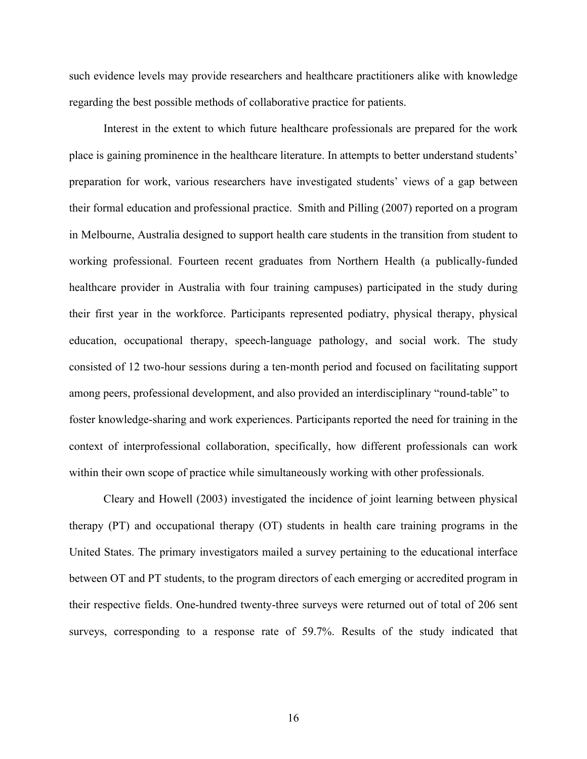such evidence levels may provide researchers and healthcare practitioners alike with knowledge regarding the best possible methods of collaborative practice for patients.

Interest in the extent to which future healthcare professionals are prepared for the work place is gaining prominence in the healthcare literature. In attempts to better understand students' preparation for work, various researchers have investigated students' views of a gap between their formal education and professional practice. Smith and Pilling (2007) reported on a program in Melbourne, Australia designed to support health care students in the transition from student to working professional. Fourteen recent graduates from Northern Health (a publically-funded healthcare provider in Australia with four training campuses) participated in the study during their first year in the workforce. Participants represented podiatry, physical therapy, physical education, occupational therapy, speech-language pathology, and social work. The study consisted of 12 two-hour sessions during a ten-month period and focused on facilitating support among peers, professional development, and also provided an interdisciplinary "round-table" to foster knowledge-sharing and work experiences. Participants reported the need for training in the context of interprofessional collaboration, specifically, how different professionals can work within their own scope of practice while simultaneously working with other professionals.

Cleary and Howell (2003) investigated the incidence of joint learning between physical therapy (PT) and occupational therapy (OT) students in health care training programs in the United States. The primary investigators mailed a survey pertaining to the educational interface between OT and PT students, to the program directors of each emerging or accredited program in their respective fields. One-hundred twenty-three surveys were returned out of total of 206 sent surveys, corresponding to a response rate of 59.7%. Results of the study indicated that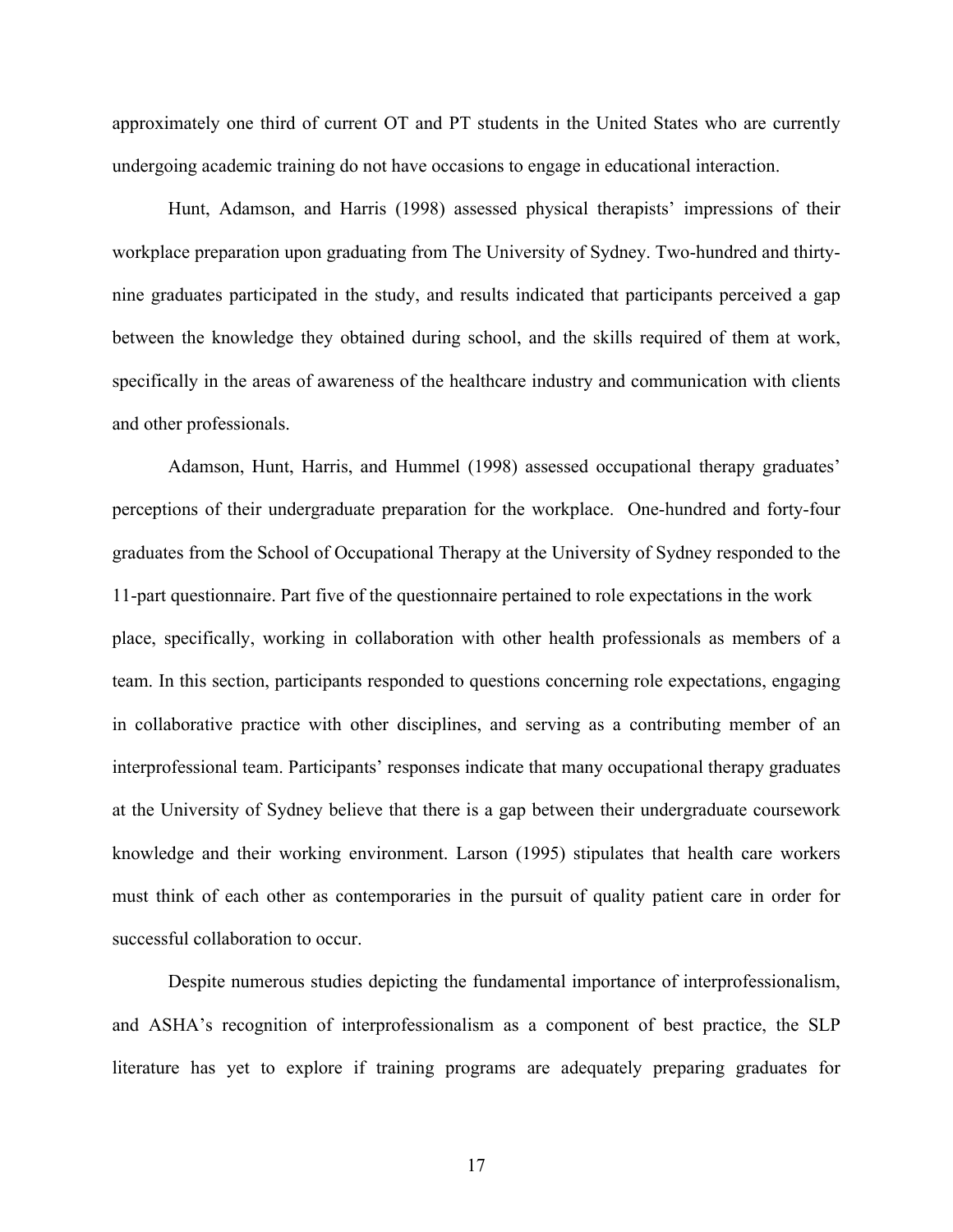approximately one third of current OT and PT students in the United States who are currently undergoing academic training do not have occasions to engage in educational interaction.

Hunt, Adamson, and Harris (1998) assessed physical therapists' impressions of their workplace preparation upon graduating from The University of Sydney. Two-hundred and thirty-nine graduates participated in the study, and results indicated that participants perceived a gap between the knowledge they obtained during school, and the skills required of them at work, specifically in the areas of awareness of the healthcare industry and communication with clients and other professionals.

Adamson, Hunt, Harris, and Hummel (1998) assessed occupational therapy graduates' perceptions of their undergraduate preparation for the workplace. One-hundred and forty-four graduates from the School of Occupational Therapy at the University of Sydney responded to the 11-part questionnaire. Part five of the questionnaire pertained to role expectations in the work place, specifically, working in collaboration with other health professionals as members of a team. In this section, participants responded to questions concerning role expectations, engaging in collaborative practice with other disciplines, and serving as a contributing member of an interprofessional team. Participants' responses indicate that many occupational therapy graduates at the University of Sydney believe that there is a gap between their undergraduate coursework knowledge and their working environment. Larson (1995) stipulates that health care workers must think of each other as contemporaries in the pursuit of quality patient care in order for successful collaboration to occur.

Despite numerous studies depicting the fundamental importance of interprofessionalism, and ASHA's recognition of interprofessionalism as a component of best practice, the SLP literature has yet to explore if training programs are adequately preparing graduates for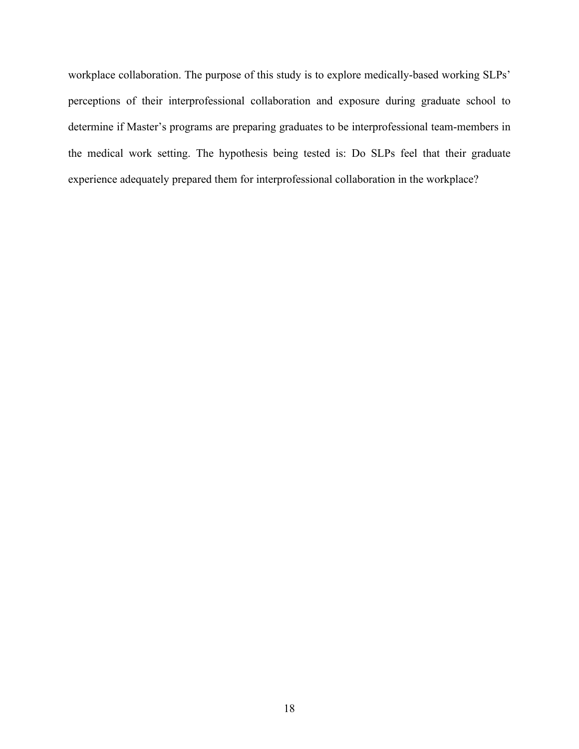workplace collaboration. The purpose of this study is to explore medically-based working SLPs' perceptions of their interprofessional collaboration and exposure during graduate school to determine if Master's programs are preparing graduates to be interprofessional team-members in the medical work setting. The hypothesis being tested is: Do SLPs feel that their graduate experience adequately prepared them for interprofessional collaboration in the workplace?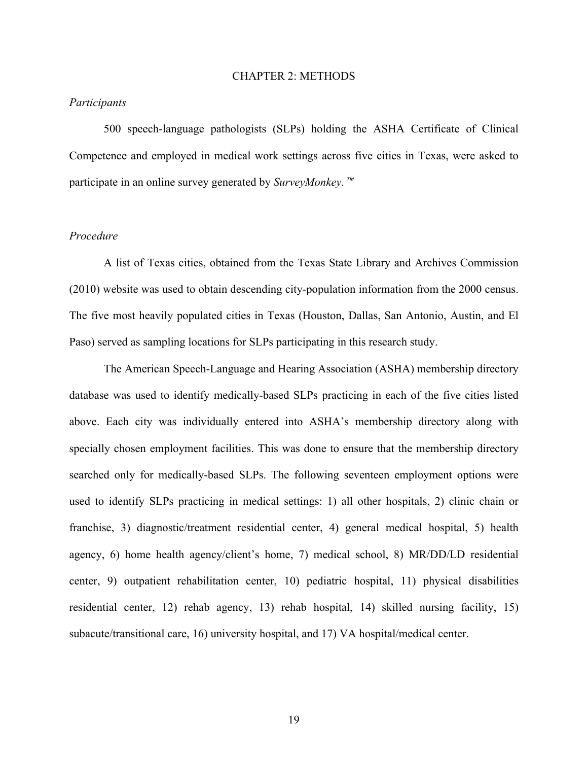# CHAPTER 2: METHODS

*Participants*

500 speech-language pathologists (SLPs) holding the ASHA Certificate of Clinical Competence and employed in medical work settings across five cities in Texas, were asked to participate in an online survey generated by *SurveyMonkey.™*

*Procedure*

A list of Texas cities, obtained from the Texas State Library and Archives Commission (2010) website was used to obtain descending city-population information from the 2000 census. The five most heavily populated cities in Texas (Houston, Dallas, San Antonio, Austin, and El Paso) served as sampling locations for SLPs participating in this research study.

The American Speech-Language and Hearing Association (ASHA) membership directory database was used to identify medically-based SLPs practicing in each of the five cities listed above. Each city was individually entered into ASHA's membership directory along with specially chosen employment facilities. This was done to ensure that the membership directory searched only for medically-based SLPs. The following seventeen employment options were used to identify SLPs practicing in medical settings: 1) all other hospitals, 2) clinic chain or franchise, 3) diagnostic/treatment residential center, 4) general medical hospital, 5) health agency, 6) home health agency/client's home, 7) medical school, 8) MR/DD/LD residential center, 9) outpatient rehabilitation center, 10) pediatric hospital, 11) physical disabilities residential center, 12) rehab agency, 13) rehab hospital, 14) skilled nursing facility, 15) subacute/transitional care, 16) university hospital, and 17) VA hospital/medical center.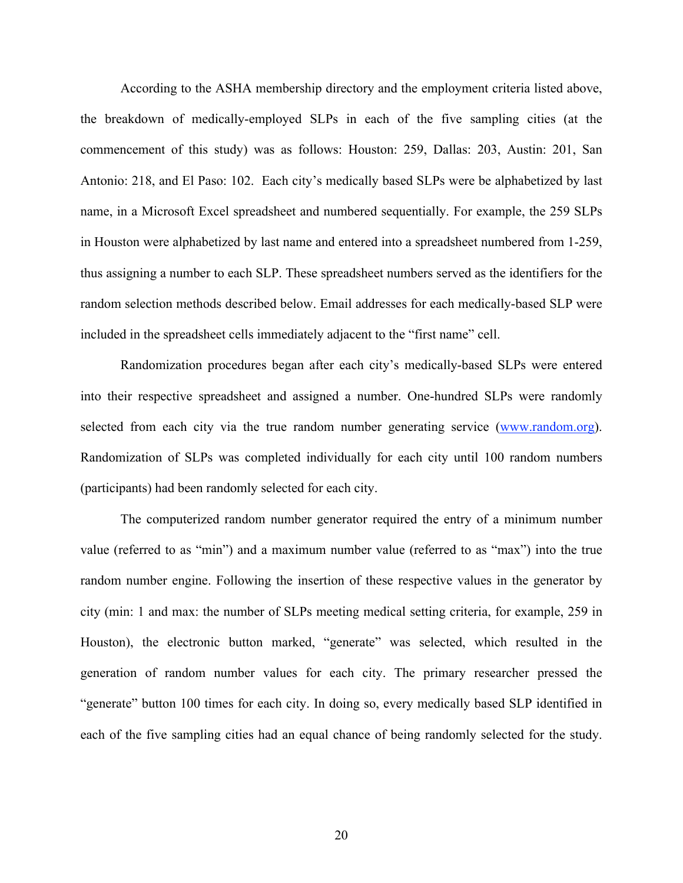According to the ASHA membership directory and the employment criteria listed above, the breakdown of medically-employed SLPs in each of the five sampling cities (at the commencement of this study) was as follows: Houston: 259, Dallas: 203, Austin: 201, San Antonio: 218, and El Paso: 102. Each city's medically based SLPs were be alphabetized by last name, in a Microsoft Excel spreadsheet and numbered sequentially. For example, the 259 SLPs in Houston were alphabetized by last name and entered into a spreadsheet numbered from 1-259, thus assigning a number to each SLP. These spreadsheet numbers served as the identifiers for the random selection methods described below. Email addresses for each medically-based SLP were included in the spreadsheet cells immediately adjacent to the "first name" cell.

Randomization procedures began after each city's medically-based SLPs were entered into their respective spreadsheet and assigned a number. One-hundred SLPs were randomly selected from each city via the true random number generating service (www.random.org). Randomization of SLPs was completed individually for each city until 100 random numbers (participants) had been randomly selected for each city.

The computerized random number generator required the entry of a minimum number value (referred to as "min") and a maximum number value (referred to as "max") into the true random number engine. Following the insertion of these respective values in the generator by city (min: 1 and max: the number of SLPs meeting medical setting criteria, for example, 259 in Houston), the electronic button marked, "generate" was selected, which resulted in the generation of random number values for each city. The primary researcher pressed the "generate" button 100 times for each city. In doing so, every medically based SLP identified in each of the five sampling cities had an equal chance of being randomly selected for the study.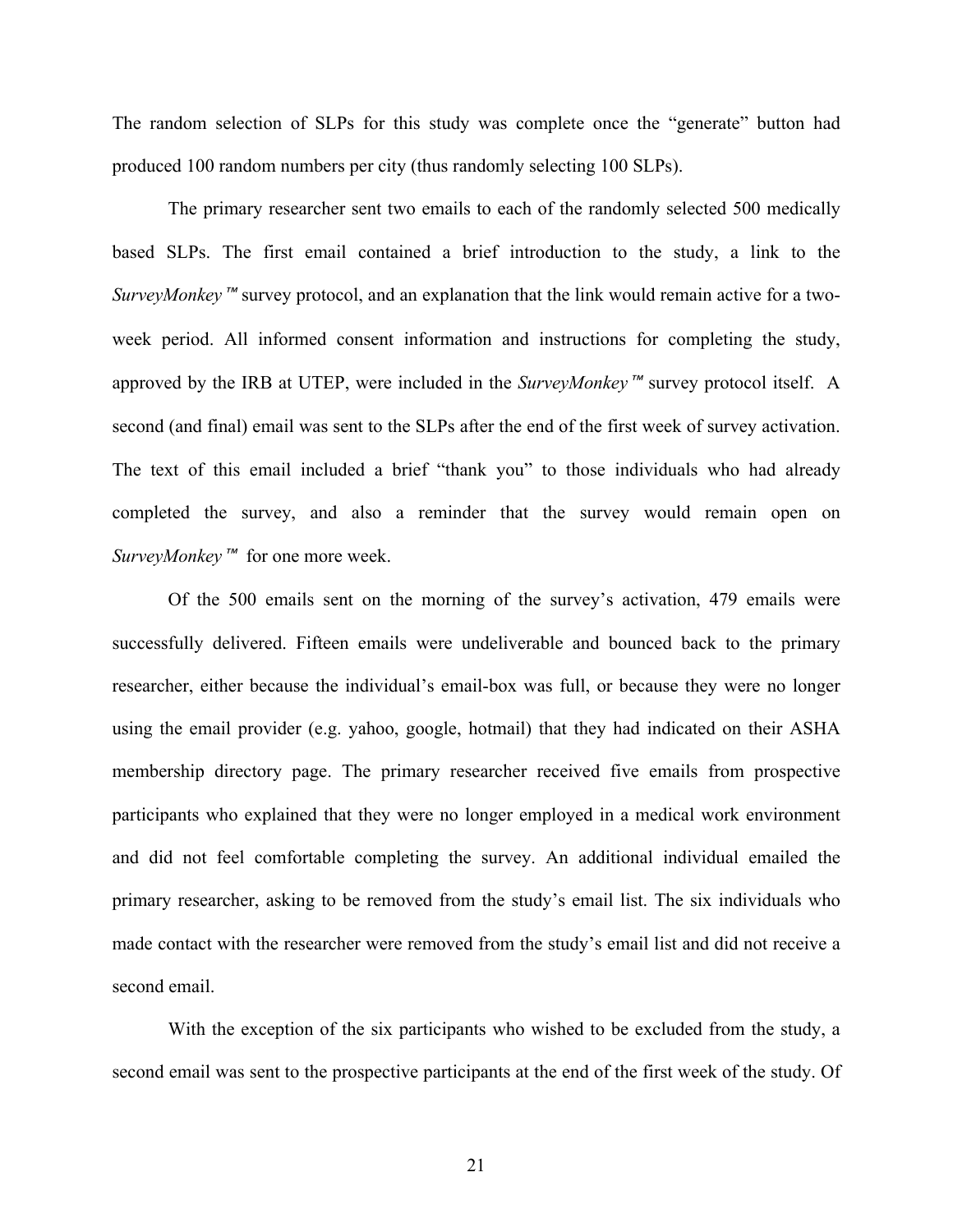The random selection of SLPs for this study was complete once the "generate" button had produced 100 random numbers per city (thus randomly selecting 100 SLPs).

The primary researcher sent two emails to each of the randomly selected 500 medically based SLPs. The first email contained a brief introduction to the study, a link to the *SurveyMonkey™* survey protocol, and an explanation that the link would remain active for a two-week period. All informed consent information and instructions for completing the study, approved by the IRB at UTEP, were included in the *SurveyMonkey™* survey protocol itself. A second (and final) email was sent to the SLPs after the end of the first week of survey activation. The text of this email included a brief "thank you" to those individuals who had already completed the survey, and also a reminder that the survey would remain open on *SurveyMonkey™* for one more week.

Of the 500 emails sent on the morning of the survey's activation, 479 emails were successfully delivered. Fifteen emails were undeliverable and bounced back to the primary researcher, either because the individual's email-box was full, or because they were no longer using the email provider (e.g. yahoo, google, hotmail) that they had indicated on their ASHA membership directory page. The primary researcher received five emails from prospective participants who explained that they were no longer employed in a medical work environment and did not feel comfortable completing the survey. An additional individual emailed the primary researcher, asking to be removed from the study's email list. The six individuals who made contact with the researcher were removed from the study's email list and did not receive a second email.

With the exception of the six participants who wished to be excluded from the study, a second email was sent to the prospective participants at the end of the first week of the study. Of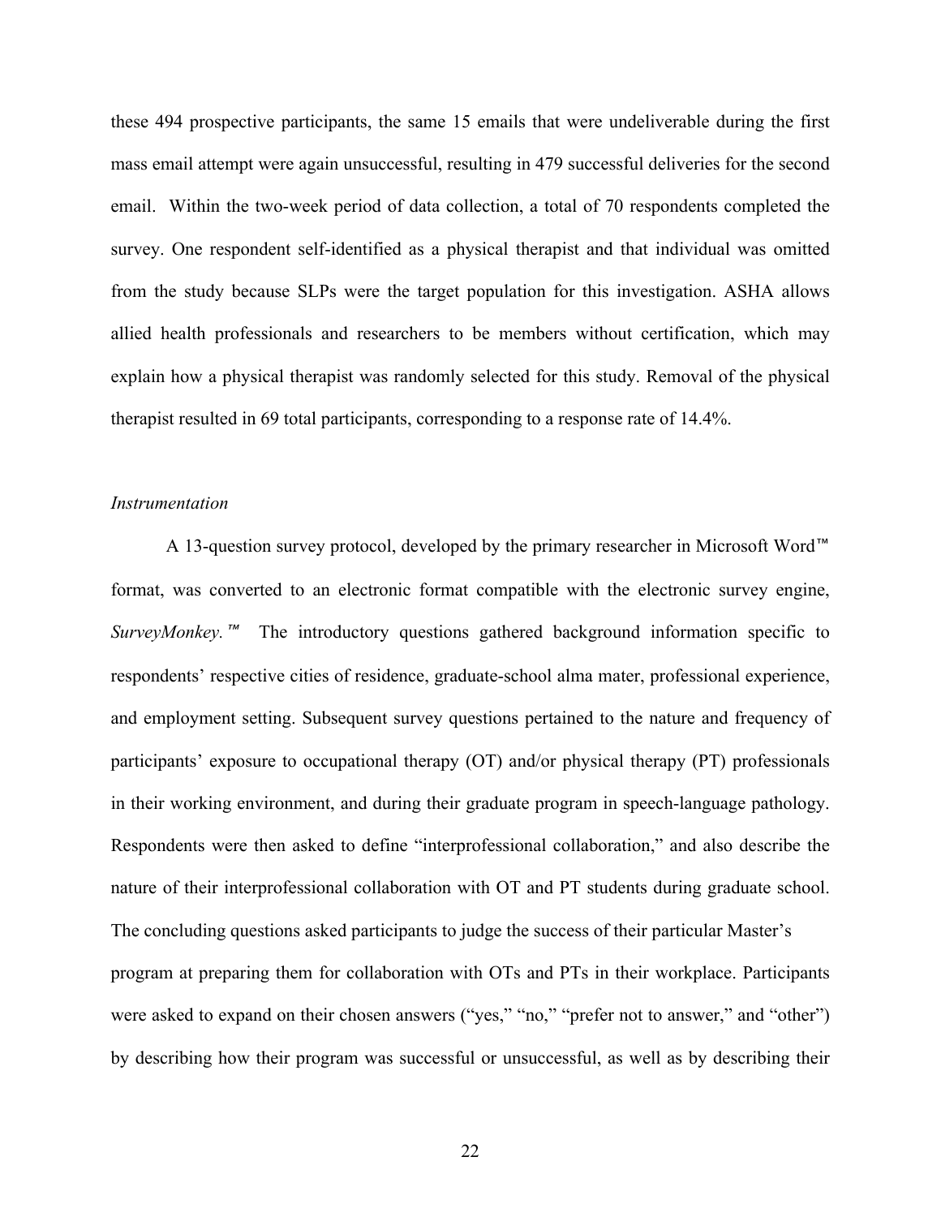these 494 prospective participants, the same 15 emails that were undeliverable during the first mass email attempt were again unsuccessful, resulting in 479 successful deliveries for the second email. Within the two-week period of data collection, a total of 70 respondents completed the survey. One respondent self-identified as a physical therapist and that individual was omitted from the study because SLPs were the target population for this investigation. ASHA allows allied health professionals and researchers to be members without certification, which may explain how a physical therapist was randomly selected for this study. Removal of the physical therapist resulted in 69 total participants, corresponding to a response rate of 14.4%.

*Instrumentation*

A 13-question survey protocol, developed by the primary researcher in Microsoft Word™ format, was converted to an electronic format compatible with the electronic survey engine, *SurveyMonkey.™* The introductory questions gathered background information specific to respondents' respective cities of residence, graduate-school alma mater, professional experience, and employment setting. Subsequent survey questions pertained to the nature and frequency of participants' exposure to occupational therapy (OT) and/or physical therapy (PT) professionals in their working environment, and during their graduate program in speech-language pathology. Respondents were then asked to define "interprofessional collaboration," and also describe the nature of their interprofessional collaboration with OT and PT students during graduate school. The concluding questions asked participants to judge the success of their particular Master's program at preparing them for collaboration with OTs and PTs in their workplace. Participants were asked to expand on their chosen answers ("yes," "no," "prefer not to answer," and "other") by describing how their program was successful or unsuccessful, as well as by describing their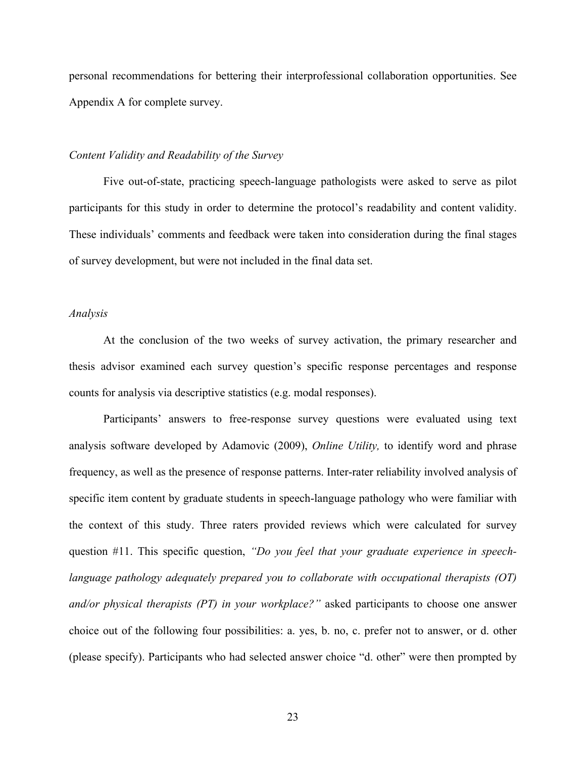personal recommendations for bettering their interprofessional collaboration opportunities. See Appendix A for complete survey.

*Content Validity and Readability of the Survey*

Five out-of-state, practicing speech-language pathologists were asked to serve as pilot participants for this study in order to determine the protocol's readability and content validity. These individuals' comments and feedback were taken into consideration during the final stages of survey development, but were not included in the final data set.

*Analysis*

At the conclusion of the two weeks of survey activation, the primary researcher and thesis advisor examined each survey question's specific response percentages and response counts for analysis via descriptive statistics (e.g. modal responses).

Participants' answers to free-response survey questions were evaluated using text analysis software developed by Adamovic (2009), *Online Utility,* to identify word and phrase frequency, as well as the presence of response patterns. Inter-rater reliability involved analysis of specific item content by graduate students in speech-language pathology who were familiar with the context of this study. Three raters provided reviews which were calculated for survey question #11. This specific question, *"Do you feel that your graduate experience in speech-language pathology adequately prepared you to collaborate with occupational therapists (OT) and/or physical therapists (PT) in your workplace?"* asked participants to choose one answer choice out of the following four possibilities: a. yes, b. no, c. prefer not to answer, or d. other (please specify). Participants who had selected answer choice "d. other" were then prompted by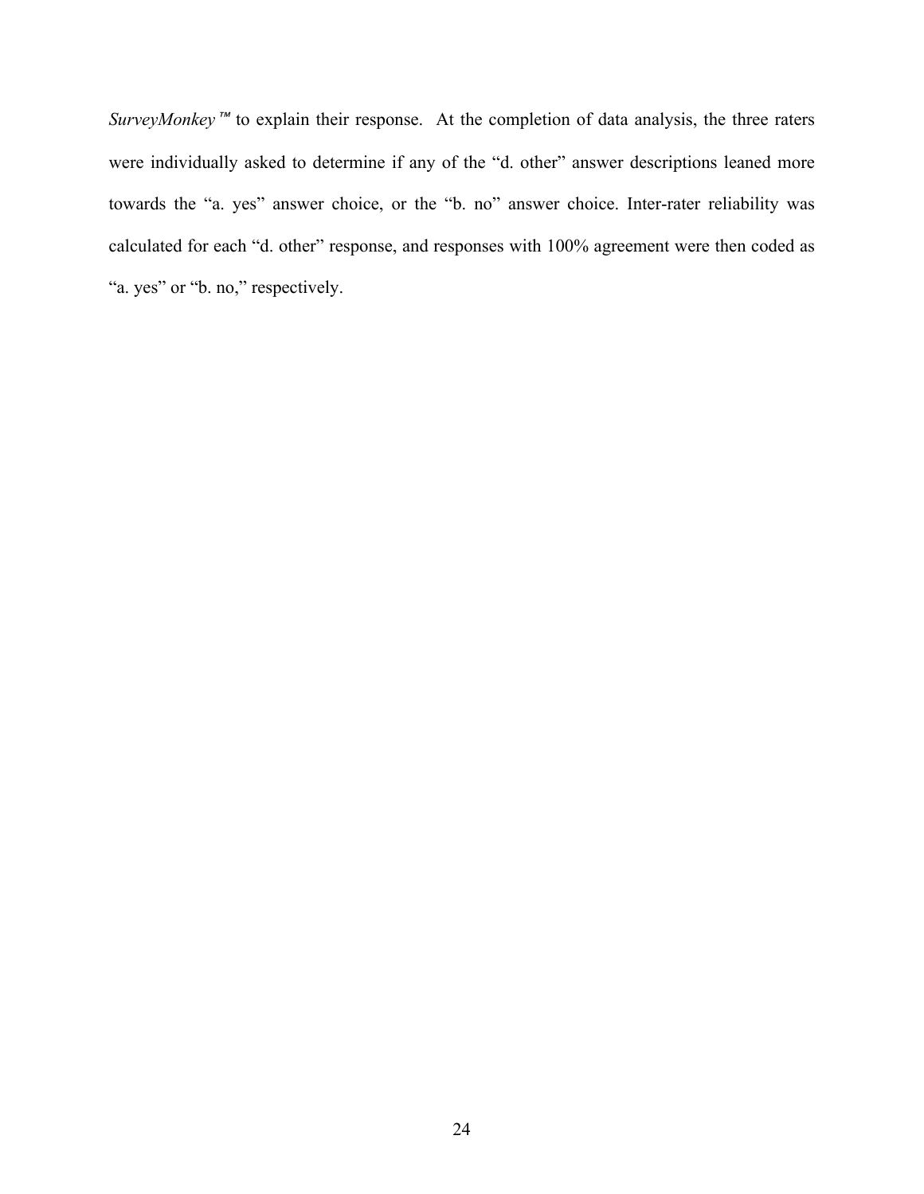*SurveyMonkey™* to explain their response. At the completion of data analysis, the three raters were individually asked to determine if any of the "d. other" answer descriptions leaned more towards the "a. yes" answer choice, or the "b. no" answer choice. Inter-rater reliability was calculated for each "d. other" response, and responses with 100% agreement were then coded as "a. yes" or "b. no," respectively.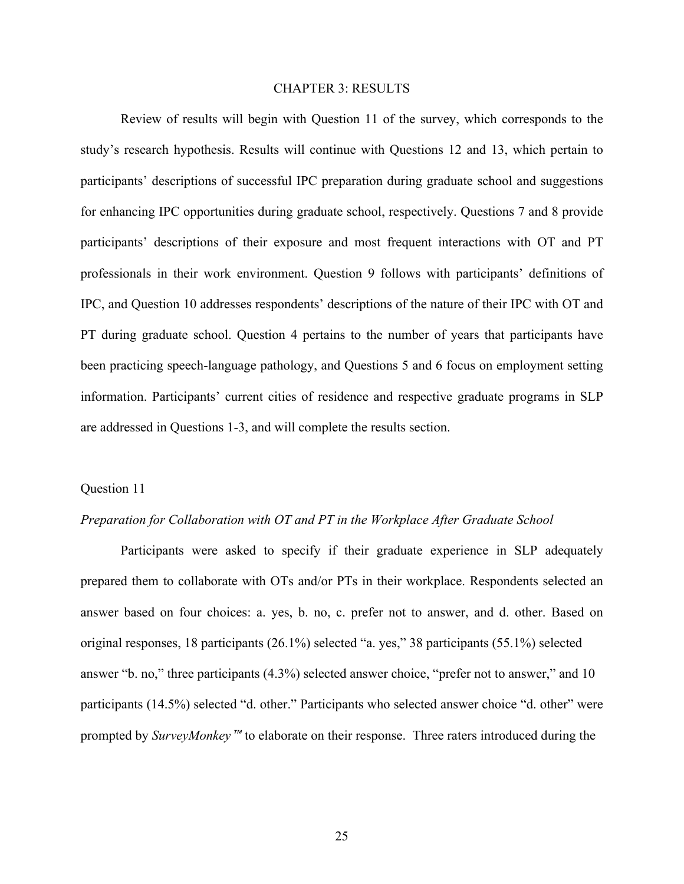# CHAPTER 3: RESULTS

Review of results will begin with Question 11 of the survey, which corresponds to the study's research hypothesis. Results will continue with Questions 12 and 13, which pertain to participants' descriptions of successful IPC preparation during graduate school and suggestions for enhancing IPC opportunities during graduate school, respectively. Questions 7 and 8 provide participants' descriptions of their exposure and most frequent interactions with OT and PT professionals in their work environment. Question 9 follows with participants' definitions of IPC, and Question 10 addresses respondents' descriptions of the nature of their IPC with OT and PT during graduate school. Question 4 pertains to the number of years that participants have been practicing speech-language pathology, and Questions 5 and 6 focus on employment setting information. Participants' current cities of residence and respective graduate programs in SLP are addressed in Questions 1-3, and will complete the results section.

## Question 11

*Preparation for Collaboration with OT and PT in the Workplace After Graduate School*

Participants were asked to specify if their graduate experience in SLP adequately prepared them to collaborate with OTs and/or PTs in their workplace. Respondents selected an answer based on four choices: a. yes, b. no, c. prefer not to answer, and d. other. Based on original responses, 18 participants (26.1%) selected "a. yes," 38 participants (55.1%) selected answer "b. no," three participants (4.3%) selected answer choice, "prefer not to answer," and 10 participants (14.5%) selected "d. other." Participants who selected answer choice "d. other" were prompted by *SurveyMonkey™* to elaborate on their response. Three raters introduced during the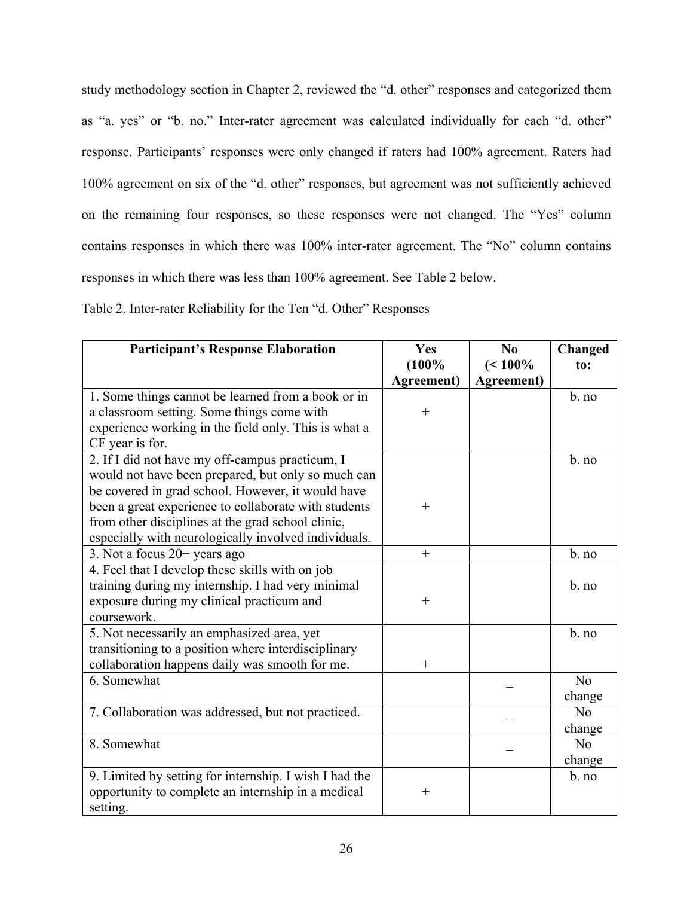study methodology section in Chapter 2, reviewed the "d. other" responses and categorized them as "a. yes" or "b. no." Inter-rater agreement was calculated individually for each "d. other" response. Participants' responses were only changed if raters had 100% agreement. Raters had 100% agreement on six of the "d. other" responses, but agreement was not sufficiently achieved on the remaining four responses, so these responses were not changed. The "Yes" column contains responses in which there was 100% inter-rater agreement. The "No" column contains responses in which there was less than 100% agreement. See Table 2 below.

Table 2. Inter-rater Reliability for the Ten "d. Other" Responses

| **Participant's Response Elaboration** | **Yes (100% Agreement)** | **No (< 100% Agreement)** | **Changed to:** |
|---|---|---|---|
| 1. Some things cannot be learned from a book or in a classroom setting. Some things come with experience working in the field only. This is what a CF year is for. | + | | b. no |
| 2. If I did not have my off-campus practicum, I would not have been prepared, but only so much can be covered in grad school. However, it would have been a great experience to collaborate with students from other disciplines at the grad school clinic, especially with neurologically involved individuals. | + | | b. no |
| 3. Not a focus 20+ years ago | + | | b. no |
| 4. Feel that I develop these skills with on job training during my internship. I had very minimal exposure during my clinical practicum and coursework. | + | | b. no |
| 5. Not necessarily an emphasized area, yet transitioning to a position where interdisciplinary collaboration happens daily was smooth for me. | + | | b. no |
| 6. Somewhat | | _ | No change |
| 7. Collaboration was addressed, but not practiced. | | _ | No change |
| 8. Somewhat | | _ | No change |
| 9. Limited by setting for internship. I wish I had the opportunity to complete an internship in a medical setting. | + | | b. no |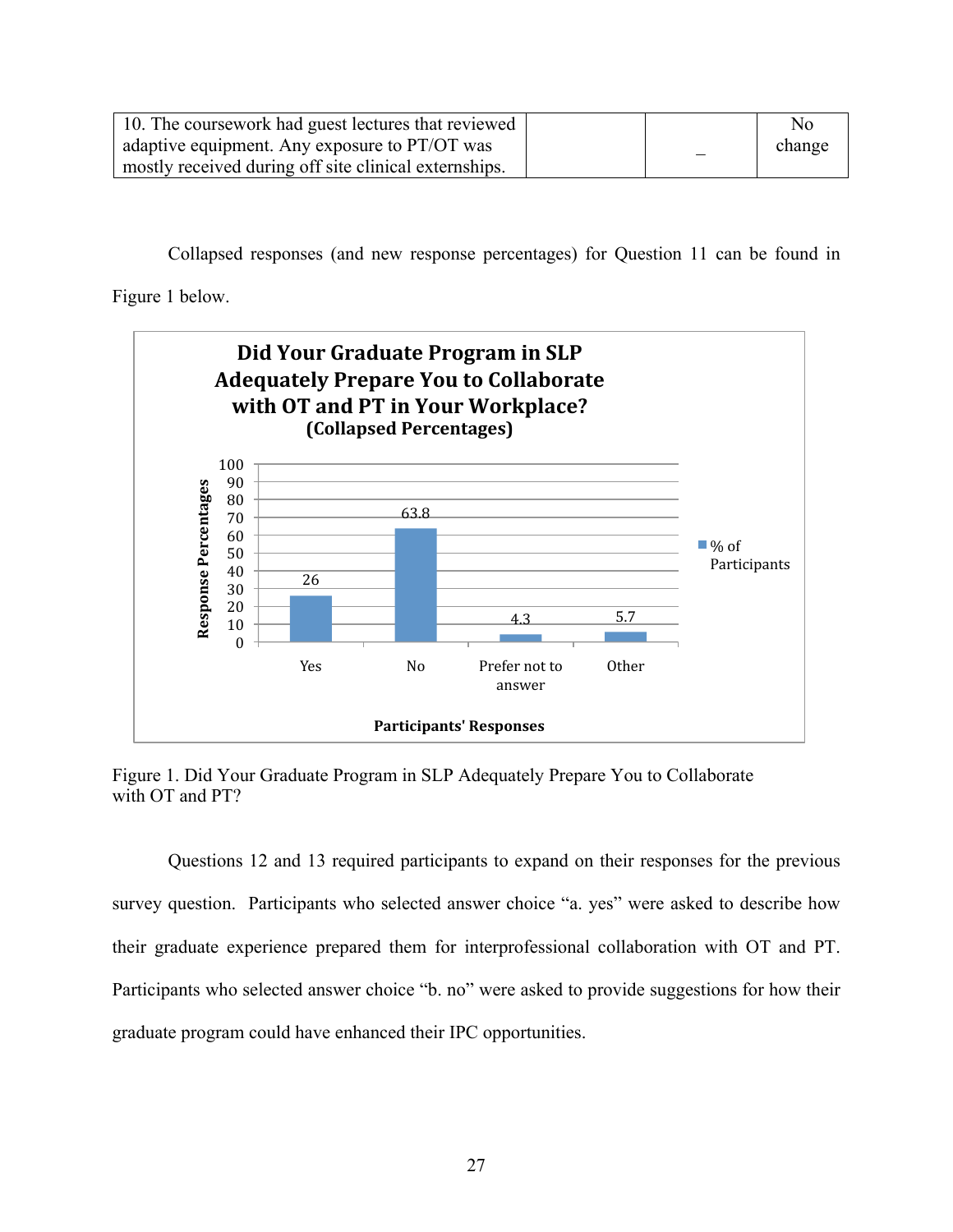| | | | |
|---|---|---|---|
| 10. The coursework had guest lectures that reviewed adaptive equipment. Any exposure to PT/OT was mostly received during off site clinical externships. | | _ | No change |

Collapsed responses (and new response percentages) for Question 11 can be found in Figure 1 below.

Did Your Graduate Program in SLP Adequately Prepare You to Collaborate with OT and PT in Your Workplace?
(Collapsed Percentages)

Response Percentages

100
90
80
70
60
50
40
30
20
10
0

26
63.8
4.3
5.7

Yes
No
Prefer not to answer
Other

Participants' Responses

% of Participants

Figure 1. Did Your Graduate Program in SLP Adequately Prepare You to Collaborate with OT and PT?

Questions 12 and 13 required participants to expand on their responses for the previous survey question. Participants who selected answer choice "a. yes" were asked to describe how their graduate experience prepared them for interprofessional collaboration with OT and PT. Participants who selected answer choice "b. no" were asked to provide suggestions for how their graduate program could have enhanced their IPC opportunities.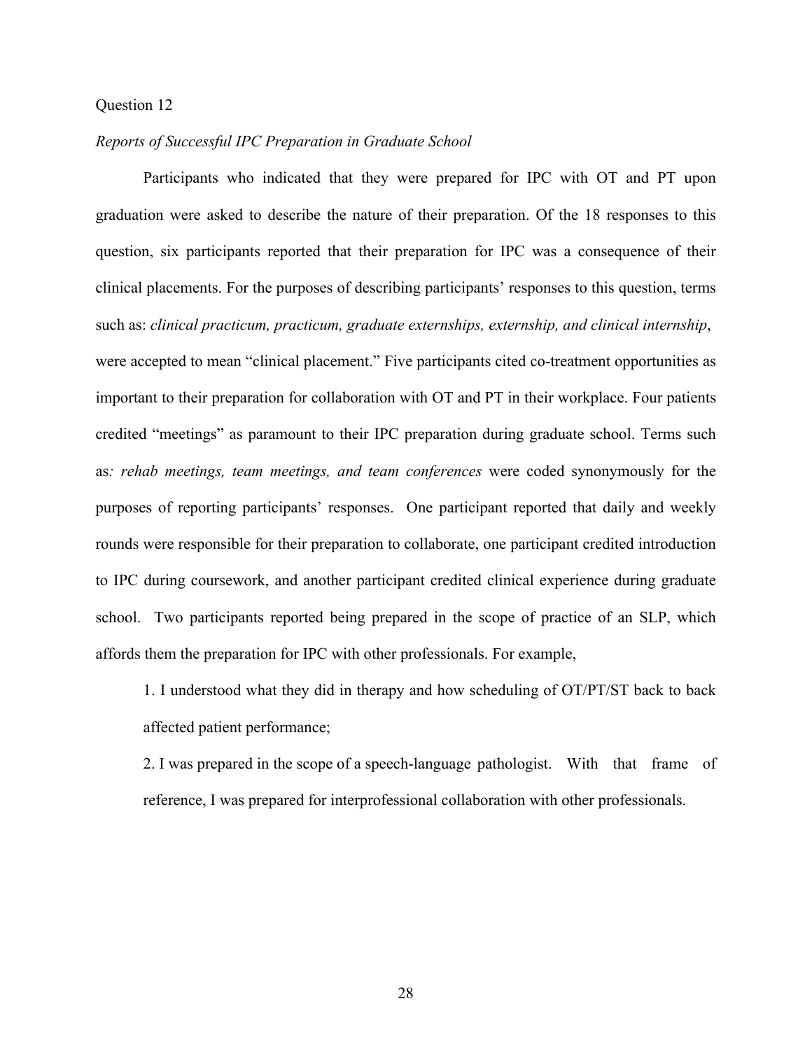Question 12

*Reports of Successful IPC Preparation in Graduate School*

Participants who indicated that they were prepared for IPC with OT and PT upon graduation were asked to describe the nature of their preparation. Of the 18 responses to this question, six participants reported that their preparation for IPC was a consequence of their clinical placements. For the purposes of describing participants' responses to this question, terms such as: *clinical practicum, practicum, graduate externships, externship, and clinical internship*, were accepted to mean "clinical placement." Five participants cited co-treatment opportunities as important to their preparation for collaboration with OT and PT in their workplace. Four patients credited "meetings" as paramount to their IPC preparation during graduate school. Terms such as*: rehab meetings, team meetings, and team conferences* were coded synonymously for the purposes of reporting participants' responses. One participant reported that daily and weekly rounds were responsible for their preparation to collaborate, one participant credited introduction to IPC during coursework, and another participant credited clinical experience during graduate school. Two participants reported being prepared in the scope of practice of an SLP, which affords them the preparation for IPC with other professionals. For example,

1. I understood what they did in therapy and how scheduling of OT/PT/ST back to back affected patient performance;
2. I was prepared in the scope of a speech-language pathologist. With that frame of reference, I was prepared for interprofessional collaboration with other professionals.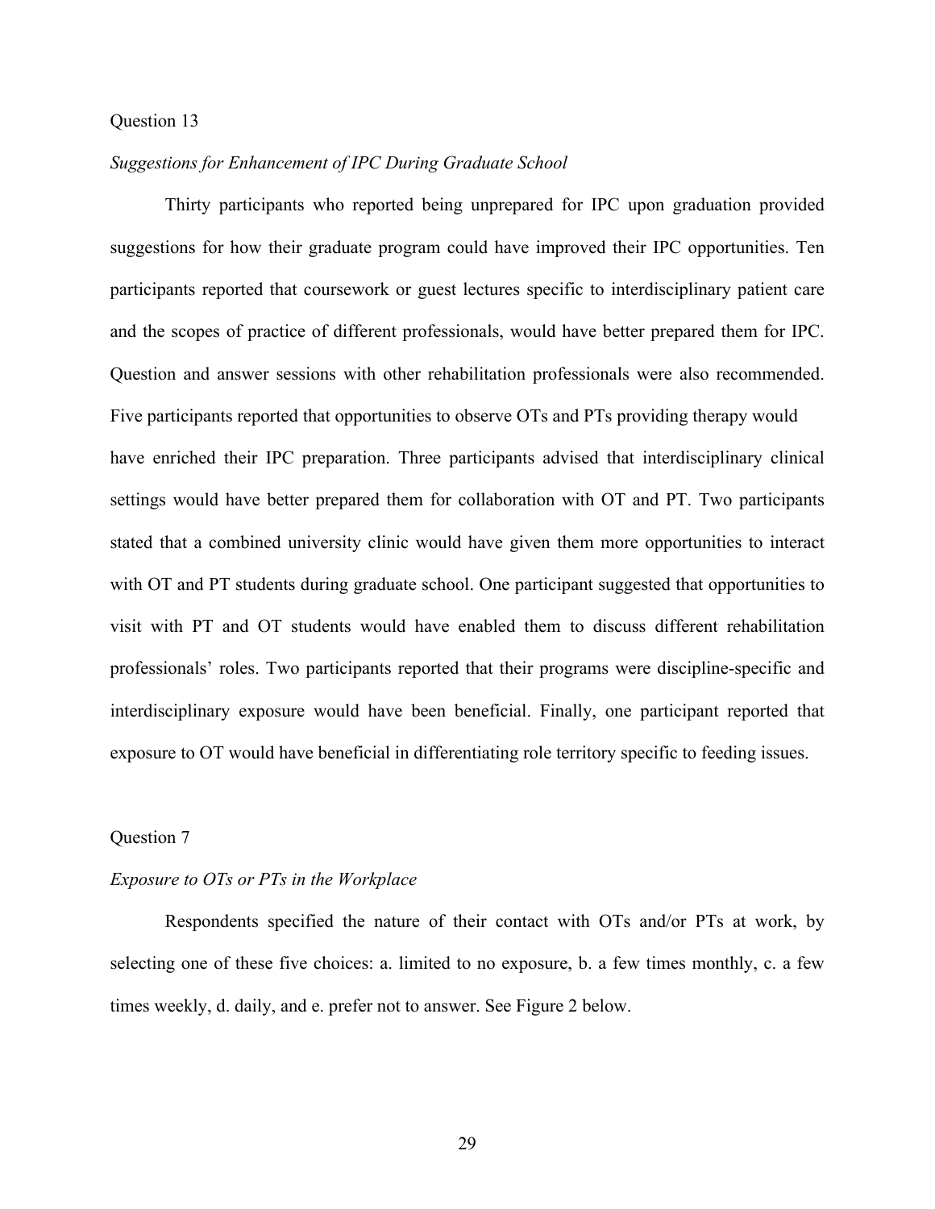Question 13

*Suggestions for Enhancement of IPC During Graduate School*

Thirty participants who reported being unprepared for IPC upon graduation provided suggestions for how their graduate program could have improved their IPC opportunities. Ten participants reported that coursework or guest lectures specific to interdisciplinary patient care and the scopes of practice of different professionals, would have better prepared them for IPC. Question and answer sessions with other rehabilitation professionals were also recommended. Five participants reported that opportunities to observe OTs and PTs providing therapy would have enriched their IPC preparation. Three participants advised that interdisciplinary clinical settings would have better prepared them for collaboration with OT and PT. Two participants stated that a combined university clinic would have given them more opportunities to interact with OT and PT students during graduate school. One participant suggested that opportunities to visit with PT and OT students would have enabled them to discuss different rehabilitation professionals' roles. Two participants reported that their programs were discipline-specific and interdisciplinary exposure would have been beneficial. Finally, one participant reported that exposure to OT would have beneficial in differentiating role territory specific to feeding issues.

Question 7

*Exposure to OTs or PTs in the Workplace*

Respondents specified the nature of their contact with OTs and/or PTs at work, by selecting one of these five choices: a. limited to no exposure, b. a few times monthly, c. a few times weekly, d. daily, and e. prefer not to answer. See Figure 2 below.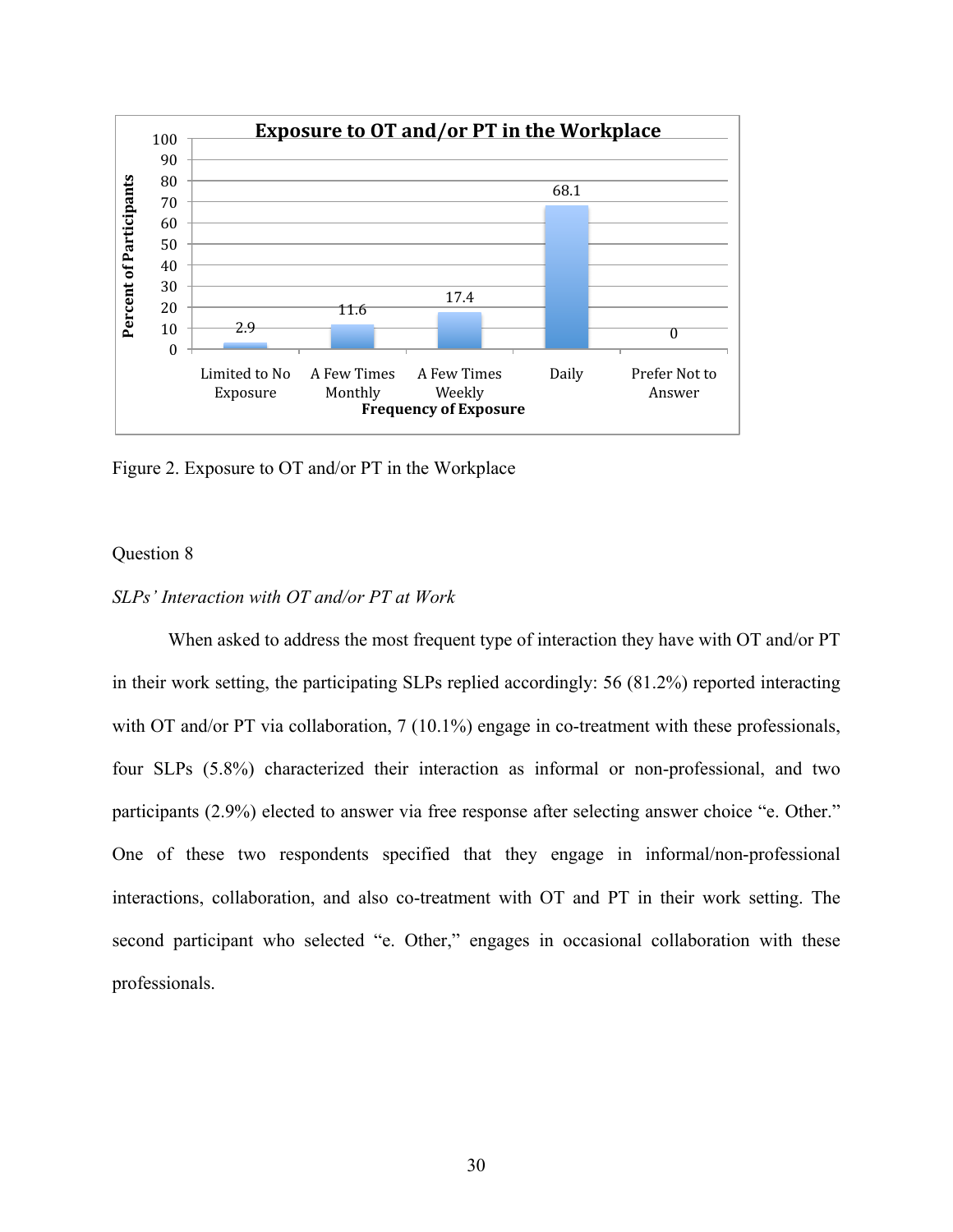Exposure to OT and/or PT in the Workplace

Percent of Participants

100
90
80
70
60
50
40
30
20
10
0

2.9
11.6
17.4
68.1
0

Limited to No Exposure
A Few Times Monthly
A Few Times Weekly
Daily
Prefer Not to Answer

Frequency of Exposure

Figure 2. Exposure to OT and/or PT in the Workplace

Question 8

*SLPs' Interaction with OT and/or PT at Work*

When asked to address the most frequent type of interaction they have with OT and/or PT in their work setting, the participating SLPs replied accordingly: 56 (81.2%) reported interacting with OT and/or PT via collaboration, 7 (10.1%) engage in co-treatment with these professionals, four SLPs (5.8%) characterized their interaction as informal or non-professional, and two participants (2.9%) elected to answer via free response after selecting answer choice "e. Other." One of these two respondents specified that they engage in informal/non-professional interactions, collaboration, and also co-treatment with OT and PT in their work setting. The second participant who selected "e. Other," engages in occasional collaboration with these professionals.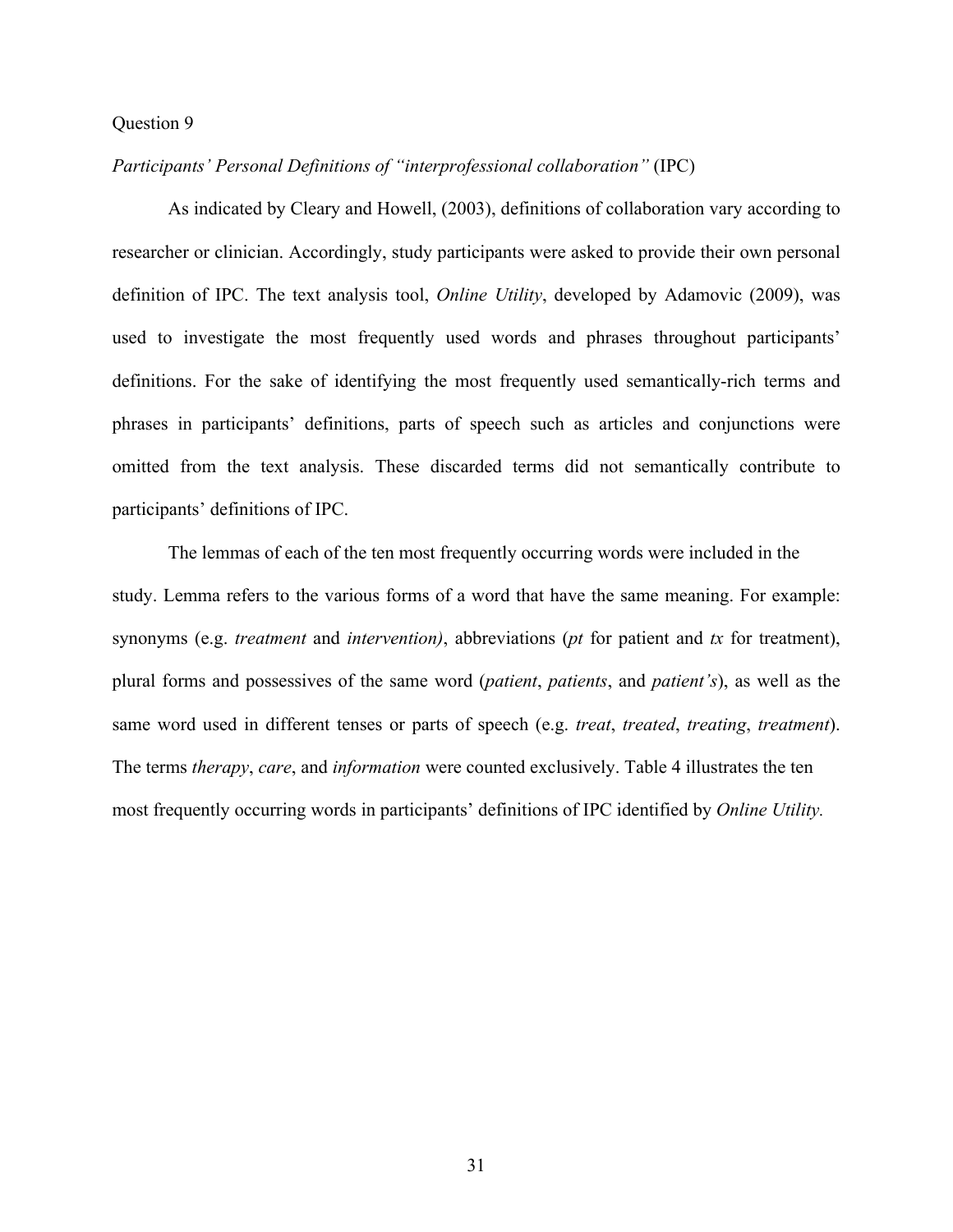Question 9

*Participants' Personal Definitions of "interprofessional collaboration"* (IPC)

As indicated by Cleary and Howell, (2003), definitions of collaboration vary according to researcher or clinician. Accordingly, study participants were asked to provide their own personal definition of IPC. The text analysis tool, *Online Utility*, developed by Adamovic (2009), was used to investigate the most frequently used words and phrases throughout participants' definitions. For the sake of identifying the most frequently used semantically-rich terms and phrases in participants' definitions, parts of speech such as articles and conjunctions were omitted from the text analysis. These discarded terms did not semantically contribute to participants' definitions of IPC.

The lemmas of each of the ten most frequently occurring words were included in the study. Lemma refers to the various forms of a word that have the same meaning. For example: synonyms (e.g. *treatment* and *intervention)*, abbreviations (*pt* for patient and *tx* for treatment), plural forms and possessives of the same word (*patient*, *patients*, and *patient's*), as well as the same word used in different tenses or parts of speech (e.g. *treat*, *treated*, *treating*, *treatment*). The terms *therapy*, *care*, and *information* were counted exclusively. Table 4 illustrates the ten most frequently occurring words in participants' definitions of IPC identified by *Online Utility.*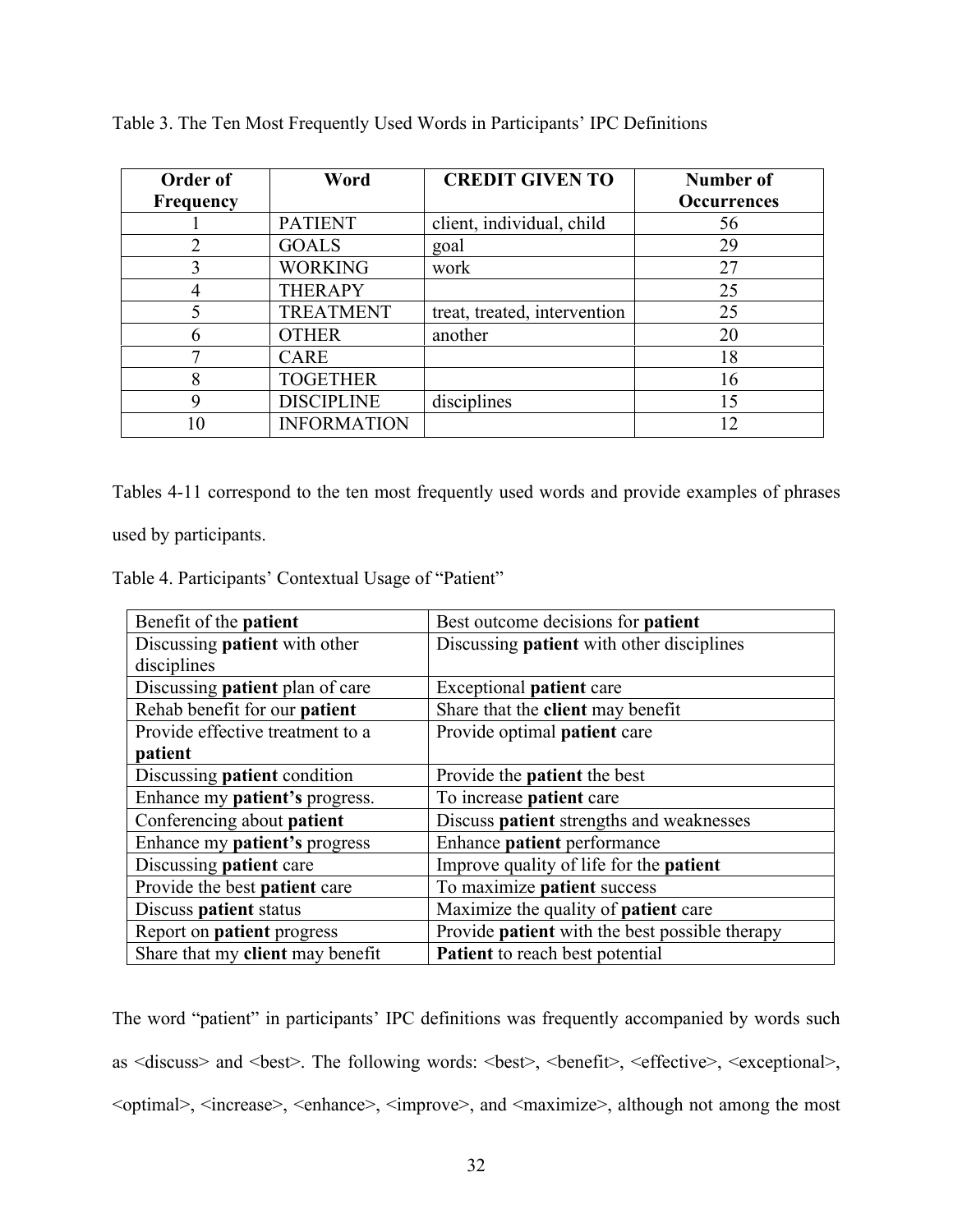Table 3. The Ten Most Frequently Used Words in Participants' IPC Definitions

| Order of Frequency | Word | CREDIT GIVEN TO | Number of Occurrences |
|---|---|---|---|
| 1 | PATIENT | client, individual, child | 56 |
| 2 | GOALS | goal | 29 |
| 3 | WORKING | work | 27 |
| 4 | THERAPY | | 25 |
| 5 | TREATMENT | treat, treated, intervention | 25 |
| 6 | OTHER | another | 20 |
| 7 | CARE | | 18 |
| 8 | TOGETHER | | 16 |
| 9 | DISCIPLINE | disciplines | 15 |
| 10 | INFORMATION | | 12 |

Tables 4-11 correspond to the ten most frequently used words and provide examples of phrases used by participants.

Table 4. Participants' Contextual Usage of "Patient"

| | |
|---|---|
| Benefit of the **patient** | Best outcome decisions for **patient** |
| Discussing **patient** with other disciplines | Discussing **patient** with other disciplines |
| Discussing **patient** plan of care | Exceptional **patient** care |
| Rehab benefit for our **patient** | Share that the **client** may benefit |
| Provide effective treatment to a **patient** | Provide optimal **patient** care |
| Discussing **patient** condition | Provide the **patient** the best |
| Enhance my **patient's** progress. | To increase **patient** care |
| Conferencing about **patient** | Discuss **patient** strengths and weaknesses |
| Enhance my **patient's** progress | Enhance **patient** performance |
| Discussing **patient** care | Improve quality of life for the **patient** |
| Provide the best **patient** care | To maximize **patient** success |
| Discuss **patient** status | Maximize the quality of **patient** care |
| Report on **patient** progress | Provide **patient** with the best possible therapy |
| Share that my **client** may benefit | **Patient** to reach best potential |

The word "patient" in participants' IPC definitions was frequently accompanied by words such as <discuss> and <best>. The following words: <best>, <benefit>, <effective>, <exceptional>, <optimal>, <increase>, <enhance>, <improve>, and <maximize>, although not among the most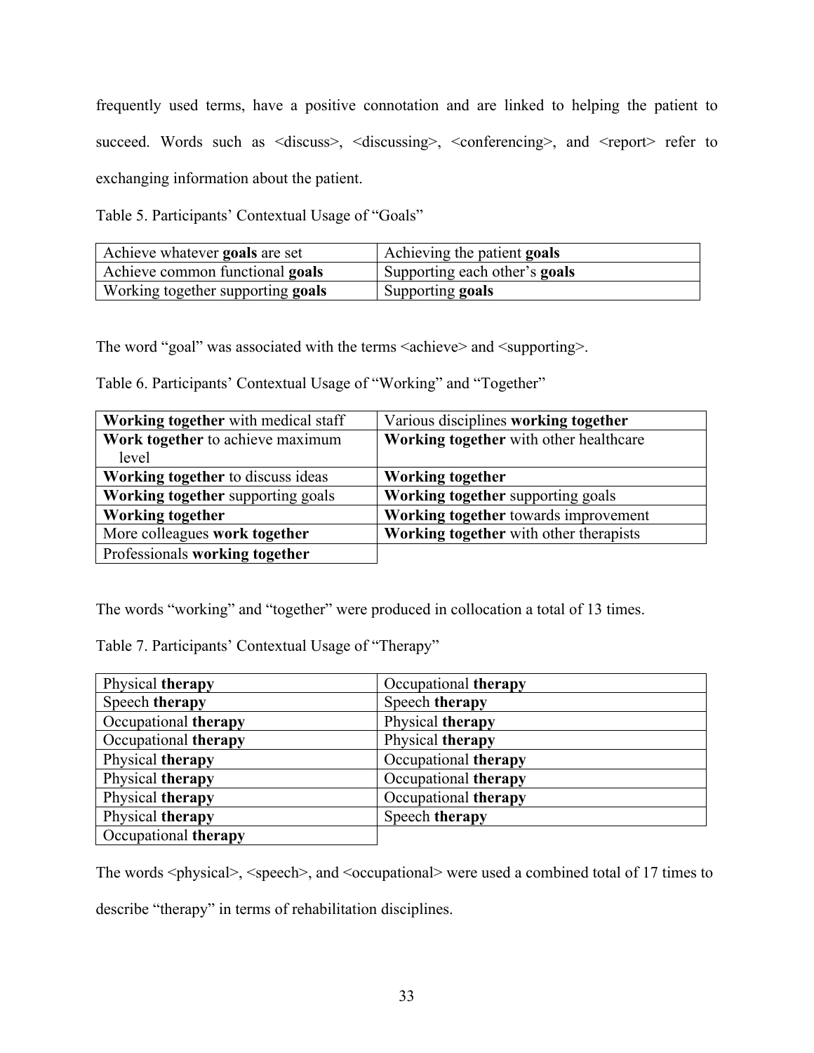frequently used terms, have a positive connotation and are linked to helping the patient to succeed. Words such as <discuss>, <discussing>, <conferencing>, and <report> refer to exchanging information about the patient.

Table 5. Participants' Contextual Usage of "Goals"

| | |
|---|---|
| Achieve whatever **goals** are set | Achieving the patient **goals** |
| Achieve common functional **goals** | Supporting each other's **goals** |
| Working together supporting **goals** | Supporting **goals** |

The word "goal" was associated with the terms <achieve> and <supporting>.

Table 6. Participants' Contextual Usage of "Working" and "Together"

| | |
|---|---|
| **Working together** with medical staff | Various disciplines **working together** |
| **Work together** to achieve maximum level | **Working together** with other healthcare |
| **Working together** to discuss ideas | **Working together** |
| **Working together** supporting goals | **Working together** supporting goals |
| **Working together** | **Working together** towards improvement |
| More colleagues **work together** | **Working together** with other therapists |
| Professionals **working together** | |

The words "working" and "together" were produced in collocation a total of 13 times.

Table 7. Participants' Contextual Usage of "Therapy"

| | |
|---|---|
| Physical **therapy** | Occupational **therapy** |
| Speech **therapy** | Speech **therapy** |
| Occupational **therapy** | Physical **therapy** |
| Occupational **therapy** | Physical **therapy** |
| Physical **therapy** | Occupational **therapy** |
| Physical **therapy** | Occupational **therapy** |
| Physical **therapy** | Occupational **therapy** |
| Physical **therapy** | Speech **therapy** |
| Occupational **therapy** | |

The words <physical>, <speech>, and <occupational> were used a combined total of 17 times to describe "therapy" in terms of rehabilitation disciplines.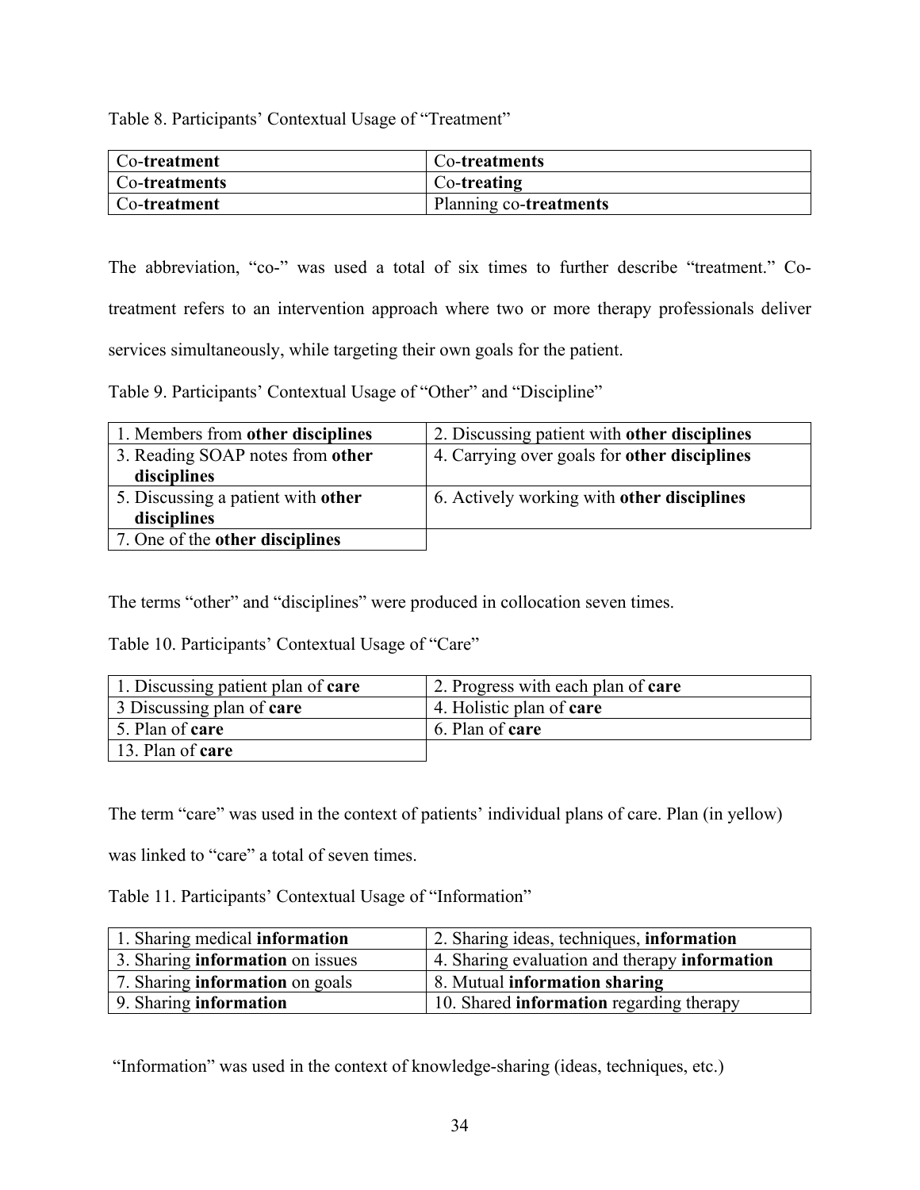Table 8. Participants' Contextual Usage of "Treatment"

| | |
|---|---|
| Co-**treatment** | Co-**treatments** |
| Co-**treatments** | Co-**treating** |
| Co-**treatment** | Planning co-**treatments** |

The abbreviation, "co-" was used a total of six times to further describe "treatment." Co-treatment refers to an intervention approach where two or more therapy professionals deliver services simultaneously, while targeting their own goals for the patient.

Table 9. Participants' Contextual Usage of "Other" and "Discipline"

| | |
|---|---|
| 1. Members from **other disciplines** | 2. Discussing patient with **other disciplines** |
| 3. Reading SOAP notes from **other disciplines** | 4. Carrying over goals for **other disciplines** |
| 5. Discussing a patient with **other disciplines** | 6. Actively working with **other disciplines** |
| 7. One of the **other disciplines** | |

The terms "other" and "disciplines" were produced in collocation seven times.

Table 10. Participants' Contextual Usage of "Care"

| | |
|---|---|
| 1. Discussing patient plan of **care** | 2. Progress with each plan of **care** |
| 3 Discussing plan of **care** | 4. Holistic plan of **care** |
| 5. Plan of **care** | 6. Plan of **care** |
| 13. Plan of **care** | |

The term "care" was used in the context of patients' individual plans of care. Plan (in yellow) was linked to "care" a total of seven times.

Table 11. Participants' Contextual Usage of "Information"

| | |
|---|---|
| 1. Sharing medical **information** | 2. Sharing ideas, techniques, **information** |
| 3. Sharing **information** on issues | 4. Sharing evaluation and therapy **information** |
| 7. Sharing **information** on goals | 8. Mutual **information sharing** |
| 9. Sharing **information** | 10. Shared **information** regarding therapy |

"Information" was used in the context of knowledge-sharing (ideas, techniques, etc.)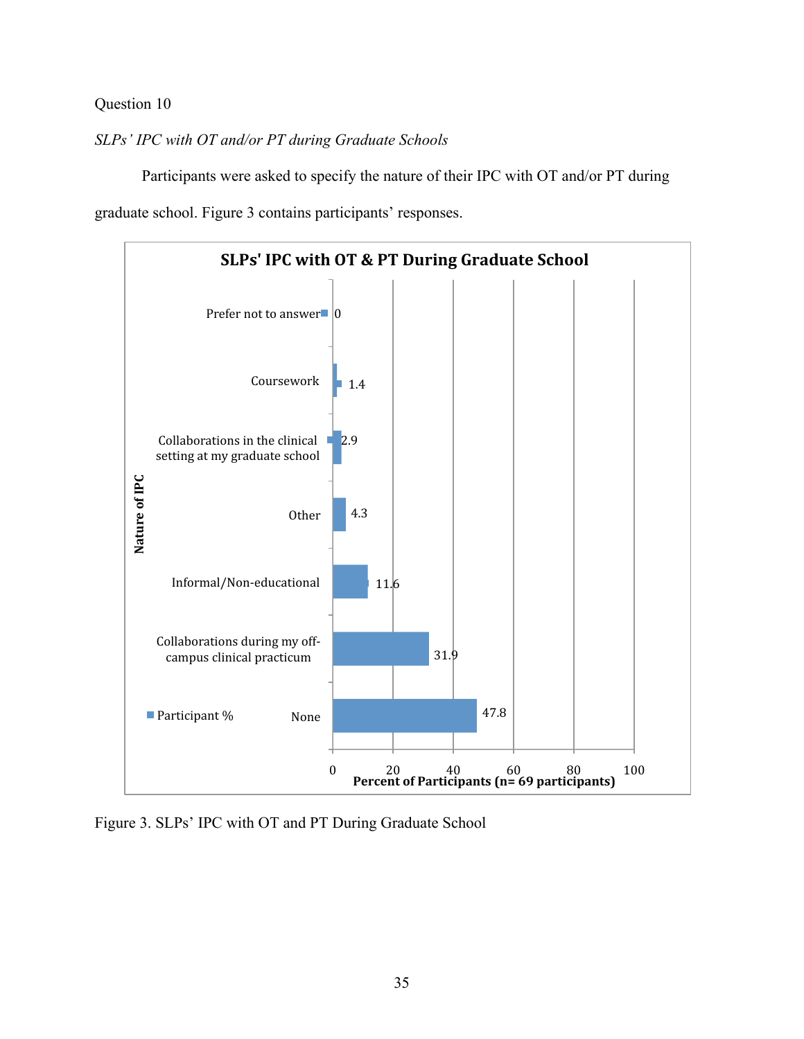Question 10

*SLPs' IPC with OT and/or PT during Graduate Schools*

Participants were asked to specify the nature of their IPC with OT and/or PT during graduate school. Figure 3 contains participants' responses.

SLPs' IPC with OT & PT During Graduate School

Nature of IPC

Prefer not to answer 0

Coursework 1.4

Collaborations in the clinical setting at my graduate school 2.9

Other 4.3

Informal/Non-educational 11.6

Collaborations during my off-campus clinical practicum 31.9

None 47.8

Participant %

0 20 40 60 80 100

Percent of Participants (n= 69 participants)

Figure 3. SLPs' IPC with OT and PT During Graduate School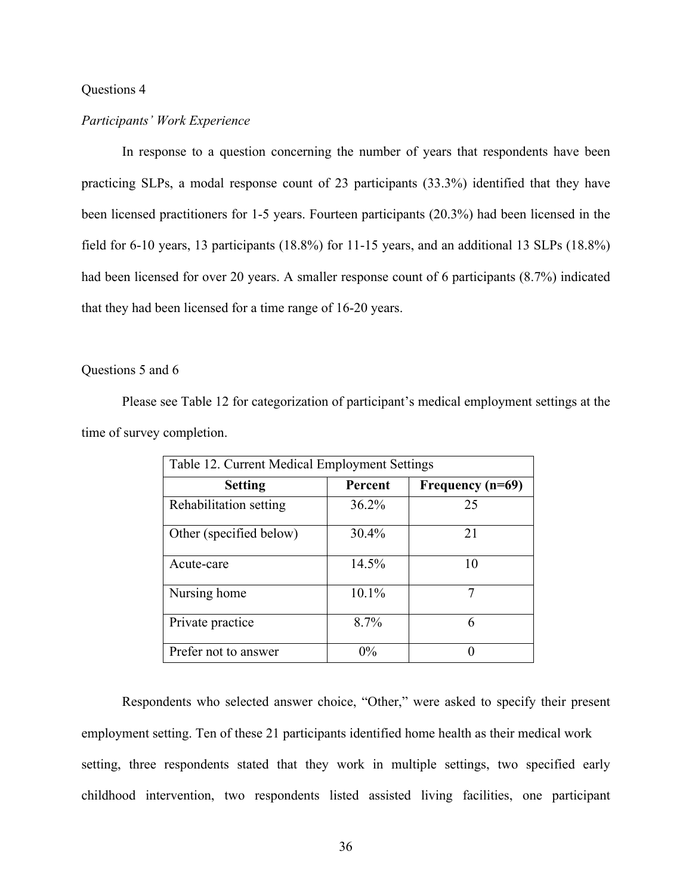Questions 4

*Participants' Work Experience*

In response to a question concerning the number of years that respondents have been practicing SLPs, a modal response count of 23 participants (33.3%) identified that they have been licensed practitioners for 1-5 years. Fourteen participants (20.3%) had been licensed in the field for 6-10 years, 13 participants (18.8%) for 11-15 years, and an additional 13 SLPs (18.8%) had been licensed for over 20 years. A smaller response count of 6 participants (8.7%) indicated that they had been licensed for a time range of 16-20 years.

Questions 5 and 6

Please see Table 12 for categorization of participant's medical employment settings at the time of survey completion.

Table 12. Current Medical Employment Settings

| Setting | Percent | Frequency (n=69) |
| --- | --- | --- |
| Rehabilitation setting | 36.2% | 25 |
| Other (specified below) | 30.4% | 21 |
| Acute-care | 14.5% | 10 |
| Nursing home | 10.1% | 7 |
| Private practice | 8.7% | 6 |
| Prefer not to answer | 0% | 0 |

Respondents who selected answer choice, "Other," were asked to specify their present employment setting. Ten of these 21 participants identified home health as their medical work setting, three respondents stated that they work in multiple settings, two specified early childhood intervention, two respondents listed assisted living facilities, one participant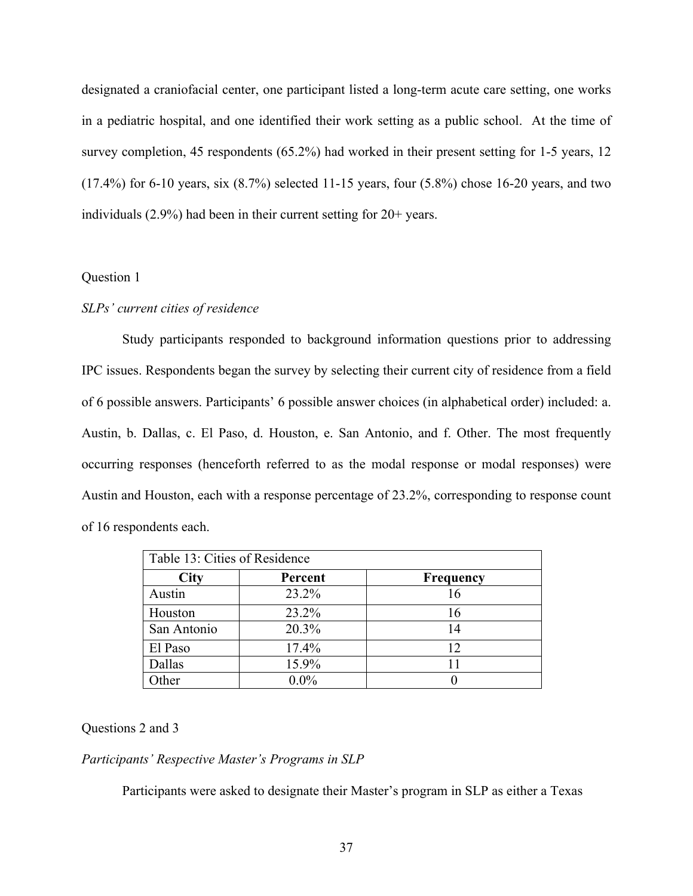designated a craniofacial center, one participant listed a long-term acute care setting, one works in a pediatric hospital, and one identified their work setting as a public school. At the time of survey completion, 45 respondents (65.2%) had worked in their present setting for 1-5 years, 12 (17.4%) for 6-10 years, six (8.7%) selected 11-15 years, four (5.8%) chose 16-20 years, and two individuals (2.9%) had been in their current setting for 20+ years.

Question 1

*SLPs' current cities of residence*

Study participants responded to background information questions prior to addressing IPC issues. Respondents began the survey by selecting their current city of residence from a field of 6 possible answers. Participants' 6 possible answer choices (in alphabetical order) included: a. Austin, b. Dallas, c. El Paso, d. Houston, e. San Antonio, and f. Other. The most frequently occurring responses (henceforth referred to as the modal response or modal responses) were Austin and Houston, each with a response percentage of 23.2%, corresponding to response count of 16 respondents each.

Table 13: Cities of Residence

| City | Percent | Frequency |
|---|---|---|
| Austin | 23.2% | 16 |
| Houston | 23.2% | 16 |
| San Antonio | 20.3% | 14 |
| El Paso | 17.4% | 12 |
| Dallas | 15.9% | 11 |
| Other | 0.0% | 0 |

Questions 2 and 3

*Participants' Respective Master's Programs in SLP*

Participants were asked to designate their Master's program in SLP as either a Texas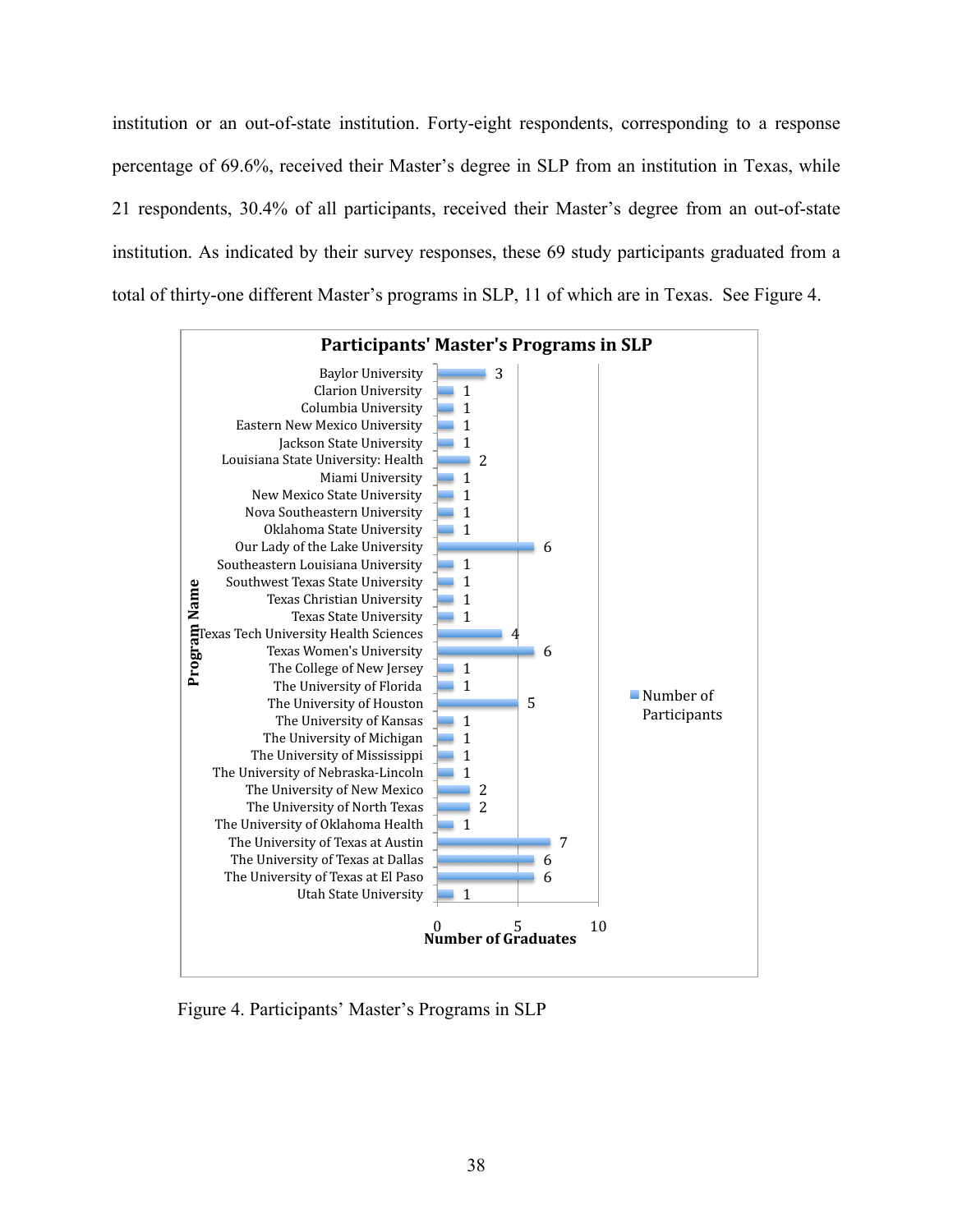institution or an out-of-state institution. Forty-eight respondents, corresponding to a response percentage of 69.6%, received their Master's degree in SLP from an institution in Texas, while 21 respondents, 30.4% of all participants, received their Master's degree from an out-of-state institution. As indicated by their survey responses, these 69 study participants graduated from a total of thirty-one different Master's programs in SLP, 11 of which are in Texas. See Figure 4.

**Participants' Master's Programs in SLP**

Program Name

Baylor University 3
Clarion University 1
Columbia University 1
Eastern New Mexico University 1
Jackson State University 1
Louisiana State University: Health 2
Miami University 1
New Mexico State University 1
Nova Southeastern University 1
Oklahoma State University 1
Our Lady of the Lake University 6
Southeastern Louisiana University 1
Southwest Texas State University 1
Texas Christian University 1
Texas State University 1
Texas Tech University Health Sciences 4
Texas Women's University 6
The College of New Jersey 1
The University of Florida 1
The University of Houston 5
The University of Kansas 1
The University of Michigan 1
The University of Mississippi 1
The University of Nebraska-Lincoln 1
The University of New Mexico 2
The University of North Texas 2
The University of Oklahoma Health 1
The University of Texas at Austin 7
The University of Texas at Dallas 6
The University of Texas at El Paso 6
Utah State University 1

0 5 10
Number of Graduates

Number of Participants

Figure 4. Participants' Master's Programs in SLP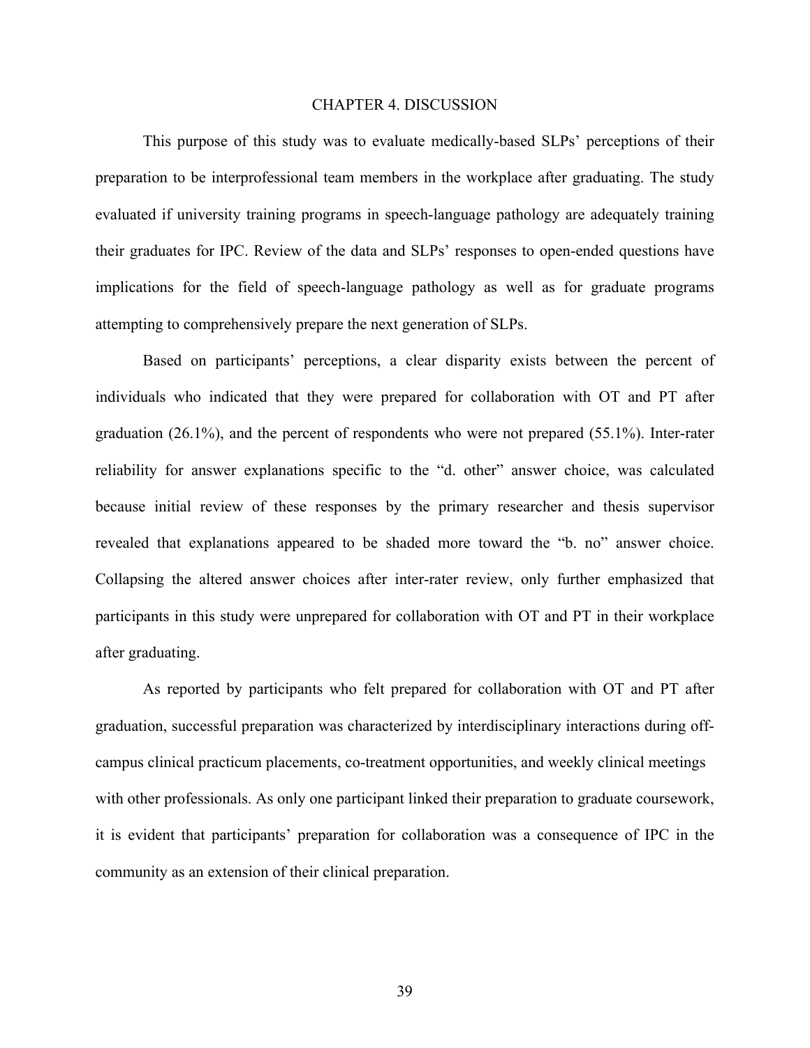# CHAPTER 4. DISCUSSION

This purpose of this study was to evaluate medically-based SLPs' perceptions of their preparation to be interprofessional team members in the workplace after graduating. The study evaluated if university training programs in speech-language pathology are adequately training their graduates for IPC. Review of the data and SLPs' responses to open-ended questions have implications for the field of speech-language pathology as well as for graduate programs attempting to comprehensively prepare the next generation of SLPs.

Based on participants' perceptions, a clear disparity exists between the percent of individuals who indicated that they were prepared for collaboration with OT and PT after graduation (26.1%), and the percent of respondents who were not prepared (55.1%). Inter-rater reliability for answer explanations specific to the "d. other" answer choice, was calculated because initial review of these responses by the primary researcher and thesis supervisor revealed that explanations appeared to be shaded more toward the "b. no" answer choice. Collapsing the altered answer choices after inter-rater review, only further emphasized that participants in this study were unprepared for collaboration with OT and PT in their workplace after graduating.

As reported by participants who felt prepared for collaboration with OT and PT after graduation, successful preparation was characterized by interdisciplinary interactions during off-campus clinical practicum placements, co-treatment opportunities, and weekly clinical meetings with other professionals. As only one participant linked their preparation to graduate coursework, it is evident that participants' preparation for collaboration was a consequence of IPC in the community as an extension of their clinical preparation.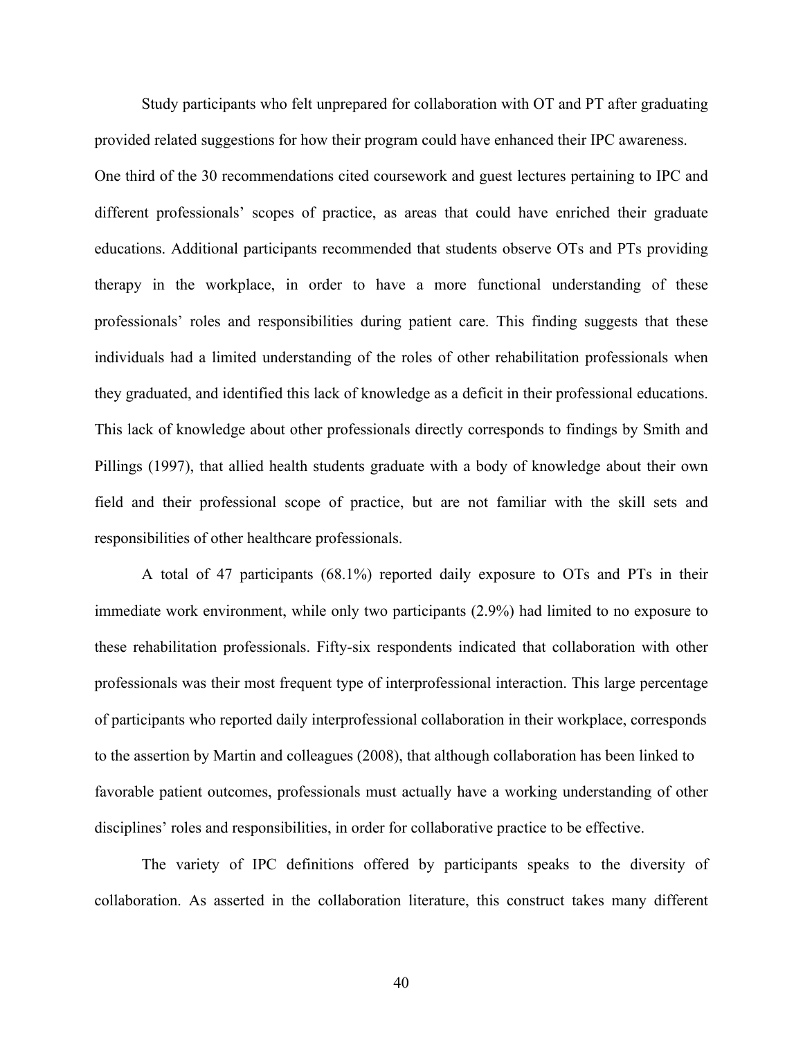Study participants who felt unprepared for collaboration with OT and PT after graduating provided related suggestions for how their program could have enhanced their IPC awareness. One third of the 30 recommendations cited coursework and guest lectures pertaining to IPC and different professionals' scopes of practice, as areas that could have enriched their graduate educations. Additional participants recommended that students observe OTs and PTs providing therapy in the workplace, in order to have a more functional understanding of these professionals' roles and responsibilities during patient care. This finding suggests that these individuals had a limited understanding of the roles of other rehabilitation professionals when they graduated, and identified this lack of knowledge as a deficit in their professional educations. This lack of knowledge about other professionals directly corresponds to findings by Smith and Pillings (1997), that allied health students graduate with a body of knowledge about their own field and their professional scope of practice, but are not familiar with the skill sets and responsibilities of other healthcare professionals.

A total of 47 participants (68.1%) reported daily exposure to OTs and PTs in their immediate work environment, while only two participants (2.9%) had limited to no exposure to these rehabilitation professionals. Fifty-six respondents indicated that collaboration with other professionals was their most frequent type of interprofessional interaction. This large percentage of participants who reported daily interprofessional collaboration in their workplace, corresponds to the assertion by Martin and colleagues (2008), that although collaboration has been linked to favorable patient outcomes, professionals must actually have a working understanding of other disciplines' roles and responsibilities, in order for collaborative practice to be effective.

The variety of IPC definitions offered by participants speaks to the diversity of collaboration. As asserted in the collaboration literature, this construct takes many different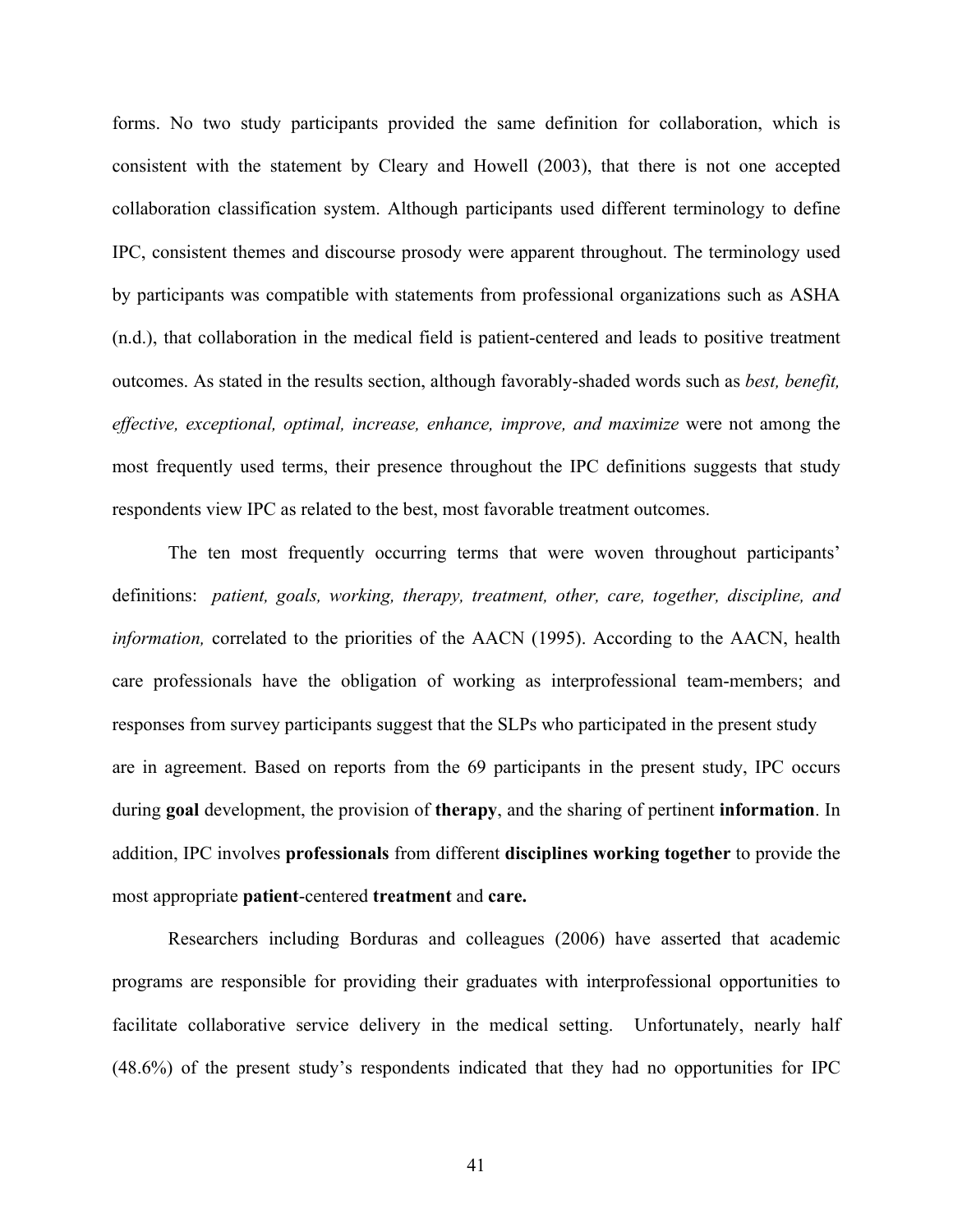forms. No two study participants provided the same definition for collaboration, which is consistent with the statement by Cleary and Howell (2003), that there is not one accepted collaboration classification system. Although participants used different terminology to define IPC, consistent themes and discourse prosody were apparent throughout. The terminology used by participants was compatible with statements from professional organizations such as ASHA (n.d.), that collaboration in the medical field is patient-centered and leads to positive treatment outcomes. As stated in the results section, although favorably-shaded words such as *best, benefit, effective, exceptional, optimal, increase, enhance, improve, and maximize* were not among the most frequently used terms, their presence throughout the IPC definitions suggests that study respondents view IPC as related to the best, most favorable treatment outcomes.

The ten most frequently occurring terms that were woven throughout participants' definitions: *patient, goals, working, therapy, treatment, other, care, together, discipline, and information,* correlated to the priorities of the AACN (1995). According to the AACN, health care professionals have the obligation of working as interprofessional team-members; and responses from survey participants suggest that the SLPs who participated in the present study are in agreement. Based on reports from the 69 participants in the present study, IPC occurs during **goal** development, the provision of **therapy**, and the sharing of pertinent **information**. In addition, IPC involves **professionals** from different **disciplines working together** to provide the most appropriate **patient**-centered **treatment** and **care.**

Researchers including Borduras and colleagues (2006) have asserted that academic programs are responsible for providing their graduates with interprofessional opportunities to facilitate collaborative service delivery in the medical setting. Unfortunately, nearly half (48.6%) of the present study's respondents indicated that they had no opportunities for IPC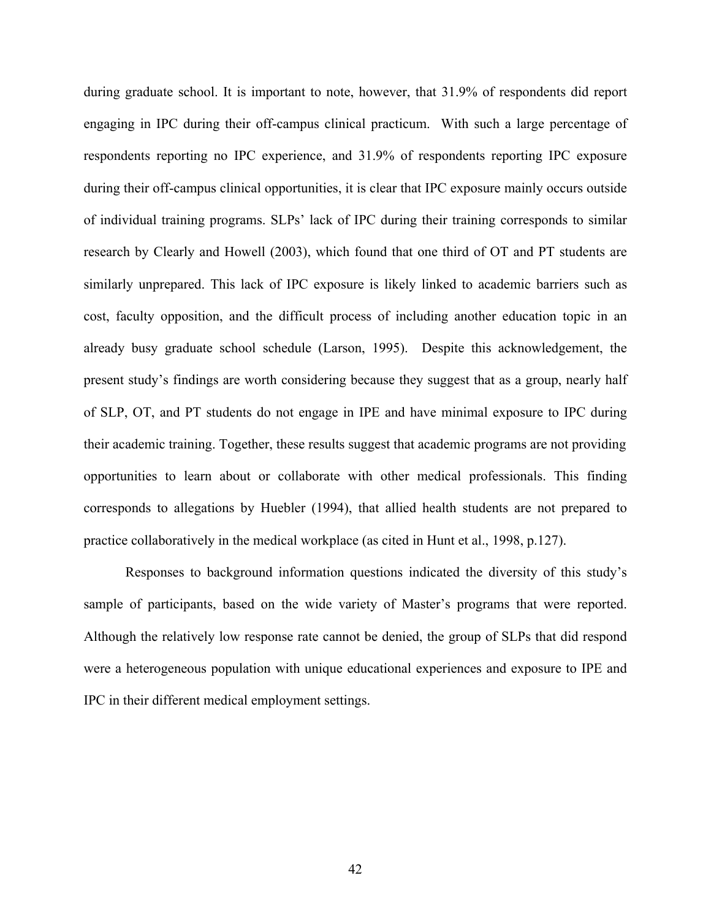during graduate school. It is important to note, however, that 31.9% of respondents did report engaging in IPC during their off-campus clinical practicum. With such a large percentage of respondents reporting no IPC experience, and 31.9% of respondents reporting IPC exposure during their off-campus clinical opportunities, it is clear that IPC exposure mainly occurs outside of individual training programs. SLPs' lack of IPC during their training corresponds to similar research by Clearly and Howell (2003), which found that one third of OT and PT students are similarly unprepared. This lack of IPC exposure is likely linked to academic barriers such as cost, faculty opposition, and the difficult process of including another education topic in an already busy graduate school schedule (Larson, 1995). Despite this acknowledgement, the present study's findings are worth considering because they suggest that as a group, nearly half of SLP, OT, and PT students do not engage in IPE and have minimal exposure to IPC during their academic training. Together, these results suggest that academic programs are not providing opportunities to learn about or collaborate with other medical professionals. This finding corresponds to allegations by Huebler (1994), that allied health students are not prepared to practice collaboratively in the medical workplace (as cited in Hunt et al., 1998, p.127).

Responses to background information questions indicated the diversity of this study's sample of participants, based on the wide variety of Master's programs that were reported. Although the relatively low response rate cannot be denied, the group of SLPs that did respond were a heterogeneous population with unique educational experiences and exposure to IPE and IPC in their different medical employment settings.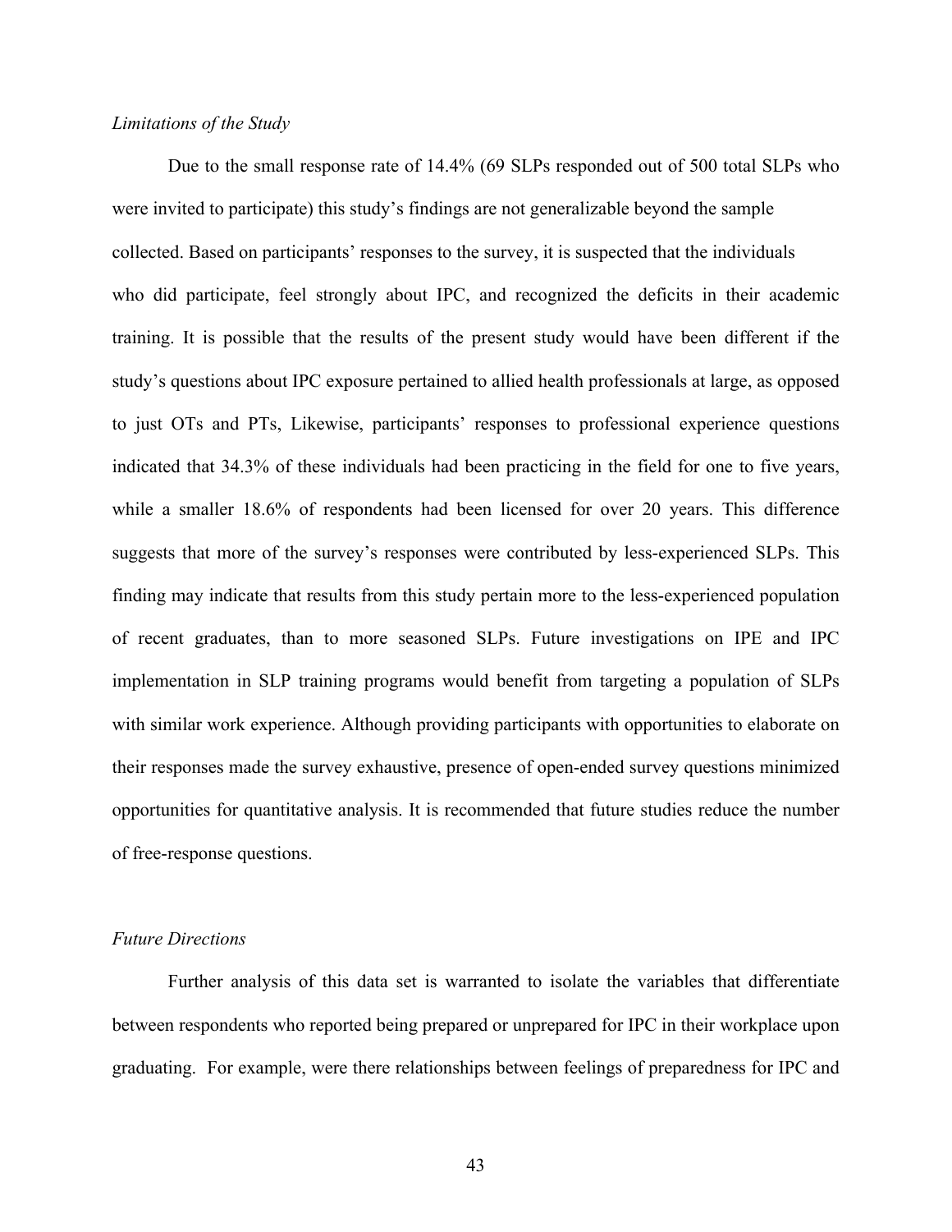*Limitations of the Study*

Due to the small response rate of 14.4% (69 SLPs responded out of 500 total SLPs who were invited to participate) this study's findings are not generalizable beyond the sample collected. Based on participants' responses to the survey, it is suspected that the individuals who did participate, feel strongly about IPC, and recognized the deficits in their academic training. It is possible that the results of the present study would have been different if the study's questions about IPC exposure pertained to allied health professionals at large, as opposed to just OTs and PTs, Likewise, participants' responses to professional experience questions indicated that 34.3% of these individuals had been practicing in the field for one to five years, while a smaller 18.6% of respondents had been licensed for over 20 years. This difference suggests that more of the survey's responses were contributed by less-experienced SLPs. This finding may indicate that results from this study pertain more to the less-experienced population of recent graduates, than to more seasoned SLPs. Future investigations on IPE and IPC implementation in SLP training programs would benefit from targeting a population of SLPs with similar work experience. Although providing participants with opportunities to elaborate on their responses made the survey exhaustive, presence of open-ended survey questions minimized opportunities for quantitative analysis. It is recommended that future studies reduce the number of free-response questions.

*Future Directions*

Further analysis of this data set is warranted to isolate the variables that differentiate between respondents who reported being prepared or unprepared for IPC in their workplace upon graduating. For example, were there relationships between feelings of preparedness for IPC and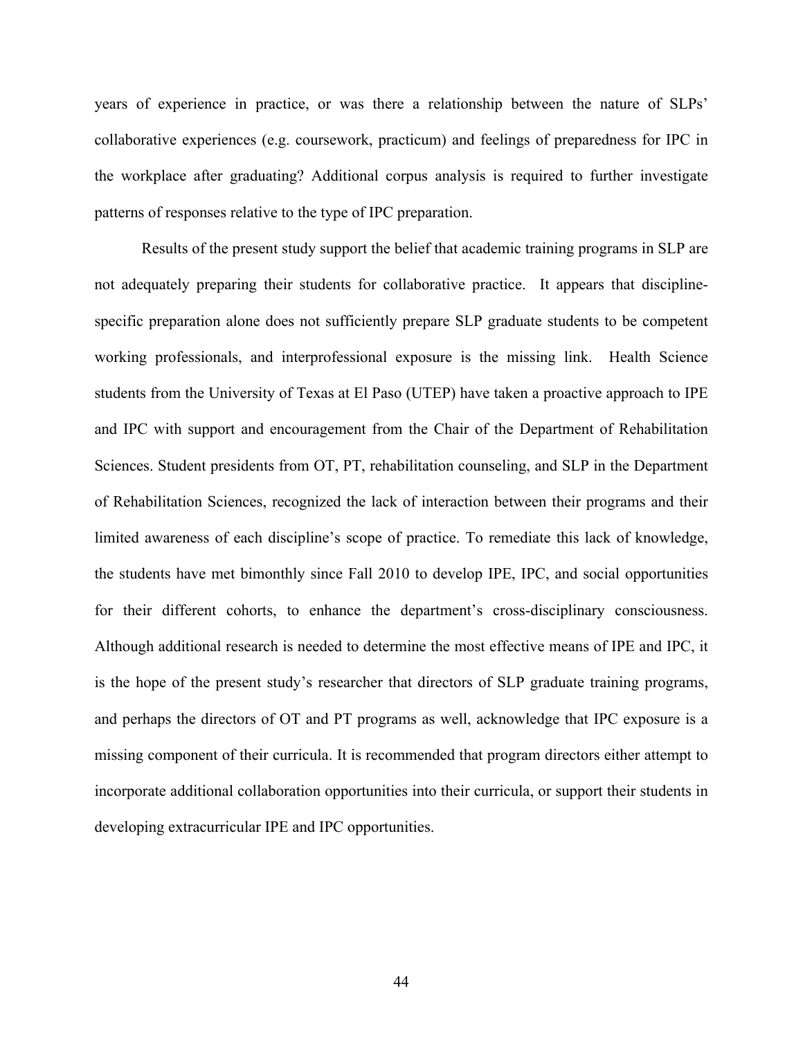years of experience in practice, or was there a relationship between the nature of SLPs' collaborative experiences (e.g. coursework, practicum) and feelings of preparedness for IPC in the workplace after graduating? Additional corpus analysis is required to further investigate patterns of responses relative to the type of IPC preparation.

Results of the present study support the belief that academic training programs in SLP are not adequately preparing their students for collaborative practice. It appears that discipline-specific preparation alone does not sufficiently prepare SLP graduate students to be competent working professionals, and interprofessional exposure is the missing link. Health Science students from the University of Texas at El Paso (UTEP) have taken a proactive approach to IPE and IPC with support and encouragement from the Chair of the Department of Rehabilitation Sciences. Student presidents from OT, PT, rehabilitation counseling, and SLP in the Department of Rehabilitation Sciences, recognized the lack of interaction between their programs and their limited awareness of each discipline's scope of practice. To remediate this lack of knowledge, the students have met bimonthly since Fall 2010 to develop IPE, IPC, and social opportunities for their different cohorts, to enhance the department's cross-disciplinary consciousness. Although additional research is needed to determine the most effective means of IPE and IPC, it is the hope of the present study's researcher that directors of SLP graduate training programs, and perhaps the directors of OT and PT programs as well, acknowledge that IPC exposure is a missing component of their curricula. It is recommended that program directors either attempt to incorporate additional collaboration opportunities into their curricula, or support their students in developing extracurricular IPE and IPC opportunities.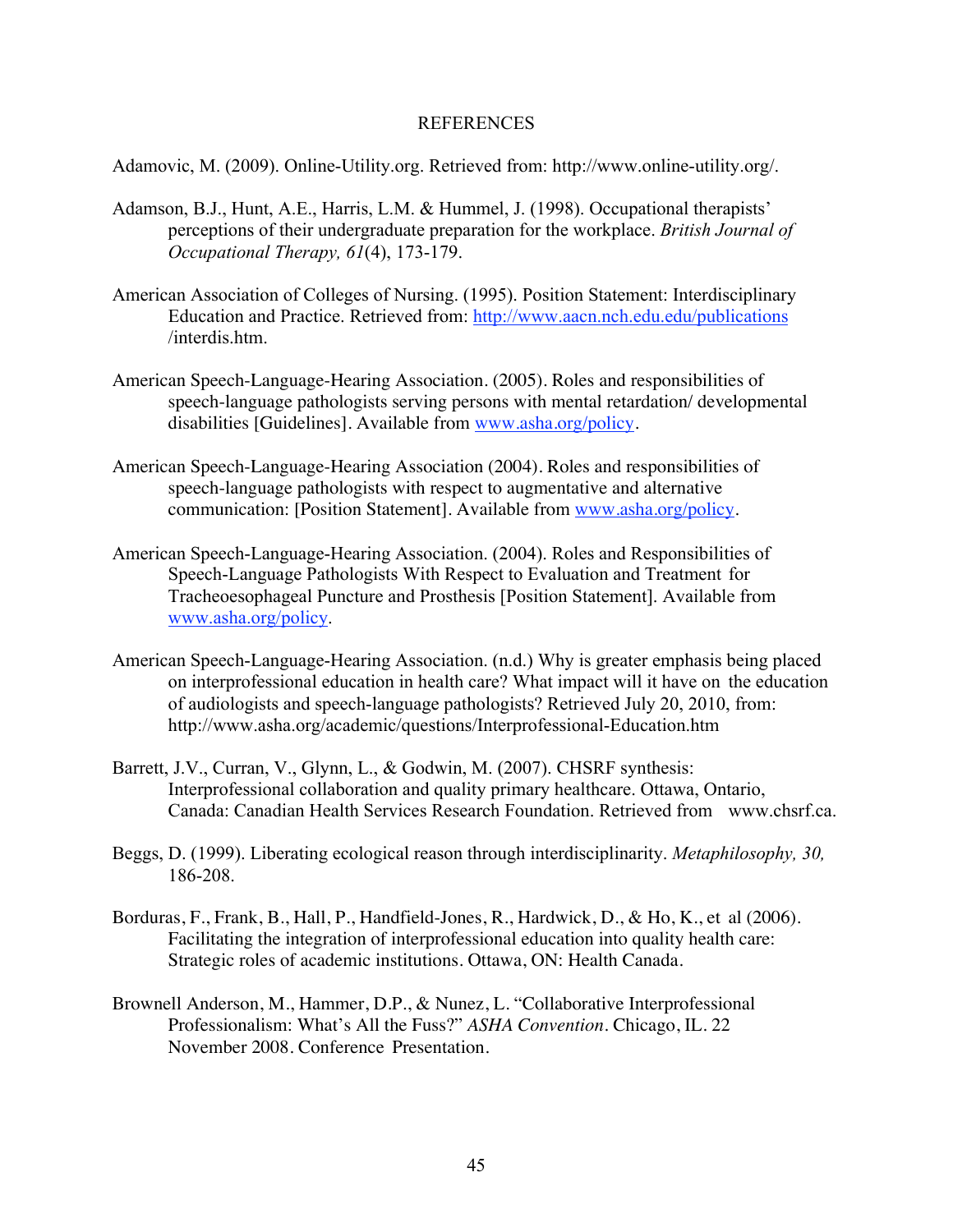# REFERENCES

Adamovic, M. (2009). Online-Utility.org. Retrieved from: http://www.online-utility.org/.

Adamson, B.J., Hunt, A.E., Harris, L.M. & Hummel, J. (1998). Occupational therapists' perceptions of their undergraduate preparation for the workplace. *British Journal of Occupational Therapy, 61*(4), 173-179.

American Association of Colleges of Nursing. (1995). Position Statement: Interdisciplinary Education and Practice. Retrieved from: http://www.aacn.nch.edu.edu/publications /interdis.htm.

American Speech-Language-Hearing Association. (2005). Roles and responsibilities of speech-language pathologists serving persons with mental retardation/ developmental disabilities [Guidelines]. Available from www.asha.org/policy.

American Speech-Language-Hearing Association (2004). Roles and responsibilities of speech-language pathologists with respect to augmentative and alternative communication: [Position Statement]. Available from www.asha.org/policy.

American Speech-Language-Hearing Association. (2004). Roles and Responsibilities of Speech-Language Pathologists With Respect to Evaluation and Treatment for Tracheoesophageal Puncture and Prosthesis [Position Statement]. Available from www.asha.org/policy.

American Speech-Language-Hearing Association. (n.d.) Why is greater emphasis being placed on interprofessional education in health care? What impact will it have on the education of audiologists and speech-language pathologists? Retrieved July 20, 2010, from: http://www.asha.org/academic/questions/Interprofessional-Education.htm

Barrett, J.V., Curran, V., Glynn, L., & Godwin, M. (2007). CHSRF synthesis: Interprofessional collaboration and quality primary healthcare. Ottawa, Ontario, Canada: Canadian Health Services Research Foundation. Retrieved from www.chsrf.ca.

Beggs, D. (1999). Liberating ecological reason through interdisciplinarity. *Metaphilosophy, 30,* 186-208.

Borduras, F., Frank, B., Hall, P., Handfield-Jones, R., Hardwick, D., & Ho, K., et al (2006). Facilitating the integration of interprofessional education into quality health care: Strategic roles of academic institutions. Ottawa, ON: Health Canada.

Brownell Anderson, M., Hammer, D.P., & Nunez, L. "Collaborative Interprofessional Professionalism: What's All the Fuss?" *ASHA Convention*. Chicago, IL. 22 November 2008. Conference Presentation.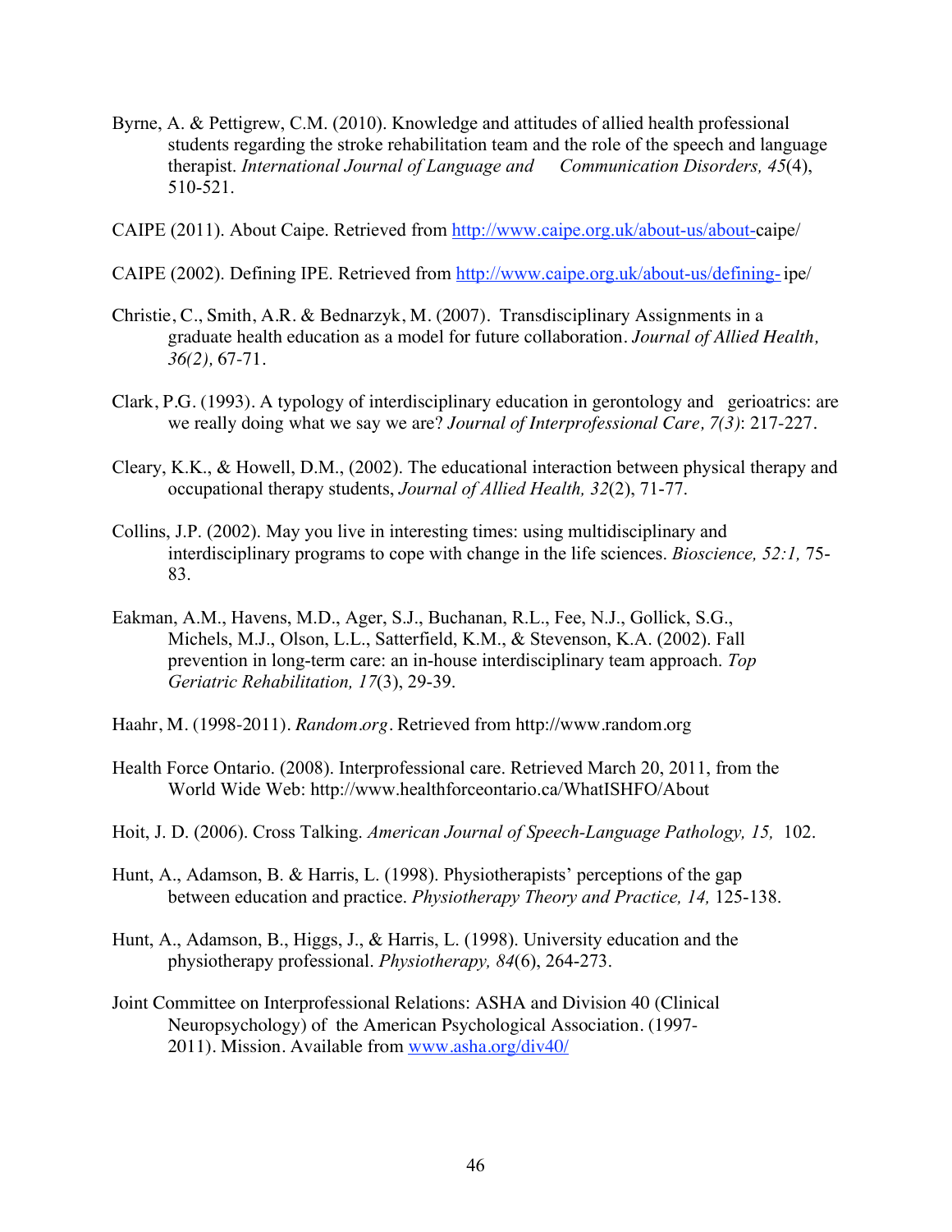Byrne, A. & Pettigrew, C.M. (2010). Knowledge and attitudes of allied health professional students regarding the stroke rehabilitation team and the role of the speech and language therapist. *International Journal of Language and Communication Disorders, 45*(4), 510-521.

CAIPE (2011). About Caipe. Retrieved from http://www.caipe.org.uk/about-us/about-caipe/

CAIPE (2002). Defining IPE. Retrieved from http://www.caipe.org.uk/about-us/defining-ipe/

Christie, C., Smith, A.R. & Bednarzyk, M. (2007). Transdisciplinary Assignments in a graduate health education as a model for future collaboration. *Journal of Allied Health, 36(2),* 67-71.

Clark, P.G. (1993). A typology of interdisciplinary education in gerontology and gerioatrics: are we really doing what we say we are? *Journal of Interprofessional Care, 7(3)*: 217-227.

Cleary, K.K., & Howell, D.M., (2002). The educational interaction between physical therapy and occupational therapy students, *Journal of Allied Health, 32*(2), 71-77.

Collins, J.P. (2002). May you live in interesting times: using multidisciplinary and interdisciplinary programs to cope with change in the life sciences. *Bioscience, 52:1,* 75-83.

Eakman, A.M., Havens, M.D., Ager, S.J., Buchanan, R.L., Fee, N.J., Gollick, S.G., Michels, M.J., Olson, L.L., Satterfield, K.M., & Stevenson, K.A. (2002). Fall prevention in long-term care: an in-house interdisciplinary team approach. *Top Geriatric Rehabilitation, 17*(3), 29-39.

Haahr, M. (1998-2011). *Random.org*. Retrieved from http://www.random.org

Health Force Ontario. (2008). Interprofessional care. Retrieved March 20, 2011, from the World Wide Web: http://www.healthforceontario.ca/WhatISHFO/About

Hoit, J. D. (2006). Cross Talking. *American Journal of Speech-Language Pathology, 15,* 102.

Hunt, A., Adamson, B. & Harris, L. (1998). Physiotherapists' perceptions of the gap between education and practice. *Physiotherapy Theory and Practice, 14,* 125-138.

Hunt, A., Adamson, B., Higgs, J., & Harris, L. (1998). University education and the physiotherapy professional. *Physiotherapy, 84*(6), 264-273.

Joint Committee on Interprofessional Relations: ASHA and Division 40 (Clinical Neuropsychology) of the American Psychological Association. (1997-2011). Mission. Available from www.asha.org/div40/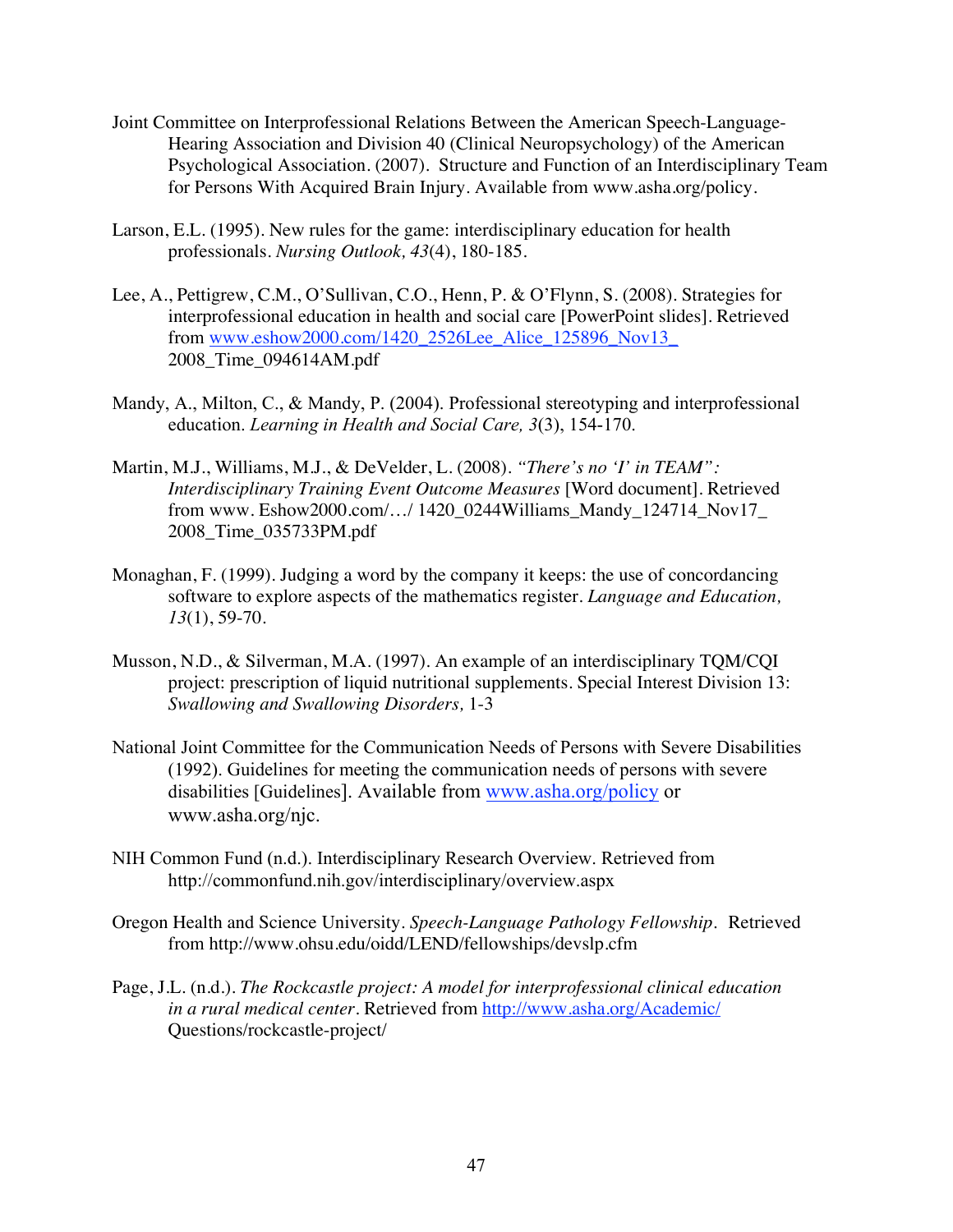Joint Committee on Interprofessional Relations Between the American Speech-Language-Hearing Association and Division 40 (Clinical Neuropsychology) of the American Psychological Association. (2007). Structure and Function of an Interdisciplinary Team for Persons With Acquired Brain Injury. Available from www.asha.org/policy.

Larson, E.L. (1995). New rules for the game: interdisciplinary education for health professionals. *Nursing Outlook, 43*(4), 180-185.

Lee, A., Pettigrew, C.M., O'Sullivan, C.O., Henn, P. & O'Flynn, S. (2008). Strategies for interprofessional education in health and social care [PowerPoint slides]. Retrieved from www.eshow2000.com/1420_2526Lee_Alice_125896_Nov13_2008_Time_094614AM.pdf

Mandy, A., Milton, C., & Mandy, P. (2004). Professional stereotyping and interprofessional education. *Learning in Health and Social Care, 3*(3), 154-170.

Martin, M.J., Williams, M.J., & DeVelder, L. (2008). *"There's no 'I' in TEAM": Interdisciplinary Training Event Outcome Measures* [Word document]. Retrieved from www. Eshow2000.com/…/ 1420_0244Williams_Mandy_124714_Nov17_2008_Time_035733PM.pdf

Monaghan, F. (1999). Judging a word by the company it keeps: the use of concordancing software to explore aspects of the mathematics register. *Language and Education, 13*(1), 59-70.

Musson, N.D., & Silverman, M.A. (1997). An example of an interdisciplinary TQM/CQI project: prescription of liquid nutritional supplements. Special Interest Division 13: *Swallowing and Swallowing Disorders,* 1-3

National Joint Committee for the Communication Needs of Persons with Severe Disabilities (1992). Guidelines for meeting the communication needs of persons with severe disabilities [Guidelines]. Available from www.asha.org/policy or www.asha.org/njc.

NIH Common Fund (n.d.). Interdisciplinary Research Overview. Retrieved from http://commonfund.nih.gov/interdisciplinary/overview.aspx

Oregon Health and Science University. *Speech-Language Pathology Fellowship*. Retrieved from http://www.ohsu.edu/oidd/LEND/fellowships/devslp.cfm

Page, J.L. (n.d.). *The Rockcastle project: A model for interprofessional clinical education in a rural medical center*. Retrieved from http://www.asha.org/Academic/Questions/rockcastle-project/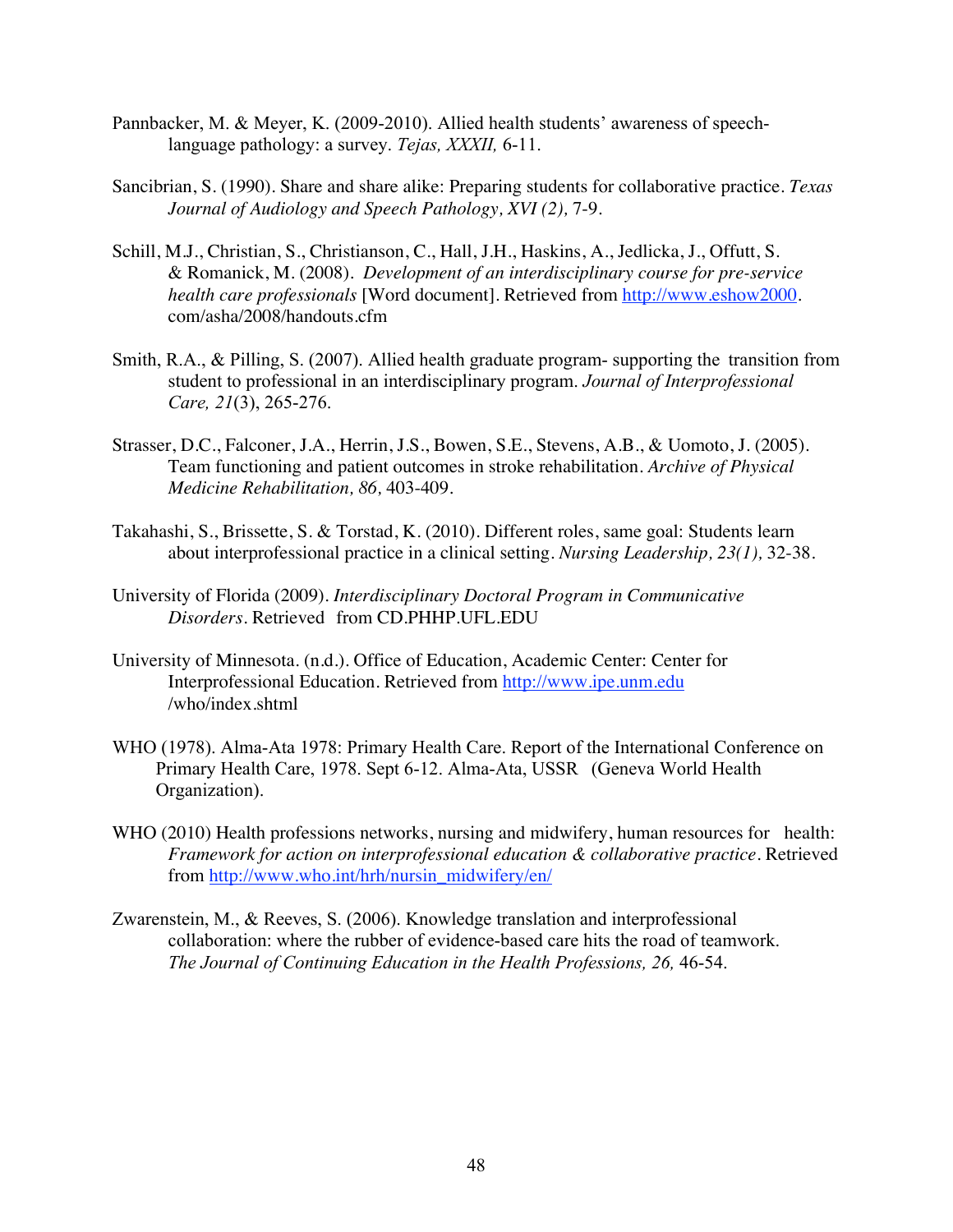Pannbacker, M. & Meyer, K. (2009-2010). Allied health students' awareness of speech-language pathology: a survey. *Tejas, XXXII,* 6-11.

Sancibrian, S. (1990). Share and share alike: Preparing students for collaborative practice. *Texas Journal of Audiology and Speech Pathology, XVI (2),* 7-9.

Schill, M.J., Christian, S., Christianson, C., Hall, J.H., Haskins, A., Jedlicka, J., Offutt, S. & Romanick, M. (2008). *Development of an interdisciplinary course for pre-service health care professionals* [Word document]. Retrieved from http://www.eshow2000.com/asha/2008/handouts.cfm

Smith, R.A., & Pilling, S. (2007). Allied health graduate program- supporting the transition from student to professional in an interdisciplinary program. *Journal of Interprofessional Care, 21*(3), 265-276.

Strasser, D.C., Falconer, J.A., Herrin, J.S., Bowen, S.E., Stevens, A.B., & Uomoto, J. (2005). Team functioning and patient outcomes in stroke rehabilitation. *Archive of Physical Medicine Rehabilitation, 86,* 403-409.

Takahashi, S., Brissette, S. & Torstad, K. (2010). Different roles, same goal: Students learn about interprofessional practice in a clinical setting. *Nursing Leadership, 23(1),* 32-38.

University of Florida (2009). *Interdisciplinary Doctoral Program in Communicative Disorders*. Retrieved from CD.PHHP.UFL.EDU

University of Minnesota. (n.d.). Office of Education, Academic Center: Center for Interprofessional Education. Retrieved from http://www.ipe.unm.edu/who/index.shtml

WHO (1978). Alma-Ata 1978: Primary Health Care. Report of the International Conference on Primary Health Care, 1978. Sept 6-12. Alma-Ata, USSR (Geneva World Health Organization).

WHO (2010) Health professions networks, nursing and midwifery, human resources for health: *Framework for action on interprofessional education & collaborative practice*. Retrieved from http://www.who.int/hrh/nursin_midwifery/en/

Zwarenstein, M., & Reeves, S. (2006). Knowledge translation and interprofessional collaboration: where the rubber of evidence-based care hits the road of teamwork. *The Journal of Continuing Education in the Health Professions, 26,* 46-54.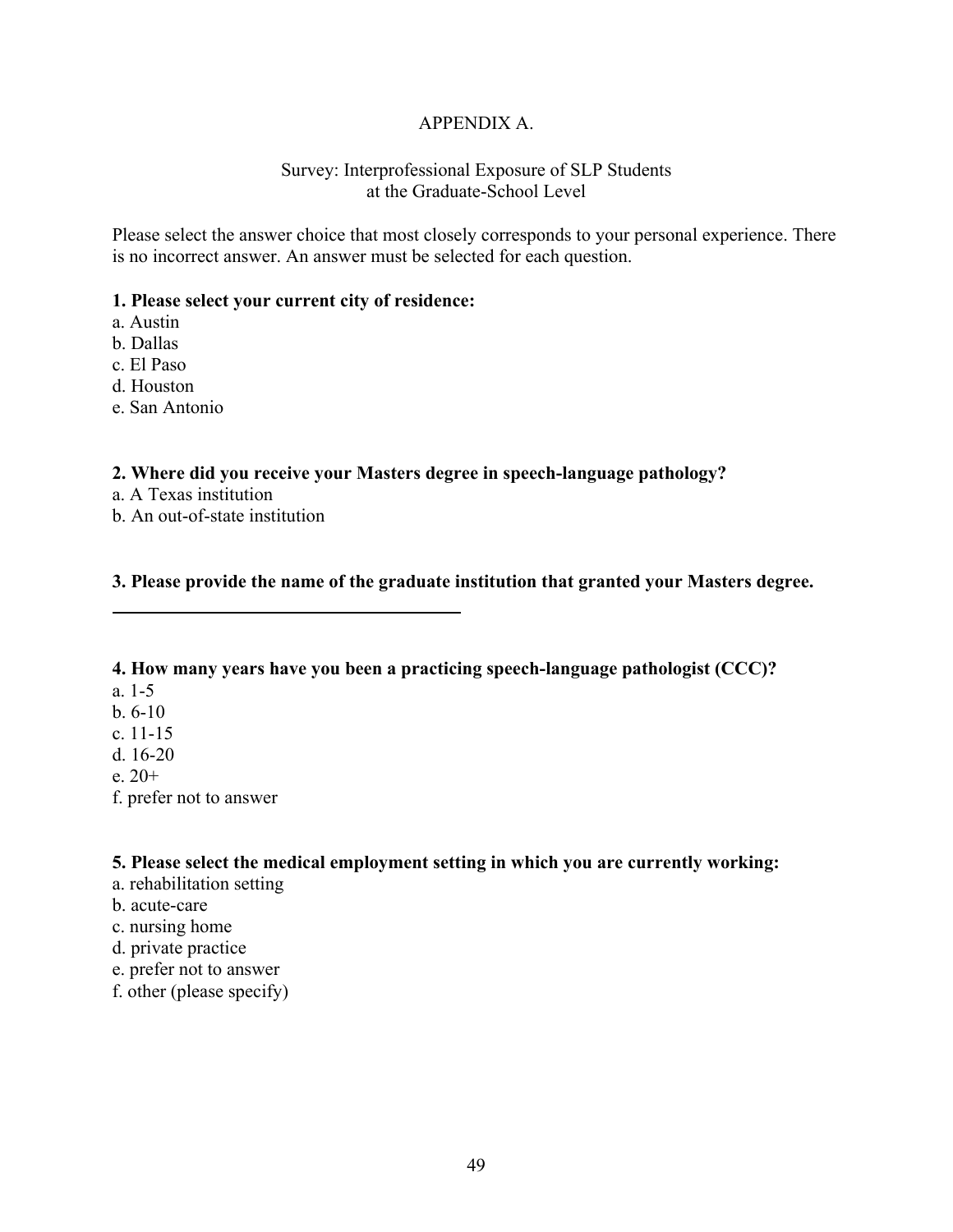# APPENDIX A.

## Survey: Interprofessional Exposure of SLP Students at the Graduate-School Level

Please select the answer choice that most closely corresponds to your personal experience. There is no incorrect answer. An answer must be selected for each question.

**1. Please select your current city of residence:**

a. Austin
b. Dallas
c. El Paso
d. Houston
e. San Antonio

**2. Where did you receive your Masters degree in speech-language pathology?**

a. A Texas institution
b. An out-of-state institution

**3. Please provide the name of the graduate institution that granted your Masters degree.**

\_\_\_\_\_\_\_\_\_\_\_\_\_\_\_\_\_\_\_\_\_\_\_\_\_\_\_\_\_\_\_\_\_\_\_\_\_\_\_\_

**4. How many years have you been a practicing speech-language pathologist (CCC)?**

a. 1-5
b. 6-10
c. 11-15
d. 16-20
e. 20+
f. prefer not to answer

**5. Please select the medical employment setting in which you are currently working:**

a. rehabilitation setting
b. acute-care
c. nursing home
d. private practice
e. prefer not to answer
f. other (please specify)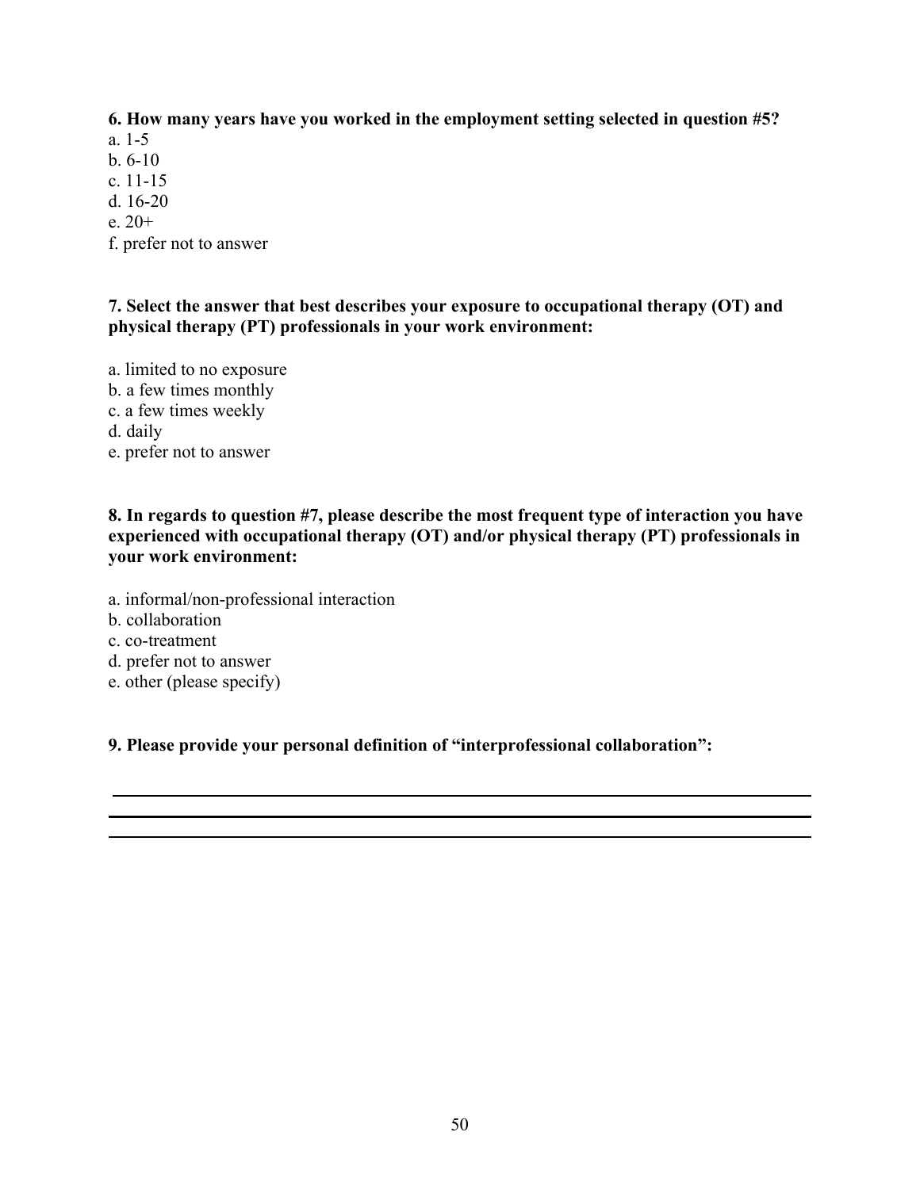**6. How many years have you worked in the employment setting selected in question #5?**

a. 1-5
b. 6-10
c. 11-15
d. 16-20
e. 20+
f. prefer not to answer

**7. Select the answer that best describes your exposure to occupational therapy (OT) and physical therapy (PT) professionals in your work environment:**

a. limited to no exposure
b. a few times monthly
c. a few times weekly
d. daily
e. prefer not to answer

**8. In regards to question #7, please describe the most frequent type of interaction you have experienced with occupational therapy (OT) and/or physical therapy (PT) professionals in your work environment:**

a. informal/non-professional interaction
b. collaboration
c. co-treatment
d. prefer not to answer
e. other (please specify)

**9. Please provide your personal definition of "interprofessional collaboration":**

______________________________________________________________________________
______________________________________________________________________________
______________________________________________________________________________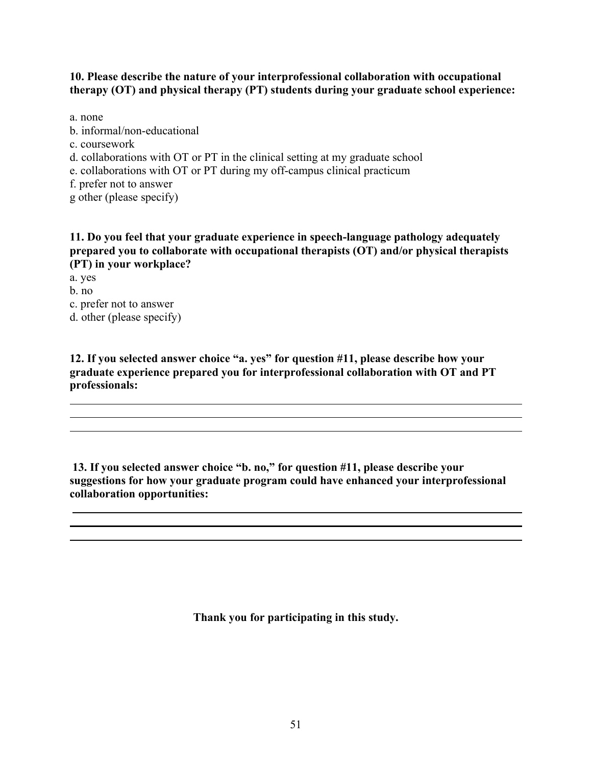**10. Please describe the nature of your interprofessional collaboration with occupational therapy (OT) and physical therapy (PT) students during your graduate school experience:**

a. none
b. informal/non-educational
c. coursework
d. collaborations with OT or PT in the clinical setting at my graduate school
e. collaborations with OT or PT during my off-campus clinical practicum
f. prefer not to answer
g other (please specify)

**11. Do you feel that your graduate experience in speech-language pathology adequately prepared you to collaborate with occupational therapists (OT) and/or physical therapists (PT) in your workplace?**

a. yes
b. no
c. prefer not to answer
d. other (please specify)

**12. If you selected answer choice "a. yes" for question #11, please describe how your graduate experience prepared you for interprofessional collaboration with OT and PT professionals:**

______________________________________________________________________________
______________________________________________________________________________
______________________________________________________________________________

**13. If you selected answer choice "b. no," for question #11, please describe your suggestions for how your graduate program could have enhanced your interprofessional collaboration opportunities:**

______________________________________________________________________________
______________________________________________________________________________
______________________________________________________________________________

**Thank you for participating in this study.**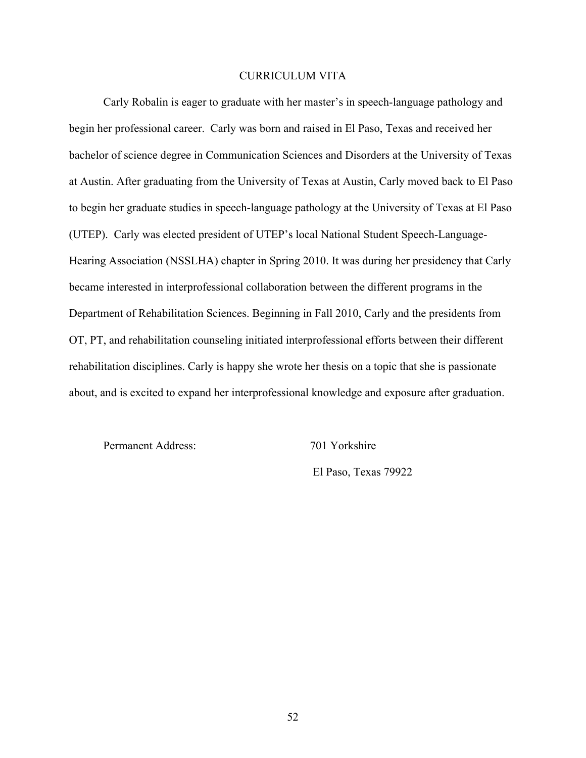# CURRICULUM VITA

Carly Robalin is eager to graduate with her master's in speech-language pathology and begin her professional career. Carly was born and raised in El Paso, Texas and received her bachelor of science degree in Communication Sciences and Disorders at the University of Texas at Austin. After graduating from the University of Texas at Austin, Carly moved back to El Paso to begin her graduate studies in speech-language pathology at the University of Texas at El Paso (UTEP). Carly was elected president of UTEP's local National Student Speech-Language-Hearing Association (NSSLHA) chapter in Spring 2010. It was during her presidency that Carly became interested in interprofessional collaboration between the different programs in the Department of Rehabilitation Sciences. Beginning in Fall 2010, Carly and the presidents from OT, PT, and rehabilitation counseling initiated interprofessional efforts between their different rehabilitation disciplines. Carly is happy she wrote her thesis on a topic that she is passionate about, and is excited to expand her interprofessional knowledge and exposure after graduation.

Permanent Address: 701 Yorkshire
El Paso, Texas 79922